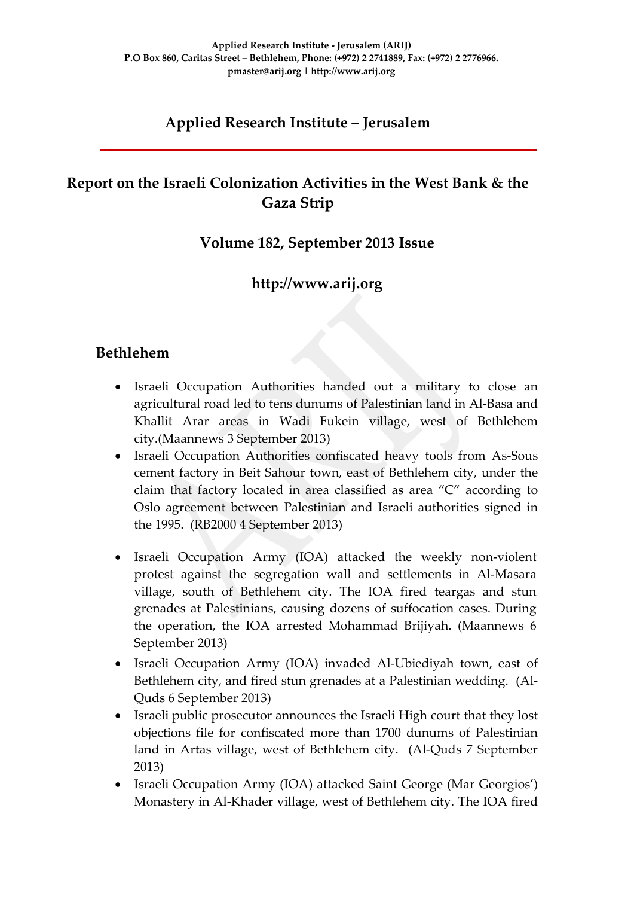Applied Research Institute - Jerusalem (ARIJ)
P.O Box 860, Caritas Street – Bethlehem, Phone: (+972) 2 2741889, Fax: (+972) 2 2776966.
pmaster@arij.org | http://www.arij.org

# Applied Research Institute – Jerusalem

## Report on the Israeli Colonization Activities in the West Bank & the Gaza Strip

### Volume 182, September 2013 Issue

### http://www.arij.org

## Bethlehem

- Israeli Occupation Authorities handed out a military to close an agricultural road led to tens dunums of Palestinian land in Al-Basa and Khallit Arar areas in Wadi Fukein village, west of Bethlehem city.(Maannews 3 September 2013)
- Israeli Occupation Authorities confiscated heavy tools from As-Sous cement factory in Beit Sahour town, east of Bethlehem city, under the claim that factory located in area classified as area "C" according to Oslo agreement between Palestinian and Israeli authorities signed in the 1995. (RB2000 4 September 2013)
- Israeli Occupation Army (IOA) attacked the weekly non-violent protest against the segregation wall and settlements in Al-Masara village, south of Bethlehem city. The IOA fired teargas and stun grenades at Palestinians, causing dozens of suffocation cases. During the operation, the IOA arrested Mohammad Brijiyah. (Maannews 6 September 2013)
- Israeli Occupation Army (IOA) invaded Al-Ubiediyah town, east of Bethlehem city, and fired stun grenades at a Palestinian wedding. (Al-Quds 6 September 2013)
- Israeli public prosecutor announces the Israeli High court that they lost objections file for confiscated more than 1700 dunums of Palestinian land in Artas village, west of Bethlehem city. (Al-Quds 7 September 2013)
- Israeli Occupation Army (IOA) attacked Saint George (Mar Georgios') Monastery in Al-Khader village, west of Bethlehem city. The IOA fired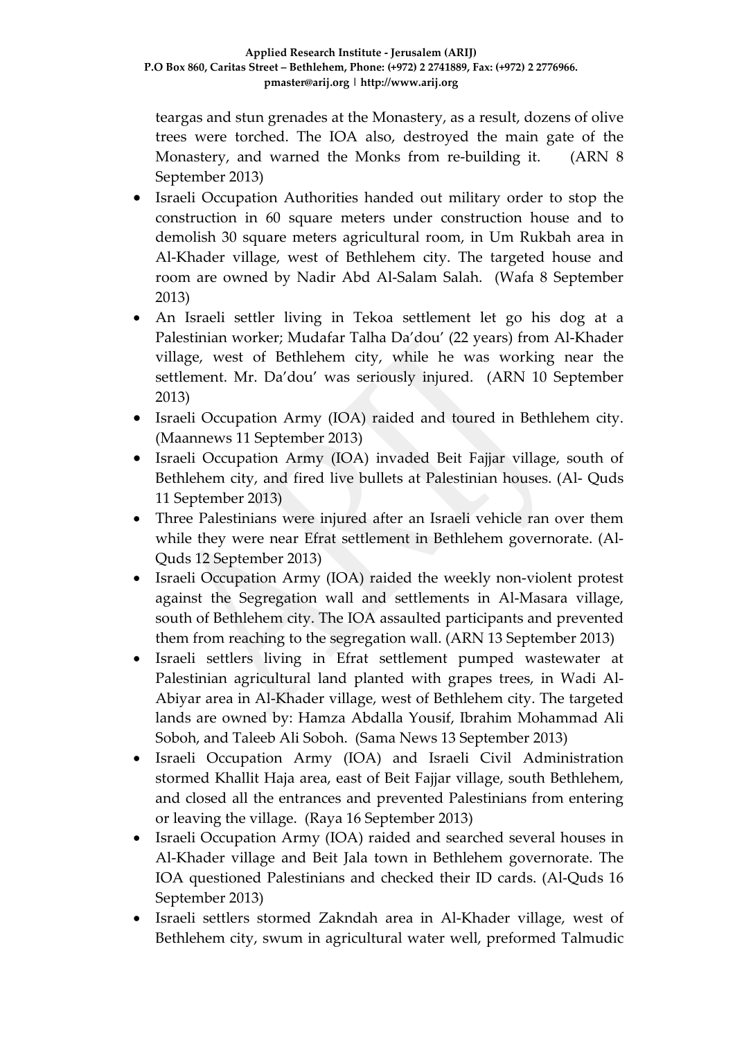teargas and stun grenades at the Monastery, as a result, dozens of olive trees were torched. The IOA also, destroyed the main gate of the Monastery, and warned the Monks from re-building it. (ARN 8 September 2013)

- Israeli Occupation Authorities handed out military order to stop the construction in 60 square meters under construction house and to demolish 30 square meters agricultural room, in Um Rukbah area in Al-Khader village, west of Bethlehem city. The targeted house and room are owned by Nadir Abd Al-Salam Salah. (Wafa 8 September 2013)
- An Israeli settler living in Tekoa settlement let go his dog at a Palestinian worker; Mudafar Talha Da'dou' (22 years) from Al-Khader village, west of Bethlehem city, while he was working near the settlement. Mr. Da'dou' was seriously injured. (ARN 10 September 2013)
- Israeli Occupation Army (IOA) raided and toured in Bethlehem city. (Maannews 11 September 2013)
- Israeli Occupation Army (IOA) invaded Beit Fajjar village, south of Bethlehem city, and fired live bullets at Palestinian houses. (Al- Quds 11 September 2013)
- Three Palestinians were injured after an Israeli vehicle ran over them while they were near Efrat settlement in Bethlehem governorate. (Al-Quds 12 September 2013)
- Israeli Occupation Army (IOA) raided the weekly non-violent protest against the Segregation wall and settlements in Al-Masara village, south of Bethlehem city. The IOA assaulted participants and prevented them from reaching to the segregation wall. (ARN 13 September 2013)
- Israeli settlers living in Efrat settlement pumped wastewater at Palestinian agricultural land planted with grapes trees, in Wadi Al-Abiyar area in Al-Khader village, west of Bethlehem city. The targeted lands are owned by: Hamza Abdalla Yousif, Ibrahim Mohammad Ali Soboh, and Taleeb Ali Soboh. (Sama News 13 September 2013)
- Israeli Occupation Army (IOA) and Israeli Civil Administration stormed Khallit Haja area, east of Beit Fajjar village, south Bethlehem, and closed all the entrances and prevented Palestinians from entering or leaving the village. (Raya 16 September 2013)
- Israeli Occupation Army (IOA) raided and searched several houses in Al-Khader village and Beit Jala town in Bethlehem governorate. The IOA questioned Palestinians and checked their ID cards. (Al-Quds 16 September 2013)
- Israeli settlers stormed Zakndah area in Al-Khader village, west of Bethlehem city, swum in agricultural water well, preformed Talmudic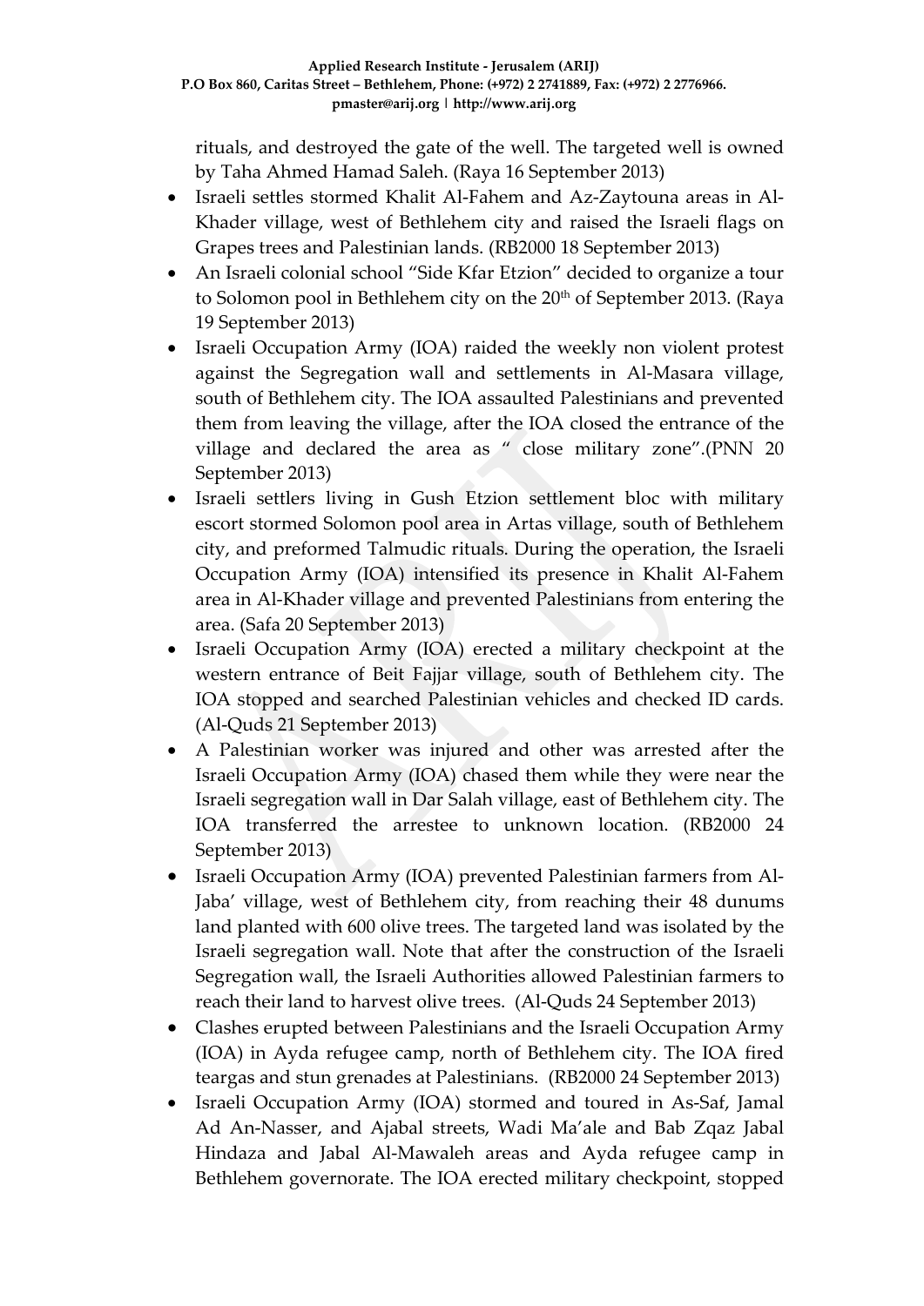rituals, and destroyed the gate of the well. The targeted well is owned by Taha Ahmed Hamad Saleh. (Raya 16 September 2013)

- Israeli settles stormed Khalit Al-Fahem and Az-Zaytouna areas in Al-Khader village, west of Bethlehem city and raised the Israeli flags on Grapes trees and Palestinian lands. (RB2000 18 September 2013)
- An Israeli colonial school "Side Kfar Etzion" decided to organize a tour to Solomon pool in Bethlehem city on the 20th of September 2013. (Raya 19 September 2013)
- Israeli Occupation Army (IOA) raided the weekly non violent protest against the Segregation wall and settlements in Al-Masara village, south of Bethlehem city. The IOA assaulted Palestinians and prevented them from leaving the village, after the IOA closed the entrance of the village and declared the area as " close military zone".(PNN 20 September 2013)
- Israeli settlers living in Gush Etzion settlement bloc with military escort stormed Solomon pool area in Artas village, south of Bethlehem city, and preformed Talmudic rituals. During the operation, the Israeli Occupation Army (IOA) intensified its presence in Khalit Al-Fahem area in Al-Khader village and prevented Palestinians from entering the area. (Safa 20 September 2013)
- Israeli Occupation Army (IOA) erected a military checkpoint at the western entrance of Beit Fajjar village, south of Bethlehem city. The IOA stopped and searched Palestinian vehicles and checked ID cards. (Al-Quds 21 September 2013)
- A Palestinian worker was injured and other was arrested after the Israeli Occupation Army (IOA) chased them while they were near the Israeli segregation wall in Dar Salah village, east of Bethlehem city. The IOA transferred the arrestee to unknown location. (RB2000 24 September 2013)
- Israeli Occupation Army (IOA) prevented Palestinian farmers from Al-Jaba' village, west of Bethlehem city, from reaching their 48 dunums land planted with 600 olive trees. The targeted land was isolated by the Israeli segregation wall. Note that after the construction of the Israeli Segregation wall, the Israeli Authorities allowed Palestinian farmers to reach their land to harvest olive trees. (Al-Quds 24 September 2013)
- Clashes erupted between Palestinians and the Israeli Occupation Army (IOA) in Ayda refugee camp, north of Bethlehem city. The IOA fired teargas and stun grenades at Palestinians. (RB2000 24 September 2013)
- Israeli Occupation Army (IOA) stormed and toured in As-Saf, Jamal Ad An-Nasser, and Ajabal streets, Wadi Ma'ale and Bab Zqaz Jabal Hindaza and Jabal Al-Mawaleh areas and Ayda refugee camp in Bethlehem governorate. The IOA erected military checkpoint, stopped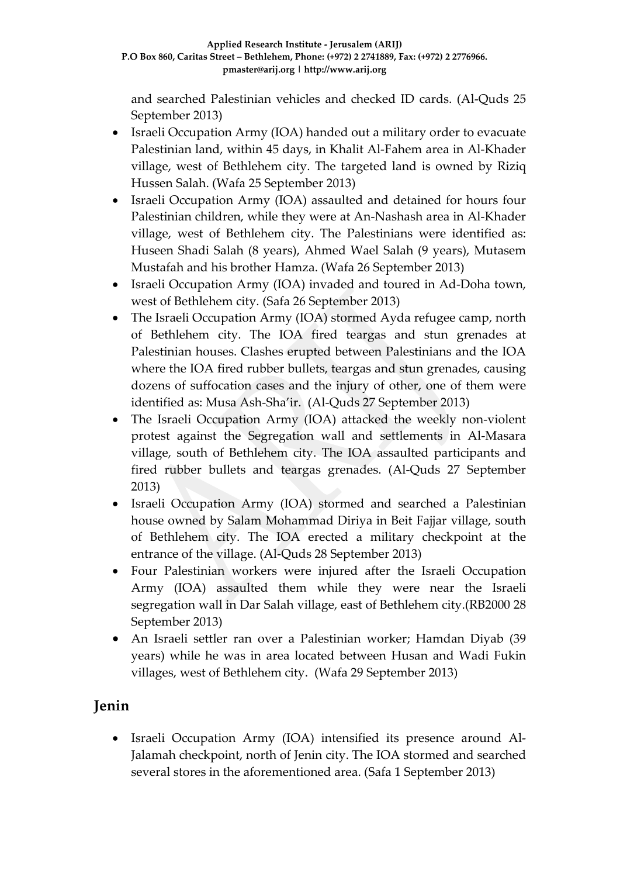and searched Palestinian vehicles and checked ID cards. (Al-Quds 25 September 2013)

- Israeli Occupation Army (IOA) handed out a military order to evacuate Palestinian land, within 45 days, in Khalit Al-Fahem area in Al-Khader village, west of Bethlehem city. The targeted land is owned by Riziq Hussen Salah. (Wafa 25 September 2013)
- Israeli Occupation Army (IOA) assaulted and detained for hours four Palestinian children, while they were at An-Nashash area in Al-Khader village, west of Bethlehem city. The Palestinians were identified as: Huseen Shadi Salah (8 years), Ahmed Wael Salah (9 years), Mutasem Mustafah and his brother Hamza. (Wafa 26 September 2013)
- Israeli Occupation Army (IOA) invaded and toured in Ad-Doha town, west of Bethlehem city. (Safa 26 September 2013)
- The Israeli Occupation Army (IOA) stormed Ayda refugee camp, north of Bethlehem city. The IOA fired teargas and stun grenades at Palestinian houses. Clashes erupted between Palestinians and the IOA where the IOA fired rubber bullets, teargas and stun grenades, causing dozens of suffocation cases and the injury of other, one of them were identified as: Musa Ash-Sha'ir. (Al-Quds 27 September 2013)
- The Israeli Occupation Army (IOA) attacked the weekly non-violent protest against the Segregation wall and settlements in Al-Masara village, south of Bethlehem city. The IOA assaulted participants and fired rubber bullets and teargas grenades. (Al-Quds 27 September 2013)
- Israeli Occupation Army (IOA) stormed and searched a Palestinian house owned by Salam Mohammad Diriya in Beit Fajjar village, south of Bethlehem city. The IOA erected a military checkpoint at the entrance of the village. (Al-Quds 28 September 2013)
- Four Palestinian workers were injured after the Israeli Occupation Army (IOA) assaulted them while they were near the Israeli segregation wall in Dar Salah village, east of Bethlehem city.(RB2000 28 September 2013)
- An Israeli settler ran over a Palestinian worker; Hamdan Diyab (39 years) while he was in area located between Husan and Wadi Fukin villages, west of Bethlehem city. (Wafa 29 September 2013)

## Jenin

- Israeli Occupation Army (IOA) intensified its presence around Al-Jalamah checkpoint, north of Jenin city. The IOA stormed and searched several stores in the aforementioned area. (Safa 1 September 2013)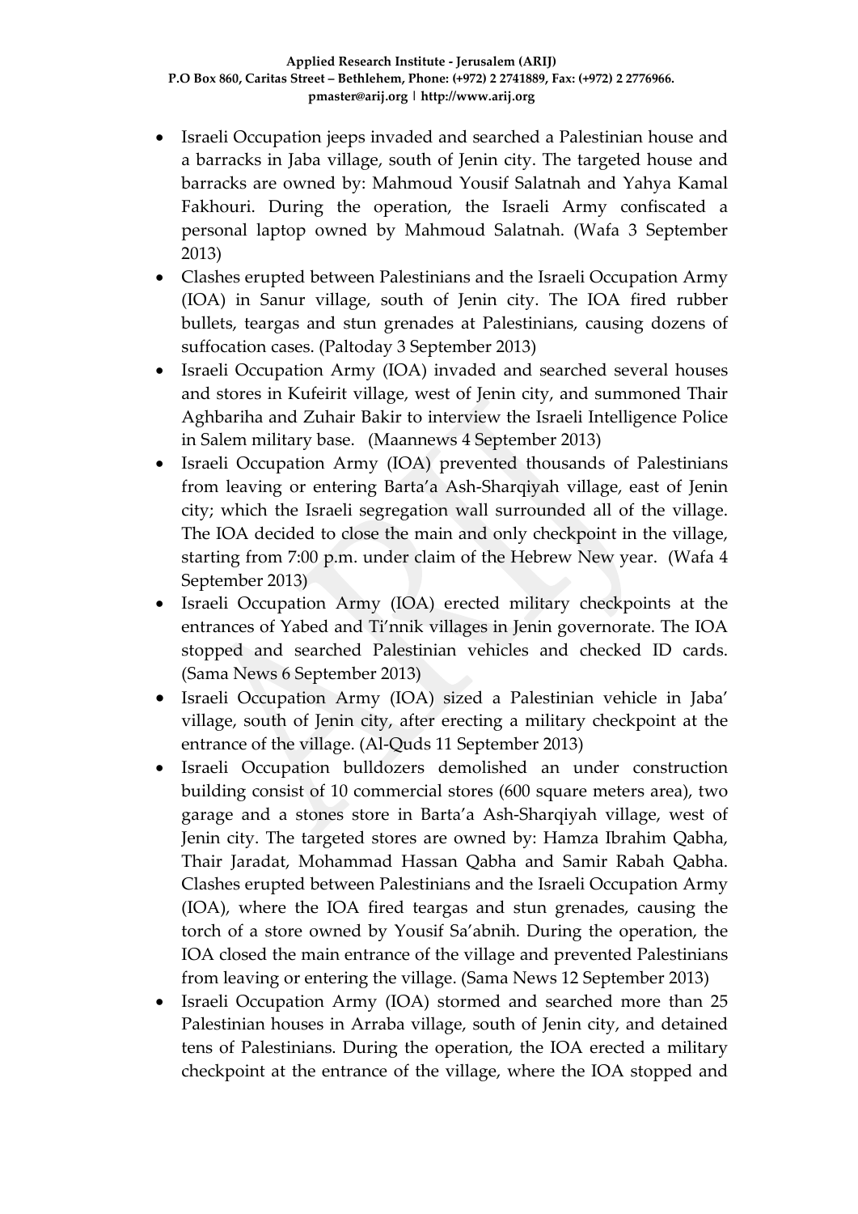- Israeli Occupation jeeps invaded and searched a Palestinian house and a barracks in Jaba village, south of Jenin city. The targeted house and barracks are owned by: Mahmoud Yousif Salatnah and Yahya Kamal Fakhouri. During the operation, the Israeli Army confiscated a personal laptop owned by Mahmoud Salatnah. (Wafa 3 September 2013)
- Clashes erupted between Palestinians and the Israeli Occupation Army (IOA) in Sanur village, south of Jenin city. The IOA fired rubber bullets, teargas and stun grenades at Palestinians, causing dozens of suffocation cases. (Paltoday 3 September 2013)
- Israeli Occupation Army (IOA) invaded and searched several houses and stores in Kufeirit village, west of Jenin city, and summoned Thair Aghbariha and Zuhair Bakir to interview the Israeli Intelligence Police in Salem military base. (Maannews 4 September 2013)
- Israeli Occupation Army (IOA) prevented thousands of Palestinians from leaving or entering Barta'a Ash-Sharqiyah village, east of Jenin city; which the Israeli segregation wall surrounded all of the village. The IOA decided to close the main and only checkpoint in the village, starting from 7:00 p.m. under claim of the Hebrew New year. (Wafa 4 September 2013)
- Israeli Occupation Army (IOA) erected military checkpoints at the entrances of Yabed and Ti'nnik villages in Jenin governorate. The IOA stopped and searched Palestinian vehicles and checked ID cards. (Sama News 6 September 2013)
- Israeli Occupation Army (IOA) sized a Palestinian vehicle in Jaba' village, south of Jenin city, after erecting a military checkpoint at the entrance of the village. (Al-Quds 11 September 2013)
- Israeli Occupation bulldozers demolished an under construction building consist of 10 commercial stores (600 square meters area), two garage and a stones store in Barta'a Ash-Sharqiyah village, west of Jenin city. The targeted stores are owned by: Hamza Ibrahim Qabha, Thair Jaradat, Mohammad Hassan Qabha and Samir Rabah Qabha. Clashes erupted between Palestinians and the Israeli Occupation Army (IOA), where the IOA fired teargas and stun grenades, causing the torch of a store owned by Yousif Sa'abnih. During the operation, the IOA closed the main entrance of the village and prevented Palestinians from leaving or entering the village. (Sama News 12 September 2013)
- Israeli Occupation Army (IOA) stormed and searched more than 25 Palestinian houses in Arraba village, south of Jenin city, and detained tens of Palestinians. During the operation, the IOA erected a military checkpoint at the entrance of the village, where the IOA stopped and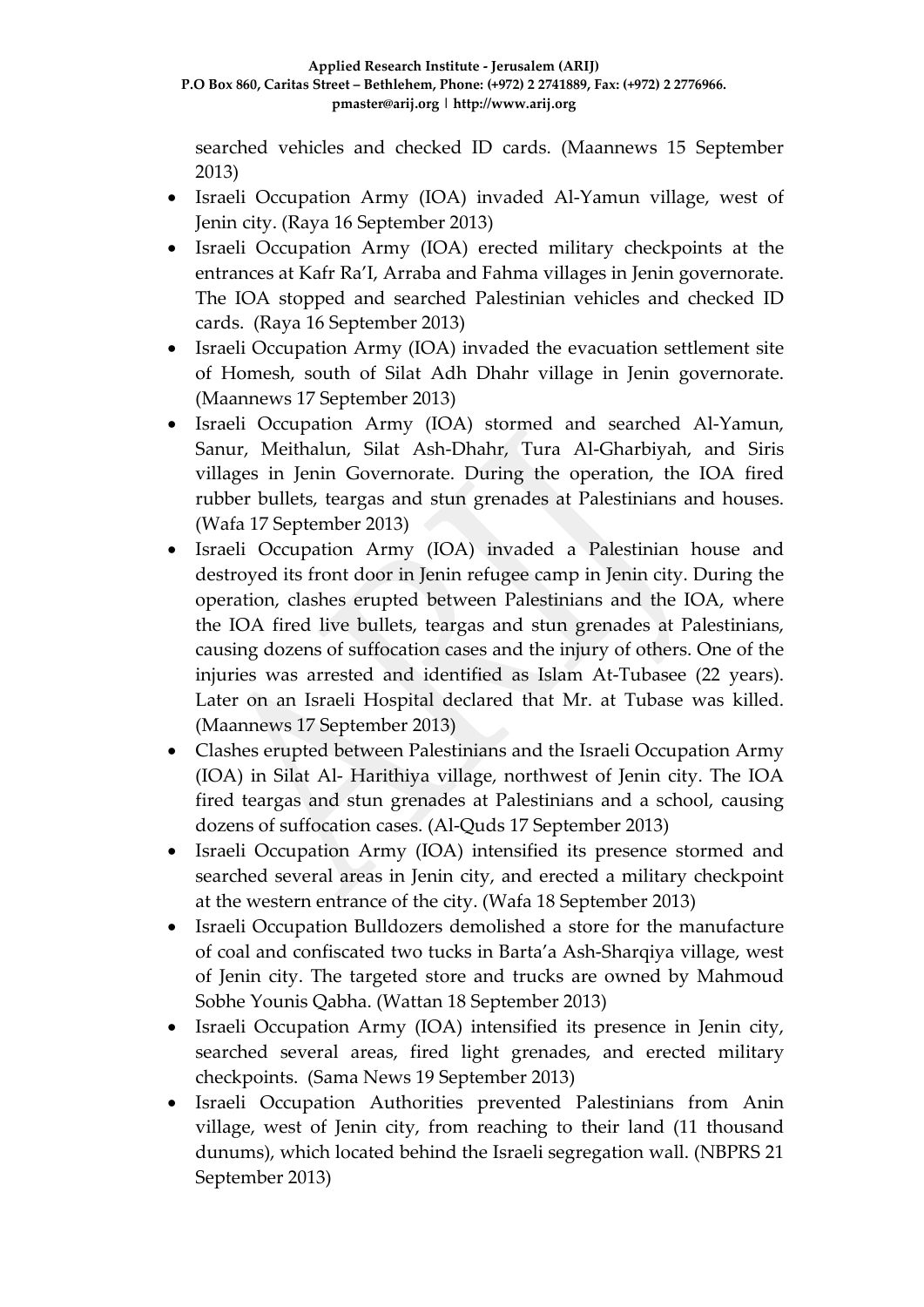searched vehicles and checked ID cards. (Maannews 15 September 2013)

- Israeli Occupation Army (IOA) invaded Al-Yamun village, west of Jenin city. (Raya 16 September 2013)
- Israeli Occupation Army (IOA) erected military checkpoints at the entrances at Kafr Ra'I, Arraba and Fahma villages in Jenin governorate. The IOA stopped and searched Palestinian vehicles and checked ID cards. (Raya 16 September 2013)
- Israeli Occupation Army (IOA) invaded the evacuation settlement site of Homesh, south of Silat Adh Dhahr village in Jenin governorate. (Maannews 17 September 2013)
- Israeli Occupation Army (IOA) stormed and searched Al-Yamun, Sanur, Meithalun, Silat Ash-Dhahr, Tura Al-Gharbiyah, and Siris villages in Jenin Governorate. During the operation, the IOA fired rubber bullets, teargas and stun grenades at Palestinians and houses. (Wafa 17 September 2013)
- Israeli Occupation Army (IOA) invaded a Palestinian house and destroyed its front door in Jenin refugee camp in Jenin city. During the operation, clashes erupted between Palestinians and the IOA, where the IOA fired live bullets, teargas and stun grenades at Palestinians, causing dozens of suffocation cases and the injury of others. One of the injuries was arrested and identified as Islam At-Tubasee (22 years). Later on an Israeli Hospital declared that Mr. at Tubase was killed. (Maannews 17 September 2013)
- Clashes erupted between Palestinians and the Israeli Occupation Army (IOA) in Silat Al- Harithiya village, northwest of Jenin city. The IOA fired teargas and stun grenades at Palestinians and a school, causing dozens of suffocation cases. (Al-Quds 17 September 2013)
- Israeli Occupation Army (IOA) intensified its presence stormed and searched several areas in Jenin city, and erected a military checkpoint at the western entrance of the city. (Wafa 18 September 2013)
- Israeli Occupation Bulldozers demolished a store for the manufacture of coal and confiscated two tucks in Barta'a Ash-Sharqiya village, west of Jenin city. The targeted store and trucks are owned by Mahmoud Sobhe Younis Qabha. (Wattan 18 September 2013)
- Israeli Occupation Army (IOA) intensified its presence in Jenin city, searched several areas, fired light grenades, and erected military checkpoints. (Sama News 19 September 2013)
- Israeli Occupation Authorities prevented Palestinians from Anin village, west of Jenin city, from reaching to their land (11 thousand dunums), which located behind the Israeli segregation wall. (NBPRS 21 September 2013)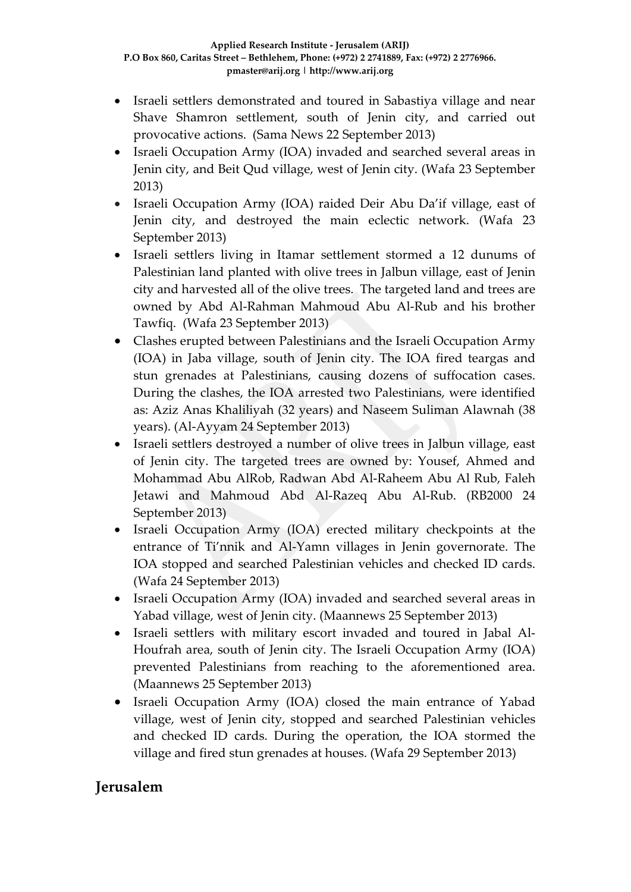- Israeli settlers demonstrated and toured in Sabastiya village and near Shave Shamron settlement, south of Jenin city, and carried out provocative actions. (Sama News 22 September 2013)
- Israeli Occupation Army (IOA) invaded and searched several areas in Jenin city, and Beit Qud village, west of Jenin city. (Wafa 23 September 2013)
- Israeli Occupation Army (IOA) raided Deir Abu Da'if village, east of Jenin city, and destroyed the main eclectic network. (Wafa 23 September 2013)
- Israeli settlers living in Itamar settlement stormed a 12 dunums of Palestinian land planted with olive trees in Jalbun village, east of Jenin city and harvested all of the olive trees. The targeted land and trees are owned by Abd Al-Rahman Mahmoud Abu Al-Rub and his brother Tawfiq. (Wafa 23 September 2013)
- Clashes erupted between Palestinians and the Israeli Occupation Army (IOA) in Jaba village, south of Jenin city. The IOA fired teargas and stun grenades at Palestinians, causing dozens of suffocation cases. During the clashes, the IOA arrested two Palestinians, were identified as: Aziz Anas Khaliliyah (32 years) and Naseem Suliman Alawnah (38 years). (Al-Ayyam 24 September 2013)
- Israeli settlers destroyed a number of olive trees in Jalbun village, east of Jenin city. The targeted trees are owned by: Yousef, Ahmed and Mohammad Abu AlRob, Radwan Abd Al-Raheem Abu Al Rub, Faleh Jetawi and Mahmoud Abd Al-Razeq Abu Al-Rub. (RB2000 24 September 2013)
- Israeli Occupation Army (IOA) erected military checkpoints at the entrance of Ti'nnik and Al-Yamn villages in Jenin governorate. The IOA stopped and searched Palestinian vehicles and checked ID cards. (Wafa 24 September 2013)
- Israeli Occupation Army (IOA) invaded and searched several areas in Yabad village, west of Jenin city. (Maannews 25 September 2013)
- Israeli settlers with military escort invaded and toured in Jabal Al-Houfrah area, south of Jenin city. The Israeli Occupation Army (IOA) prevented Palestinians from reaching to the aforementioned area. (Maannews 25 September 2013)
- Israeli Occupation Army (IOA) closed the main entrance of Yabad village, west of Jenin city, stopped and searched Palestinian vehicles and checked ID cards. During the operation, the IOA stormed the village and fired stun grenades at houses. (Wafa 29 September 2013)

## Jerusalem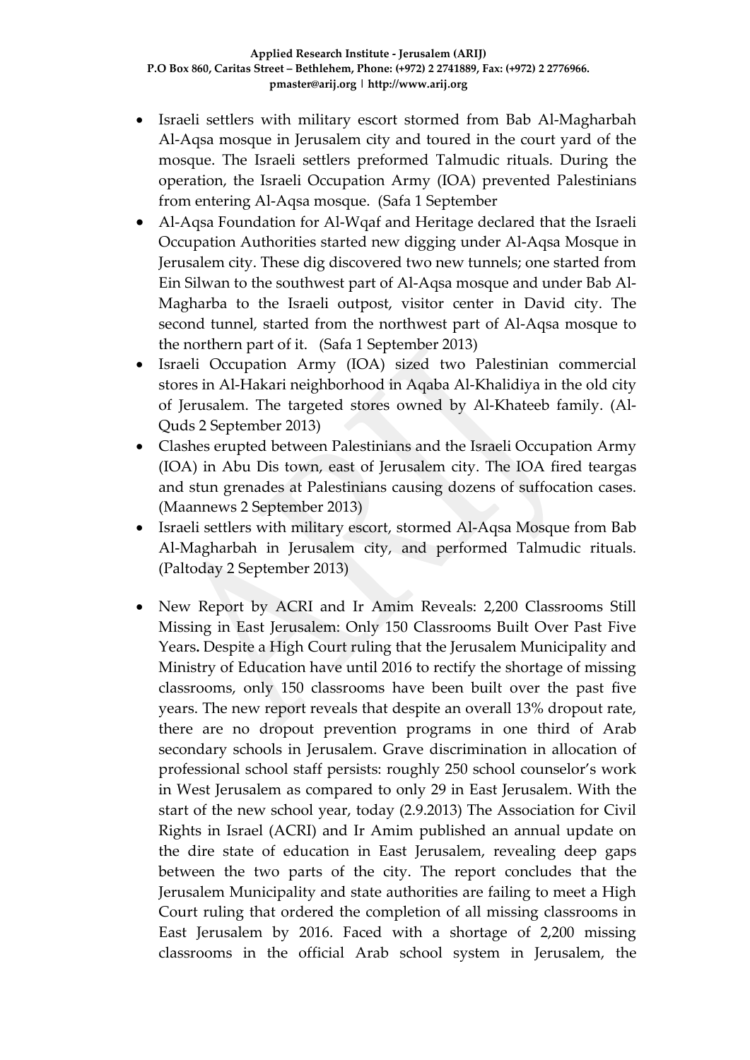- Israeli settlers with military escort stormed from Bab Al-Magharbah Al-Aqsa mosque in Jerusalem city and toured in the court yard of the mosque. The Israeli settlers preformed Talmudic rituals. During the operation, the Israeli Occupation Army (IOA) prevented Palestinians from entering Al-Aqsa mosque. (Safa 1 September
- Al-Aqsa Foundation for Al-Wqaf and Heritage declared that the Israeli Occupation Authorities started new digging under Al-Aqsa Mosque in Jerusalem city. These dig discovered two new tunnels; one started from Ein Silwan to the southwest part of Al-Aqsa mosque and under Bab Al-Magharba to the Israeli outpost, visitor center in David city. The second tunnel, started from the northwest part of Al-Aqsa mosque to the northern part of it. (Safa 1 September 2013)
- Israeli Occupation Army (IOA) sized two Palestinian commercial stores in Al-Hakari neighborhood in Aqaba Al-Khalidiya in the old city of Jerusalem. The targeted stores owned by Al-Khateeb family. (Al-Quds 2 September 2013)
- Clashes erupted between Palestinians and the Israeli Occupation Army (IOA) in Abu Dis town, east of Jerusalem city. The IOA fired teargas and stun grenades at Palestinians causing dozens of suffocation cases. (Maannews 2 September 2013)
- Israeli settlers with military escort, stormed Al-Aqsa Mosque from Bab Al-Magharbah in Jerusalem city, and performed Talmudic rituals. (Paltoday 2 September 2013)
- New Report by ACRI and Ir Amim Reveals: 2,200 Classrooms Still Missing in East Jerusalem: Only 150 Classrooms Built Over Past Five Years**.** Despite a High Court ruling that the Jerusalem Municipality and Ministry of Education have until 2016 to rectify the shortage of missing classrooms, only 150 classrooms have been built over the past five years. The new report reveals that despite an overall 13% dropout rate, there are no dropout prevention programs in one third of Arab secondary schools in Jerusalem. Grave discrimination in allocation of professional school staff persists: roughly 250 school counselor's work in West Jerusalem as compared to only 29 in East Jerusalem. With the start of the new school year, today (2.9.2013) The Association for Civil Rights in Israel (ACRI) and Ir Amim published an annual update on the dire state of education in East Jerusalem, revealing deep gaps between the two parts of the city. The report concludes that the Jerusalem Municipality and state authorities are failing to meet a High Court ruling that ordered the completion of all missing classrooms in East Jerusalem by 2016. Faced with a shortage of 2,200 missing classrooms in the official Arab school system in Jerusalem, the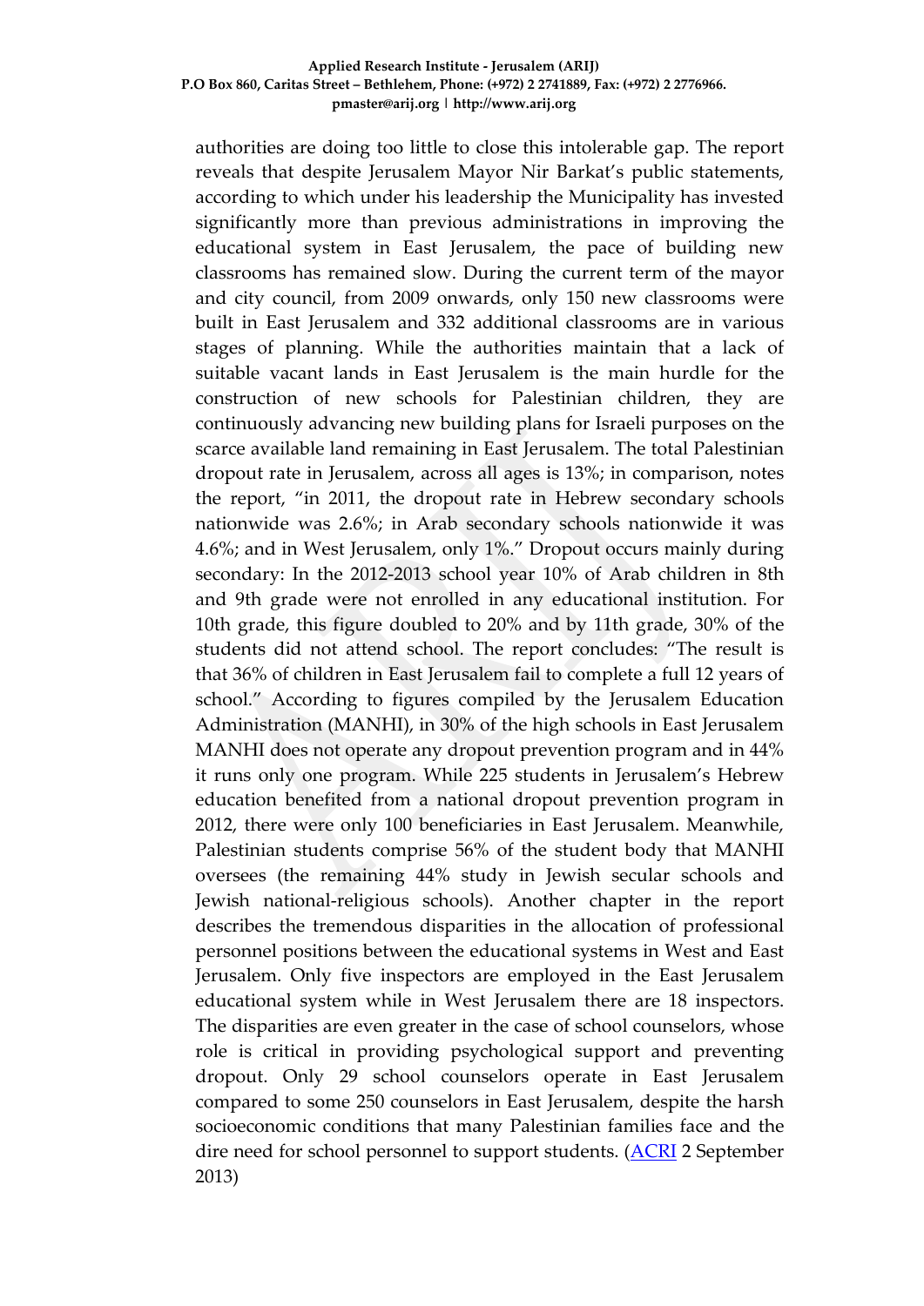authorities are doing too little to close this intolerable gap. The report reveals that despite Jerusalem Mayor Nir Barkat's public statements, according to which under his leadership the Municipality has invested significantly more than previous administrations in improving the educational system in East Jerusalem, the pace of building new classrooms has remained slow. During the current term of the mayor and city council, from 2009 onwards, only 150 new classrooms were built in East Jerusalem and 332 additional classrooms are in various stages of planning. While the authorities maintain that a lack of suitable vacant lands in East Jerusalem is the main hurdle for the construction of new schools for Palestinian children, they are continuously advancing new building plans for Israeli purposes on the scarce available land remaining in East Jerusalem. The total Palestinian dropout rate in Jerusalem, across all ages is 13%; in comparison, notes the report, "in 2011, the dropout rate in Hebrew secondary schools nationwide was 2.6%; in Arab secondary schools nationwide it was 4.6%; and in West Jerusalem, only 1%." Dropout occurs mainly during secondary: In the 2012-2013 school year 10% of Arab children in 8th and 9th grade were not enrolled in any educational institution. For 10th grade, this figure doubled to 20% and by 11th grade, 30% of the students did not attend school. The report concludes: "The result is that 36% of children in East Jerusalem fail to complete a full 12 years of school." According to figures compiled by the Jerusalem Education Administration (MANHI), in 30% of the high schools in East Jerusalem MANHI does not operate any dropout prevention program and in 44% it runs only one program. While 225 students in Jerusalem's Hebrew education benefited from a national dropout prevention program in 2012, there were only 100 beneficiaries in East Jerusalem. Meanwhile, Palestinian students comprise 56% of the student body that MANHI oversees (the remaining 44% study in Jewish secular schools and Jewish national-religious schools). Another chapter in the report describes the tremendous disparities in the allocation of professional personnel positions between the educational systems in West and East Jerusalem. Only five inspectors are employed in the East Jerusalem educational system while in West Jerusalem there are 18 inspectors. The disparities are even greater in the case of school counselors, whose role is critical in providing psychological support and preventing dropout. Only 29 school counselors operate in East Jerusalem compared to some 250 counselors in East Jerusalem, despite the harsh socioeconomic conditions that many Palestinian families face and the dire need for school personnel to support students. (ACRI 2 September 2013)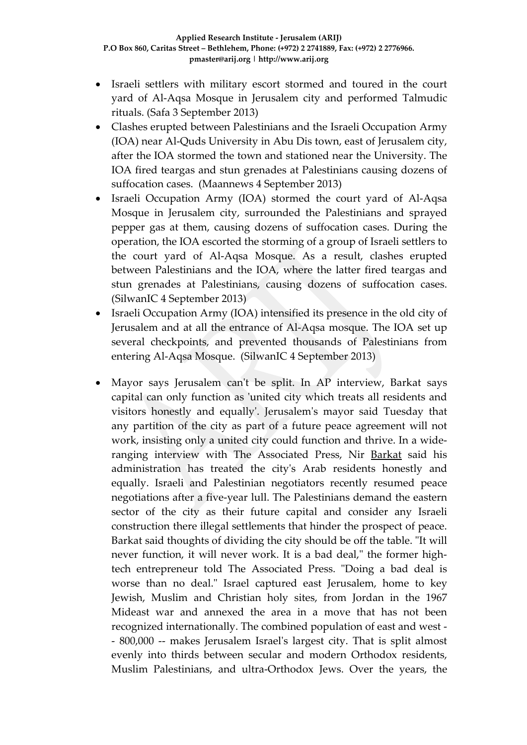- Israeli settlers with military escort stormed and toured in the court yard of Al-Aqsa Mosque in Jerusalem city and performed Talmudic rituals. (Safa 3 September 2013)
- Clashes erupted between Palestinians and the Israeli Occupation Army (IOA) near Al-Quds University in Abu Dis town, east of Jerusalem city, after the IOA stormed the town and stationed near the University. The IOA fired teargas and stun grenades at Palestinians causing dozens of suffocation cases. (Maannews 4 September 2013)
- Israeli Occupation Army (IOA) stormed the court yard of Al-Aqsa Mosque in Jerusalem city, surrounded the Palestinians and sprayed pepper gas at them, causing dozens of suffocation cases. During the operation, the IOA escorted the storming of a group of Israeli settlers to the court yard of Al-Aqsa Mosque. As a result, clashes erupted between Palestinians and the IOA, where the latter fired teargas and stun grenades at Palestinians, causing dozens of suffocation cases. (SilwanIC 4 September 2013)
- Israeli Occupation Army (IOA) intensified its presence in the old city of Jerusalem and at all the entrance of Al-Aqsa mosque. The IOA set up several checkpoints, and prevented thousands of Palestinians from entering Al-Aqsa Mosque. (SilwanIC 4 September 2013)
- Mayor says Jerusalem can't be split. In AP interview, Barkat says capital can only function as 'united city which treats all residents and visitors honestly and equally'. Jerusalem's mayor said Tuesday that any partition of the city as part of a future peace agreement will not work, insisting only a united city could function and thrive. In a wide-ranging interview with The Associated Press, Nir Barkat said his administration has treated the city's Arab residents honestly and equally. Israeli and Palestinian negotiators recently resumed peace negotiations after a five-year lull. The Palestinians demand the eastern sector of the city as their future capital and consider any Israeli construction there illegal settlements that hinder the prospect of peace. Barkat said thoughts of dividing the city should be off the table. "It will never function, it will never work. It is a bad deal," the former high-tech entrepreneur told The Associated Press. "Doing a bad deal is worse than no deal." Israel captured east Jerusalem, home to key Jewish, Muslim and Christian holy sites, from Jordan in the 1967 Mideast war and annexed the area in a move that has not been recognized internationally. The combined population of east and west -- 800,000 -- makes Jerusalem Israel's largest city. That is split almost evenly into thirds between secular and modern Orthodox residents, Muslim Palestinians, and ultra-Orthodox Jews. Over the years, the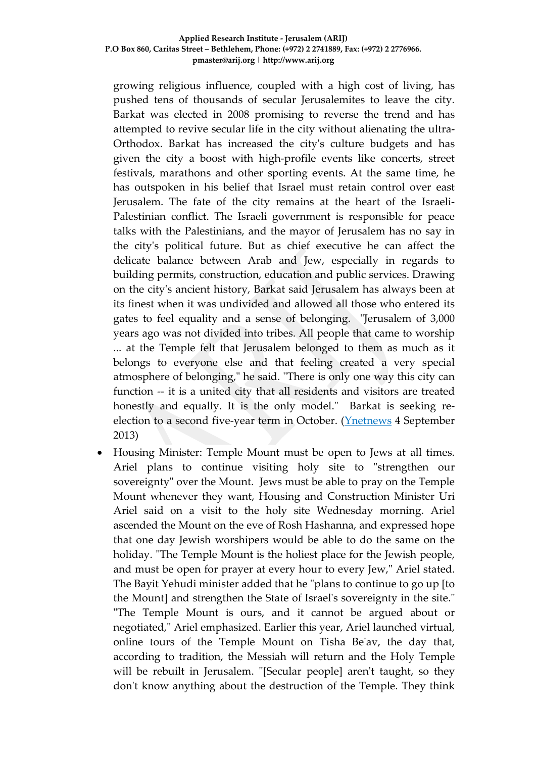growing religious influence, coupled with a high cost of living, has pushed tens of thousands of secular Jerusalemites to leave the city. Barkat was elected in 2008 promising to reverse the trend and has attempted to revive secular life in the city without alienating the ultra-Orthodox. Barkat has increased the city's culture budgets and has given the city a boost with high-profile events like concerts, street festivals, marathons and other sporting events. At the same time, he has outspoken in his belief that Israel must retain control over east Jerusalem. The fate of the city remains at the heart of the Israeli-Palestinian conflict. The Israeli government is responsible for peace talks with the Palestinians, and the mayor of Jerusalem has no say in the city's political future. But as chief executive he can affect the delicate balance between Arab and Jew, especially in regards to building permits, construction, education and public services. Drawing on the city's ancient history, Barkat said Jerusalem has always been at its finest when it was undivided and allowed all those who entered its gates to feel equality and a sense of belonging. "Jerusalem of 3,000 years ago was not divided into tribes. All people that came to worship ... at the Temple felt that Jerusalem belonged to them as much as it belongs to everyone else and that feeling created a very special atmosphere of belonging," he said. "There is only one way this city can function -- it is a united city that all residents and visitors are treated honestly and equally. It is the only model." Barkat is seeking re-election to a second five-year term in October. (Ynetnews 4 September 2013)

- Housing Minister: Temple Mount must be open to Jews at all times. Ariel plans to continue visiting holy site to "strengthen our sovereignty" over the Mount. Jews must be able to pray on the Temple Mount whenever they want, Housing and Construction Minister Uri Ariel said on a visit to the holy site Wednesday morning. Ariel ascended the Mount on the eve of Rosh Hashanna, and expressed hope that one day Jewish worshipers would be able to do the same on the holiday. "The Temple Mount is the holiest place for the Jewish people, and must be open for prayer at every hour to every Jew," Ariel stated. The Bayit Yehudi minister added that he "plans to continue to go up [to the Mount] and strengthen the State of Israel's sovereignty in the site." "The Temple Mount is ours, and it cannot be argued about or negotiated," Ariel emphasized. Earlier this year, Ariel launched virtual, online tours of the Temple Mount on Tisha Be'av, the day that, according to tradition, the Messiah will return and the Holy Temple will be rebuilt in Jerusalem. "[Secular people] aren't taught, so they don't know anything about the destruction of the Temple. They think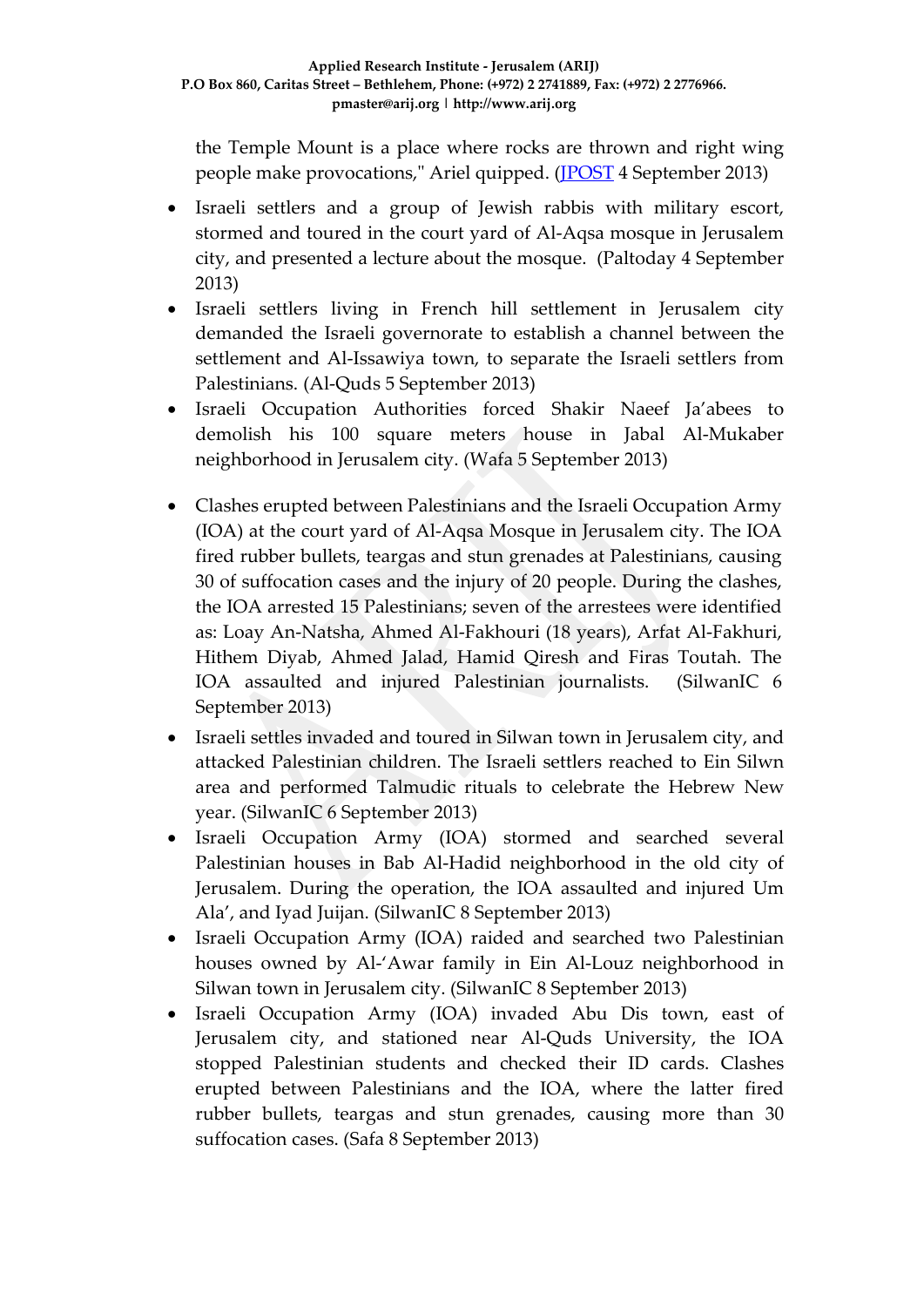the Temple Mount is a place where rocks are thrown and right wing people make provocations," Ariel quipped. (JPOST 4 September 2013)

- Israeli settlers and a group of Jewish rabbis with military escort, stormed and toured in the court yard of Al-Aqsa mosque in Jerusalem city, and presented a lecture about the mosque. (Paltoday 4 September 2013)
- Israeli settlers living in French hill settlement in Jerusalem city demanded the Israeli governorate to establish a channel between the settlement and Al-Issawiya town, to separate the Israeli settlers from Palestinians. (Al-Quds 5 September 2013)
- Israeli Occupation Authorities forced Shakir Naeef Ja'abees to demolish his 100 square meters house in Jabal Al-Mukaber neighborhood in Jerusalem city. (Wafa 5 September 2013)
- Clashes erupted between Palestinians and the Israeli Occupation Army (IOA) at the court yard of Al-Aqsa Mosque in Jerusalem city. The IOA fired rubber bullets, teargas and stun grenades at Palestinians, causing 30 of suffocation cases and the injury of 20 people. During the clashes, the IOA arrested 15 Palestinians; seven of the arrestees were identified as: Loay An-Natsha, Ahmed Al-Fakhouri (18 years), Arfat Al-Fakhuri, Hithem Diyab, Ahmed Jalad, Hamid Qiresh and Firas Toutah. The IOA assaulted and injured Palestinian journalists. (SilwanIC 6 September 2013)
- Israeli settles invaded and toured in Silwan town in Jerusalem city, and attacked Palestinian children. The Israeli settlers reached to Ein Silwn area and performed Talmudic rituals to celebrate the Hebrew New year. (SilwanIC 6 September 2013)
- Israeli Occupation Army (IOA) stormed and searched several Palestinian houses in Bab Al-Hadid neighborhood in the old city of Jerusalem. During the operation, the IOA assaulted and injured Um Ala', and Iyad Juijan. (SilwanIC 8 September 2013)
- Israeli Occupation Army (IOA) raided and searched two Palestinian houses owned by Al-'Awar family in Ein Al-Louz neighborhood in Silwan town in Jerusalem city. (SilwanIC 8 September 2013)
- Israeli Occupation Army (IOA) invaded Abu Dis town, east of Jerusalem city, and stationed near Al-Quds University, the IOA stopped Palestinian students and checked their ID cards. Clashes erupted between Palestinians and the IOA, where the latter fired rubber bullets, teargas and stun grenades, causing more than 30 suffocation cases. (Safa 8 September 2013)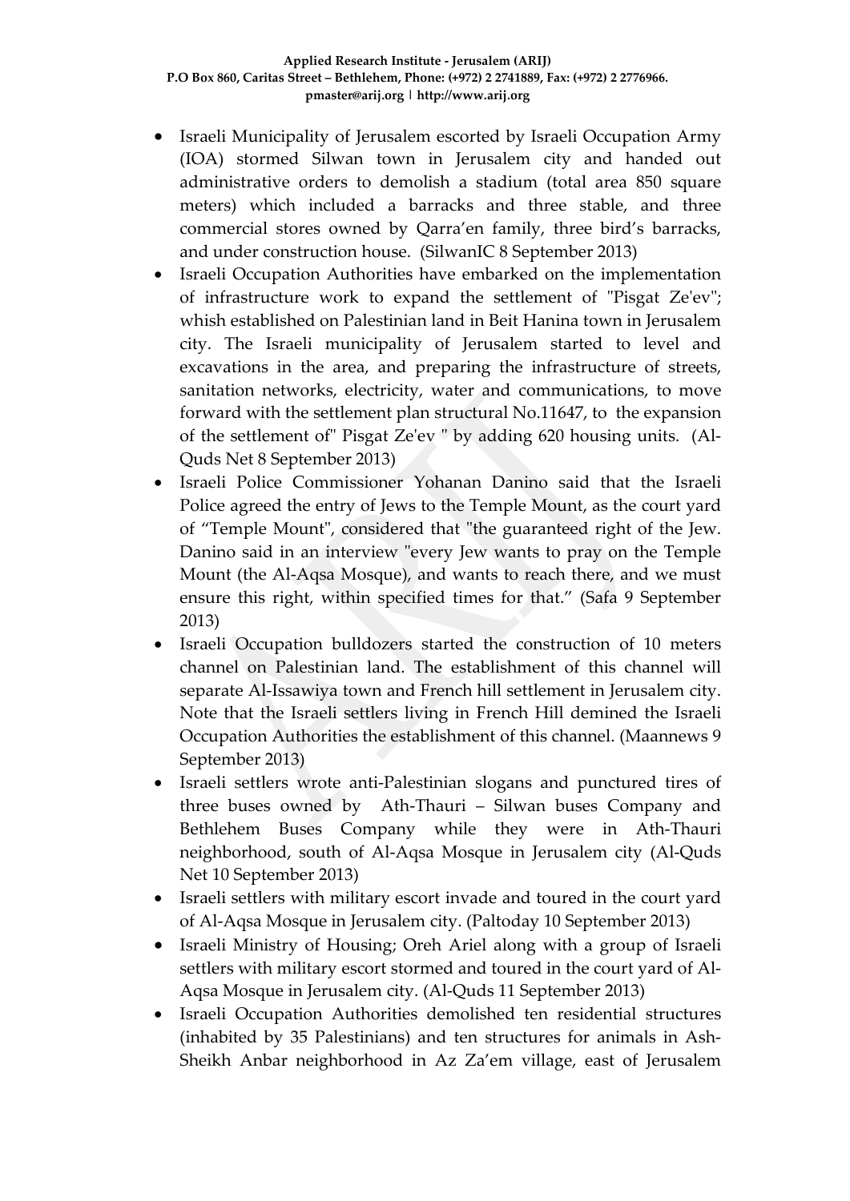- Israeli Municipality of Jerusalem escorted by Israeli Occupation Army (IOA) stormed Silwan town in Jerusalem city and handed out administrative orders to demolish a stadium (total area 850 square meters) which included a barracks and three stable, and three commercial stores owned by Qarra'en family, three bird's barracks, and under construction house. (SilwanIC 8 September 2013)
- Israeli Occupation Authorities have embarked on the implementation of infrastructure work to expand the settlement of "Pisgat Ze'ev"; whish established on Palestinian land in Beit Hanina town in Jerusalem city. The Israeli municipality of Jerusalem started to level and excavations in the area, and preparing the infrastructure of streets, sanitation networks, electricity, water and communications, to move forward with the settlement plan structural No.11647, to the expansion of the settlement of" Pisgat Ze'ev " by adding 620 housing units. (Al-Quds Net 8 September 2013)
- Israeli Police Commissioner Yohanan Danino said that the Israeli Police agreed the entry of Jews to the Temple Mount, as the court yard of "Temple Mount", considered that "the guaranteed right of the Jew. Danino said in an interview "every Jew wants to pray on the Temple Mount (the Al-Aqsa Mosque), and wants to reach there, and we must ensure this right, within specified times for that." (Safa 9 September 2013)
- Israeli Occupation bulldozers started the construction of 10 meters channel on Palestinian land. The establishment of this channel will separate Al-Issawiya town and French hill settlement in Jerusalem city. Note that the Israeli settlers living in French Hill demined the Israeli Occupation Authorities the establishment of this channel. (Maannews 9 September 2013)
- Israeli settlers wrote anti-Palestinian slogans and punctured tires of three buses owned by Ath-Thauri – Silwan buses Company and Bethlehem Buses Company while they were in Ath-Thauri neighborhood, south of Al-Aqsa Mosque in Jerusalem city (Al-Quds Net 10 September 2013)
- Israeli settlers with military escort invade and toured in the court yard of Al-Aqsa Mosque in Jerusalem city. (Paltoday 10 September 2013)
- Israeli Ministry of Housing; Oreh Ariel along with a group of Israeli settlers with military escort stormed and toured in the court yard of Al-Aqsa Mosque in Jerusalem city. (Al-Quds 11 September 2013)
- Israeli Occupation Authorities demolished ten residential structures (inhabited by 35 Palestinians) and ten structures for animals in Ash-Sheikh Anbar neighborhood in Az Za'em village, east of Jerusalem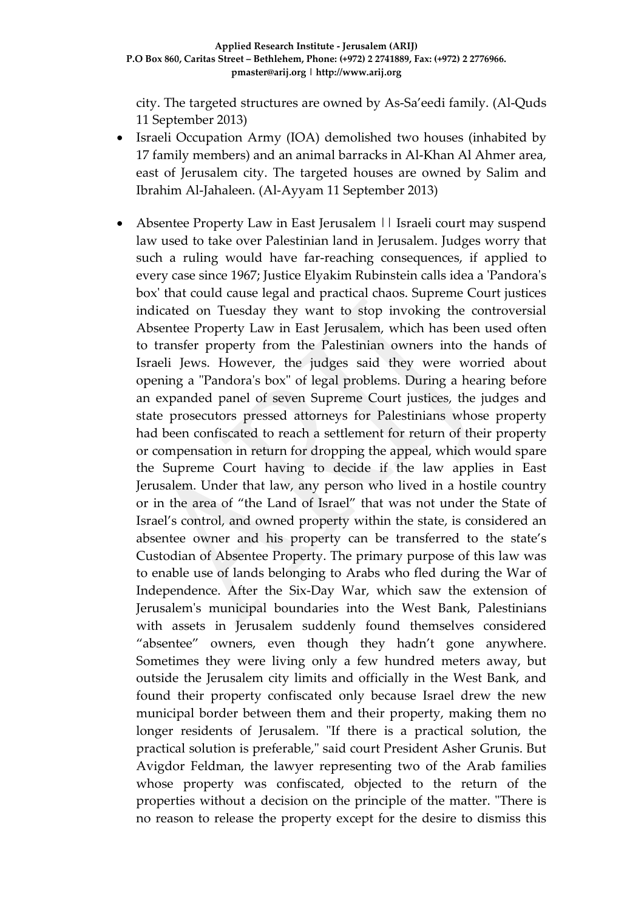city. The targeted structures are owned by As-Sa'eedi family. (Al-Quds 11 September 2013)

- Israeli Occupation Army (IOA) demolished two houses (inhabited by 17 family members) and an animal barracks in Al-Khan Al Ahmer area, east of Jerusalem city. The targeted houses are owned by Salim and Ibrahim Al-Jahaleen. (Al-Ayyam 11 September 2013)

- Absentee Property Law in East Jerusalem || Israeli court may suspend law used to take over Palestinian land in Jerusalem. Judges worry that such a ruling would have far-reaching consequences, if applied to every case since 1967; Justice Elyakim Rubinstein calls idea a 'Pandora's box' that could cause legal and practical chaos. Supreme Court justices indicated on Tuesday they want to stop invoking the controversial Absentee Property Law in East Jerusalem, which has been used often to transfer property from the Palestinian owners into the hands of Israeli Jews. However, the judges said they were worried about opening a "Pandora's box" of legal problems. During a hearing before an expanded panel of seven Supreme Court justices, the judges and state prosecutors pressed attorneys for Palestinians whose property had been confiscated to reach a settlement for return of their property or compensation in return for dropping the appeal, which would spare the Supreme Court having to decide if the law applies in East Jerusalem. Under that law, any person who lived in a hostile country or in the area of "the Land of Israel" that was not under the State of Israel's control, and owned property within the state, is considered an absentee owner and his property can be transferred to the state's Custodian of Absentee Property. The primary purpose of this law was to enable use of lands belonging to Arabs who fled during the War of Independence. After the Six-Day War, which saw the extension of Jerusalem's municipal boundaries into the West Bank, Palestinians with assets in Jerusalem suddenly found themselves considered "absentee" owners, even though they hadn't gone anywhere. Sometimes they were living only a few hundred meters away, but outside the Jerusalem city limits and officially in the West Bank, and found their property confiscated only because Israel drew the new municipal border between them and their property, making them no longer residents of Jerusalem. "If there is a practical solution, the practical solution is preferable," said court President Asher Grunis. But Avigdor Feldman, the lawyer representing two of the Arab families whose property was confiscated, objected to the return of the properties without a decision on the principle of the matter. "There is no reason to release the property except for the desire to dismiss this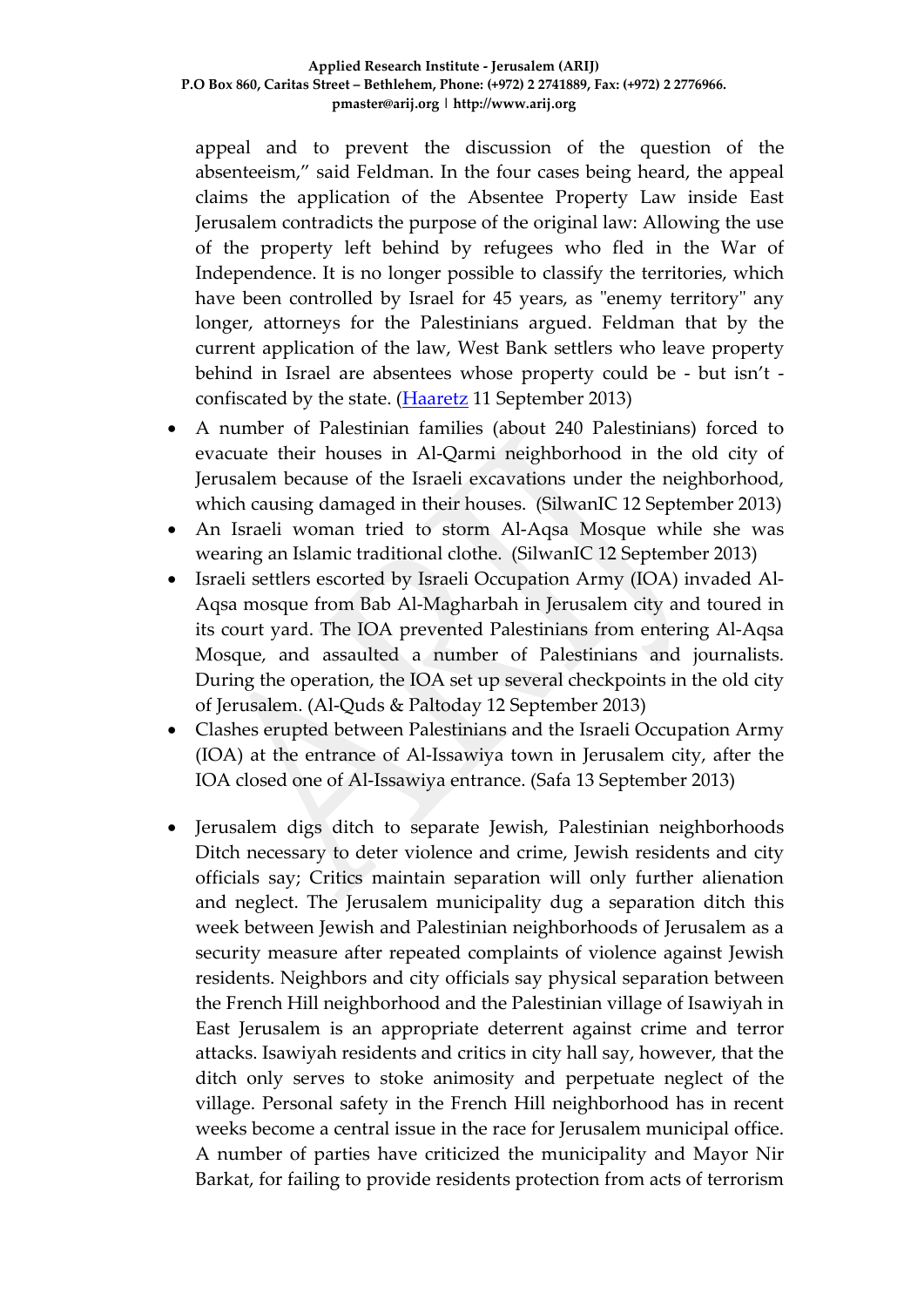appeal and to prevent the discussion of the question of the absenteeism," said Feldman. In the four cases being heard, the appeal claims the application of the Absentee Property Law inside East Jerusalem contradicts the purpose of the original law: Allowing the use of the property left behind by refugees who fled in the War of Independence. It is no longer possible to classify the territories, which have been controlled by Israel for 45 years, as "enemy territory" any longer, attorneys for the Palestinians argued. Feldman that by the current application of the law, West Bank settlers who leave property behind in Israel are absentees whose property could be - but isn't - confiscated by the state. (Haaretz 11 September 2013)

- A number of Palestinian families (about 240 Palestinians) forced to evacuate their houses in Al-Qarmi neighborhood in the old city of Jerusalem because of the Israeli excavations under the neighborhood, which causing damaged in their houses. (SilwanIC 12 September 2013)
- An Israeli woman tried to storm Al-Aqsa Mosque while she was wearing an Islamic traditional clothe. (SilwanIC 12 September 2013)
- Israeli settlers escorted by Israeli Occupation Army (IOA) invaded Al-Aqsa mosque from Bab Al-Magharbah in Jerusalem city and toured in its court yard. The IOA prevented Palestinians from entering Al-Aqsa Mosque, and assaulted a number of Palestinians and journalists. During the operation, the IOA set up several checkpoints in the old city of Jerusalem. (Al-Quds & Paltoday 12 September 2013)
- Clashes erupted between Palestinians and the Israeli Occupation Army (IOA) at the entrance of Al-Issawiya town in Jerusalem city, after the IOA closed one of Al-Issawiya entrance. (Safa 13 September 2013)
- Jerusalem digs ditch to separate Jewish, Palestinian neighborhoods Ditch necessary to deter violence and crime, Jewish residents and city officials say; Critics maintain separation will only further alienation and neglect. The Jerusalem municipality dug a separation ditch this week between Jewish and Palestinian neighborhoods of Jerusalem as a security measure after repeated complaints of violence against Jewish residents. Neighbors and city officials say physical separation between the French Hill neighborhood and the Palestinian village of Isawiyah in East Jerusalem is an appropriate deterrent against crime and terror attacks. Isawiyah residents and critics in city hall say, however, that the ditch only serves to stoke animosity and perpetuate neglect of the village. Personal safety in the French Hill neighborhood has in recent weeks become a central issue in the race for Jerusalem municipal office. A number of parties have criticized the municipality and Mayor Nir Barkat, for failing to provide residents protection from acts of terrorism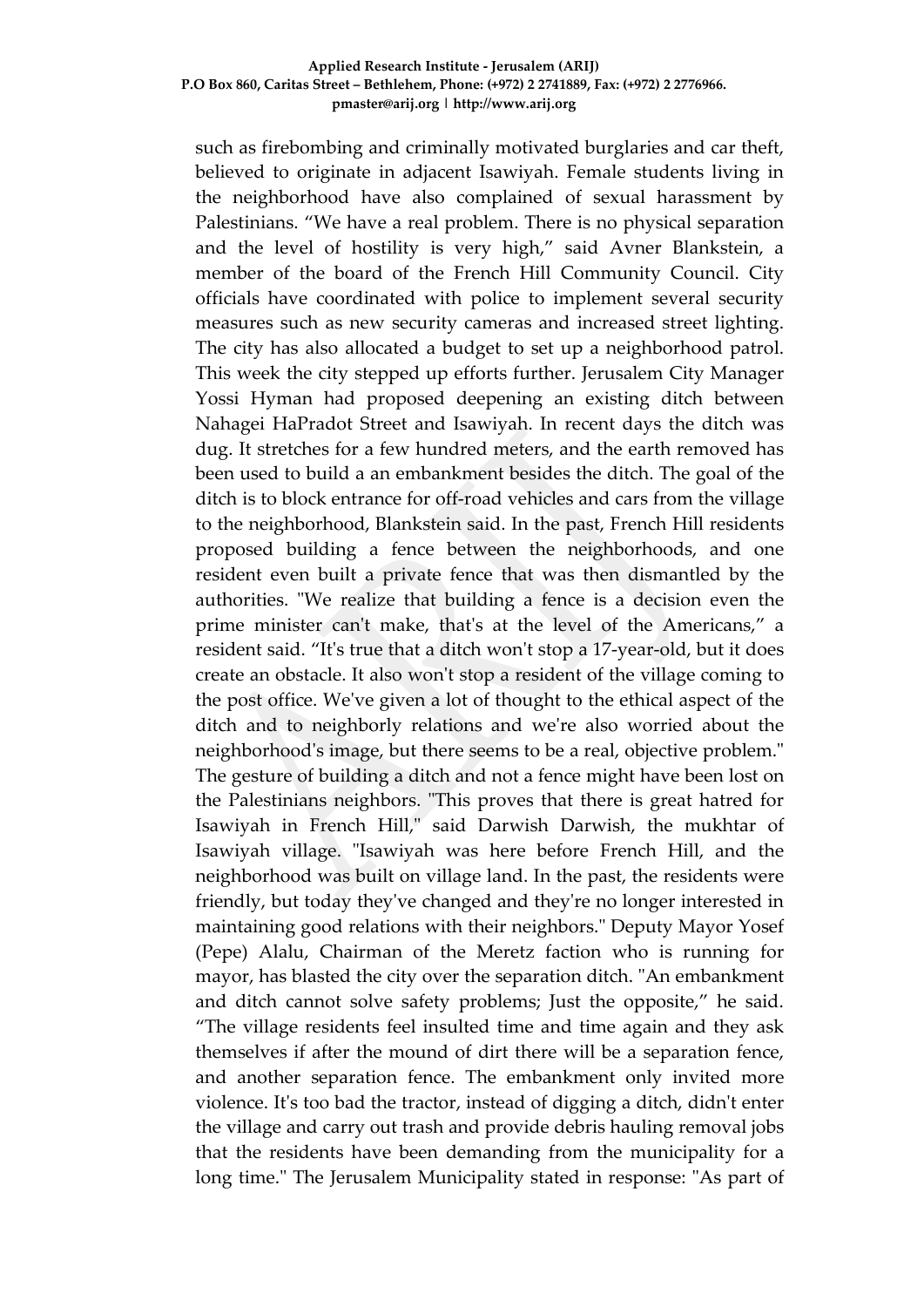such as firebombing and criminally motivated burglaries and car theft, believed to originate in adjacent Isawiyah. Female students living in the neighborhood have also complained of sexual harassment by Palestinians. “We have a real problem. There is no physical separation and the level of hostility is very high,” said Avner Blankstein, a member of the board of the French Hill Community Council. City officials have coordinated with police to implement several security measures such as new security cameras and increased street lighting. The city has also allocated a budget to set up a neighborhood patrol. This week the city stepped up efforts further. Jerusalem City Manager Yossi Hyman had proposed deepening an existing ditch between Nahagei HaPradot Street and Isawiyah. In recent days the ditch was dug. It stretches for a few hundred meters, and the earth removed has been used to build a an embankment besides the ditch. The goal of the ditch is to block entrance for off-road vehicles and cars from the village to the neighborhood, Blankstein said. In the past, French Hill residents proposed building a fence between the neighborhoods, and one resident even built a private fence that was then dismantled by the authorities. "We realize that building a fence is a decision even the prime minister can't make, that's at the level of the Americans,” a resident said. “It's true that a ditch won't stop a 17-year-old, but it does create an obstacle. It also won't stop a resident of the village coming to the post office. We've given a lot of thought to the ethical aspect of the ditch and to neighborly relations and we're also worried about the neighborhood's image, but there seems to be a real, objective problem." The gesture of building a ditch and not a fence might have been lost on the Palestinians neighbors. "This proves that there is great hatred for Isawiyah in French Hill," said Darwish Darwish, the mukhtar of Isawiyah village. "Isawiyah was here before French Hill, and the neighborhood was built on village land. In the past, the residents were friendly, but today they've changed and they're no longer interested in maintaining good relations with their neighbors." Deputy Mayor Yosef (Pepe) Alalu, Chairman of the Meretz faction who is running for mayor, has blasted the city over the separation ditch. "An embankment and ditch cannot solve safety problems; Just the opposite,” he said. “The village residents feel insulted time and time again and they ask themselves if after the mound of dirt there will be a separation fence, and another separation fence. The embankment only invited more violence. It's too bad the tractor, instead of digging a ditch, didn't enter the village and carry out trash and provide debris hauling removal jobs that the residents have been demanding from the municipality for a long time." The Jerusalem Municipality stated in response: "As part of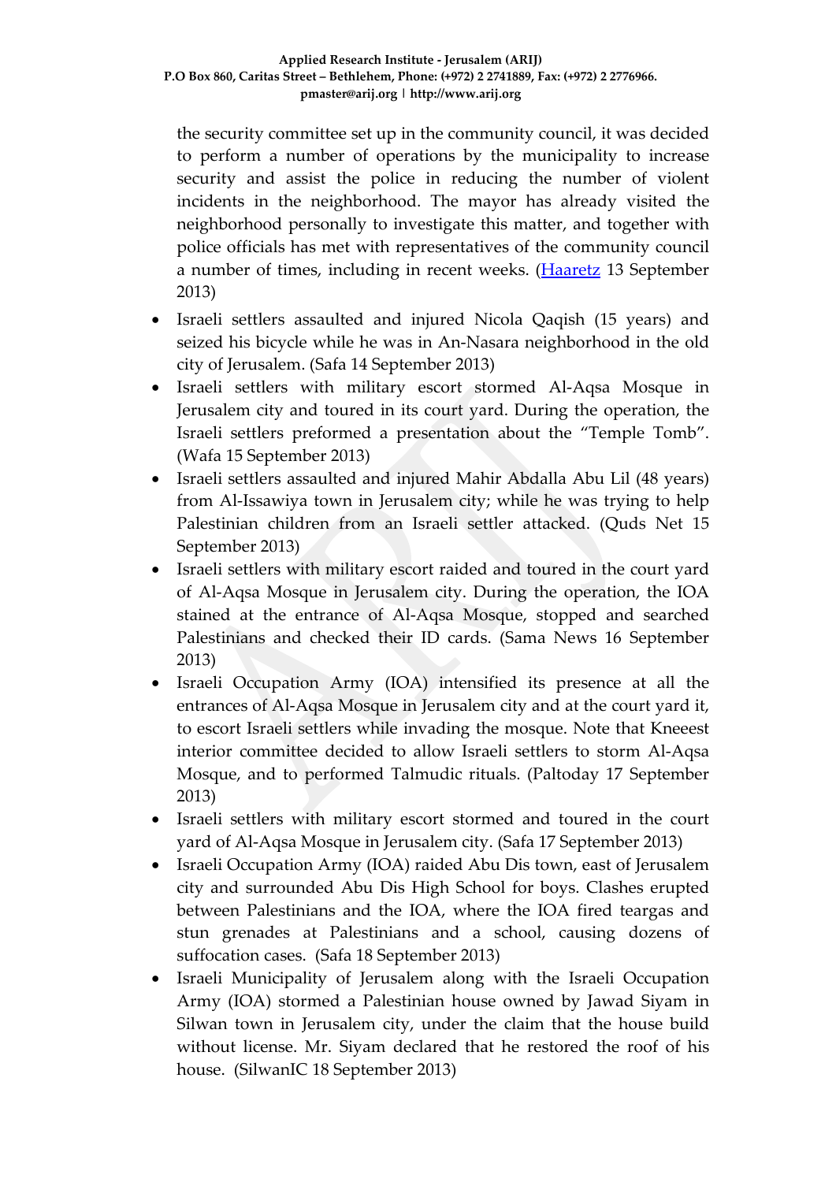the security committee set up in the community council, it was decided to perform a number of operations by the municipality to increase security and assist the police in reducing the number of violent incidents in the neighborhood. The mayor has already visited the neighborhood personally to investigate this matter, and together with police officials has met with representatives of the community council a number of times, including in recent weeks. (Haaretz 13 September 2013)

- Israeli settlers assaulted and injured Nicola Qaqish (15 years) and seized his bicycle while he was in An-Nasara neighborhood in the old city of Jerusalem. (Safa 14 September 2013)
- Israeli settlers with military escort stormed Al-Aqsa Mosque in Jerusalem city and toured in its court yard. During the operation, the Israeli settlers preformed a presentation about the "Temple Tomb". (Wafa 15 September 2013)
- Israeli settlers assaulted and injured Mahir Abdalla Abu Lil (48 years) from Al-Issawiya town in Jerusalem city; while he was trying to help Palestinian children from an Israeli settler attacked. (Quds Net 15 September 2013)
- Israeli settlers with military escort raided and toured in the court yard of Al-Aqsa Mosque in Jerusalem city. During the operation, the IOA stained at the entrance of Al-Aqsa Mosque, stopped and searched Palestinians and checked their ID cards. (Sama News 16 September 2013)
- Israeli Occupation Army (IOA) intensified its presence at all the entrances of Al-Aqsa Mosque in Jerusalem city and at the court yard it, to escort Israeli settlers while invading the mosque. Note that Kneeest interior committee decided to allow Israeli settlers to storm Al-Aqsa Mosque, and to performed Talmudic rituals. (Paltoday 17 September 2013)
- Israeli settlers with military escort stormed and toured in the court yard of Al-Aqsa Mosque in Jerusalem city. (Safa 17 September 2013)
- Israeli Occupation Army (IOA) raided Abu Dis town, east of Jerusalem city and surrounded Abu Dis High School for boys. Clashes erupted between Palestinians and the IOA, where the IOA fired teargas and stun grenades at Palestinians and a school, causing dozens of suffocation cases. (Safa 18 September 2013)
- Israeli Municipality of Jerusalem along with the Israeli Occupation Army (IOA) stormed a Palestinian house owned by Jawad Siyam in Silwan town in Jerusalem city, under the claim that the house build without license. Mr. Siyam declared that he restored the roof of his house. (SilwanIC 18 September 2013)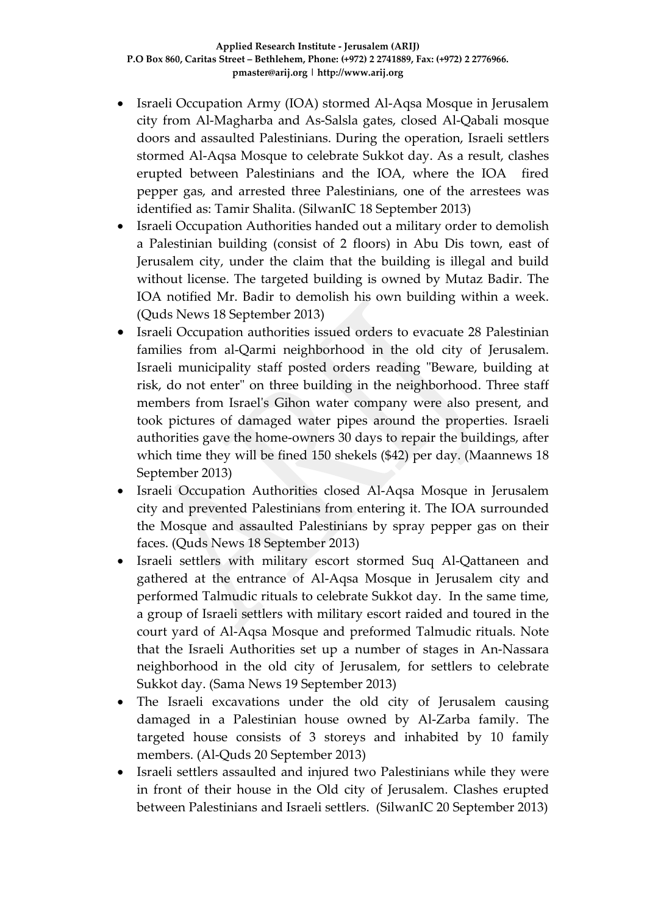- Israeli Occupation Army (IOA) stormed Al-Aqsa Mosque in Jerusalem city from Al-Magharba and As-Salsla gates, closed Al-Qabali mosque doors and assaulted Palestinians. During the operation, Israeli settlers stormed Al-Aqsa Mosque to celebrate Sukkot day. As a result, clashes erupted between Palestinians and the IOA, where the IOA fired pepper gas, and arrested three Palestinians, one of the arrestees was identified as: Tamir Shalita. (SilwanIC 18 September 2013)
- Israeli Occupation Authorities handed out a military order to demolish a Palestinian building (consist of 2 floors) in Abu Dis town, east of Jerusalem city, under the claim that the building is illegal and build without license. The targeted building is owned by Mutaz Badir. The IOA notified Mr. Badir to demolish his own building within a week. (Quds News 18 September 2013)
- Israeli Occupation authorities issued orders to evacuate 28 Palestinian families from al-Qarmi neighborhood in the old city of Jerusalem. Israeli municipality staff posted orders reading "Beware, building at risk, do not enter" on three building in the neighborhood. Three staff members from Israel's Gihon water company were also present, and took pictures of damaged water pipes around the properties. Israeli authorities gave the home-owners 30 days to repair the buildings, after which time they will be fined 150 shekels ($42) per day. (Maannews 18 September 2013)
- Israeli Occupation Authorities closed Al-Aqsa Mosque in Jerusalem city and prevented Palestinians from entering it. The IOA surrounded the Mosque and assaulted Palestinians by spray pepper gas on their faces. (Quds News 18 September 2013)
- Israeli settlers with military escort stormed Suq Al-Qattaneen and gathered at the entrance of Al-Aqsa Mosque in Jerusalem city and performed Talmudic rituals to celebrate Sukkot day. In the same time, a group of Israeli settlers with military escort raided and toured in the court yard of Al-Aqsa Mosque and preformed Talmudic rituals. Note that the Israeli Authorities set up a number of stages in An-Nassara neighborhood in the old city of Jerusalem, for settlers to celebrate Sukkot day. (Sama News 19 September 2013)
- The Israeli excavations under the old city of Jerusalem causing damaged in a Palestinian house owned by Al-Zarba family. The targeted house consists of 3 storeys and inhabited by 10 family members. (Al-Quds 20 September 2013)
- Israeli settlers assaulted and injured two Palestinians while they were in front of their house in the Old city of Jerusalem. Clashes erupted between Palestinians and Israeli settlers. (SilwanIC 20 September 2013)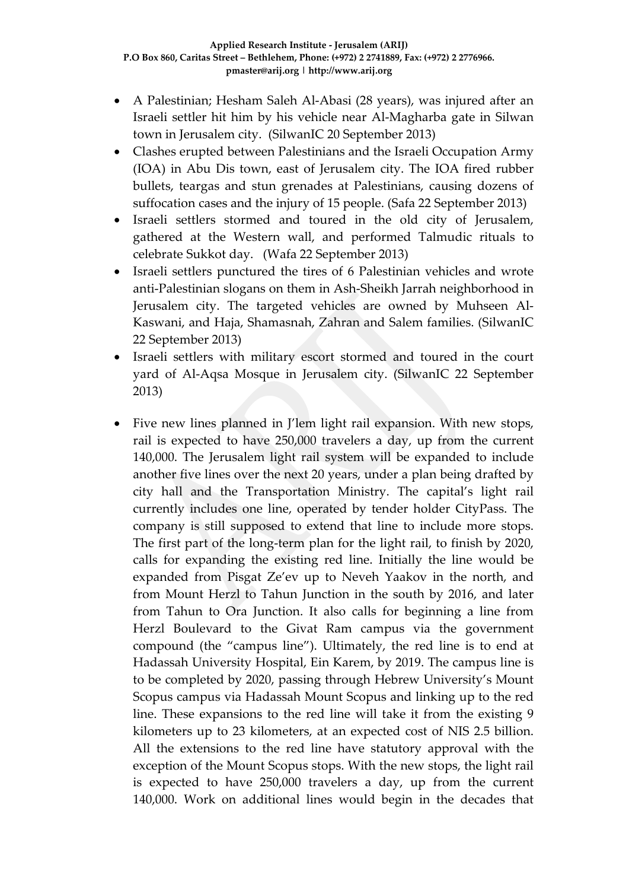- A Palestinian; Hesham Saleh Al-Abasi (28 years), was injured after an Israeli settler hit him by his vehicle near Al-Magharba gate in Silwan town in Jerusalem city. (SilwanIC 20 September 2013)
- Clashes erupted between Palestinians and the Israeli Occupation Army (IOA) in Abu Dis town, east of Jerusalem city. The IOA fired rubber bullets, teargas and stun grenades at Palestinians, causing dozens of suffocation cases and the injury of 15 people. (Safa 22 September 2013)
- Israeli settlers stormed and toured in the old city of Jerusalem, gathered at the Western wall, and performed Talmudic rituals to celebrate Sukkot day. (Wafa 22 September 2013)
- Israeli settlers punctured the tires of 6 Palestinian vehicles and wrote anti-Palestinian slogans on them in Ash-Sheikh Jarrah neighborhood in Jerusalem city. The targeted vehicles are owned by Muhseen Al-Kaswani, and Haja, Shamasnah, Zahran and Salem families. (SilwanIC 22 September 2013)
- Israeli settlers with military escort stormed and toured in the court yard of Al-Aqsa Mosque in Jerusalem city. (SilwanIC 22 September 2013)

- Five new lines planned in J'lem light rail expansion. With new stops, rail is expected to have 250,000 travelers a day, up from the current 140,000. The Jerusalem light rail system will be expanded to include another five lines over the next 20 years, under a plan being drafted by city hall and the Transportation Ministry. The capital's light rail currently includes one line, operated by tender holder CityPass. The company is still supposed to extend that line to include more stops. The first part of the long-term plan for the light rail, to finish by 2020, calls for expanding the existing red line. Initially the line would be expanded from Pisgat Ze'ev up to Neveh Yaakov in the north, and from Mount Herzl to Tahun Junction in the south by 2016, and later from Tahun to Ora Junction. It also calls for beginning a line from Herzl Boulevard to the Givat Ram campus via the government compound (the "campus line"). Ultimately, the red line is to end at Hadassah University Hospital, Ein Karem, by 2019. The campus line is to be completed by 2020, passing through Hebrew University's Mount Scopus campus via Hadassah Mount Scopus and linking up to the red line. These expansions to the red line will take it from the existing 9 kilometers up to 23 kilometers, at an expected cost of NIS 2.5 billion. All the extensions to the red line have statutory approval with the exception of the Mount Scopus stops. With the new stops, the light rail is expected to have 250,000 travelers a day, up from the current 140,000. Work on additional lines would begin in the decades that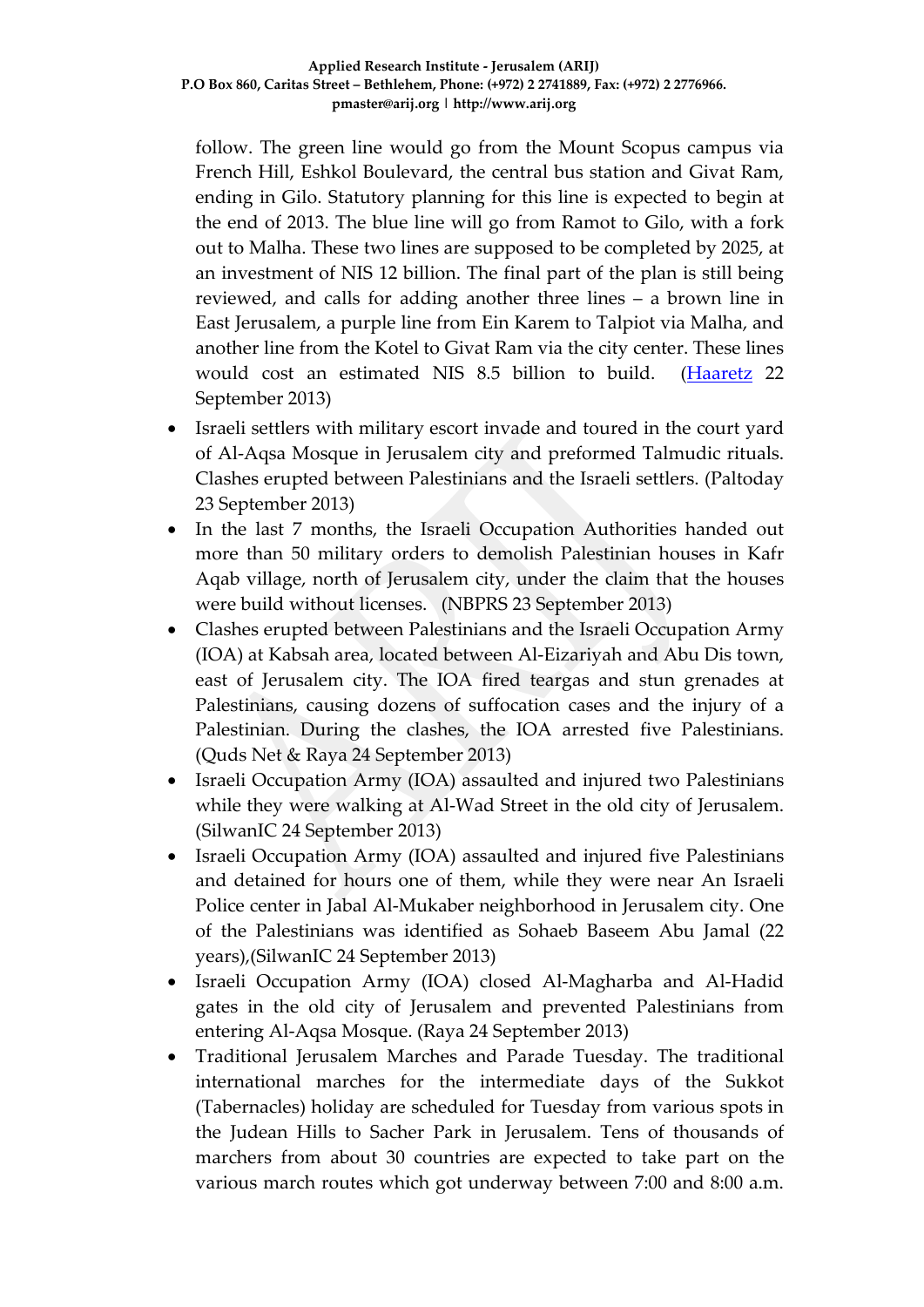follow. The green line would go from the Mount Scopus campus via French Hill, Eshkol Boulevard, the central bus station and Givat Ram, ending in Gilo. Statutory planning for this line is expected to begin at the end of 2013. The blue line will go from Ramot to Gilo, with a fork out to Malha. These two lines are supposed to be completed by 2025, at an investment of NIS 12 billion. The final part of the plan is still being reviewed, and calls for adding another three lines – a brown line in East Jerusalem, a purple line from Ein Karem to Talpiot via Malha, and another line from the Kotel to Givat Ram via the city center. These lines would cost an estimated NIS 8.5 billion to build. (Haaretz 22 September 2013)

- Israeli settlers with military escort invade and toured in the court yard of Al-Aqsa Mosque in Jerusalem city and preformed Talmudic rituals. Clashes erupted between Palestinians and the Israeli settlers. (Paltoday 23 September 2013)
- In the last 7 months, the Israeli Occupation Authorities handed out more than 50 military orders to demolish Palestinian houses in Kafr Aqab village, north of Jerusalem city, under the claim that the houses were build without licenses. (NBPRS 23 September 2013)
- Clashes erupted between Palestinians and the Israeli Occupation Army (IOA) at Kabsah area, located between Al-Eizariyah and Abu Dis town, east of Jerusalem city. The IOA fired teargas and stun grenades at Palestinians, causing dozens of suffocation cases and the injury of a Palestinian. During the clashes, the IOA arrested five Palestinians. (Quds Net & Raya 24 September 2013)
- Israeli Occupation Army (IOA) assaulted and injured two Palestinians while they were walking at Al-Wad Street in the old city of Jerusalem. (SilwanIC 24 September 2013)
- Israeli Occupation Army (IOA) assaulted and injured five Palestinians and detained for hours one of them, while they were near An Israeli Police center in Jabal Al-Mukaber neighborhood in Jerusalem city. One of the Palestinians was identified as Sohaeb Baseem Abu Jamal (22 years),(SilwanIC 24 September 2013)
- Israeli Occupation Army (IOA) closed Al-Magharba and Al-Hadid gates in the old city of Jerusalem and prevented Palestinians from entering Al-Aqsa Mosque. (Raya 24 September 2013)
- Traditional Jerusalem Marches and Parade Tuesday. The traditional international marches for the intermediate days of the Sukkot (Tabernacles) holiday are scheduled for Tuesday from various spots in the Judean Hills to Sacher Park in Jerusalem. Tens of thousands of marchers from about 30 countries are expected to take part on the various march routes which got underway between 7:00 and 8:00 a.m.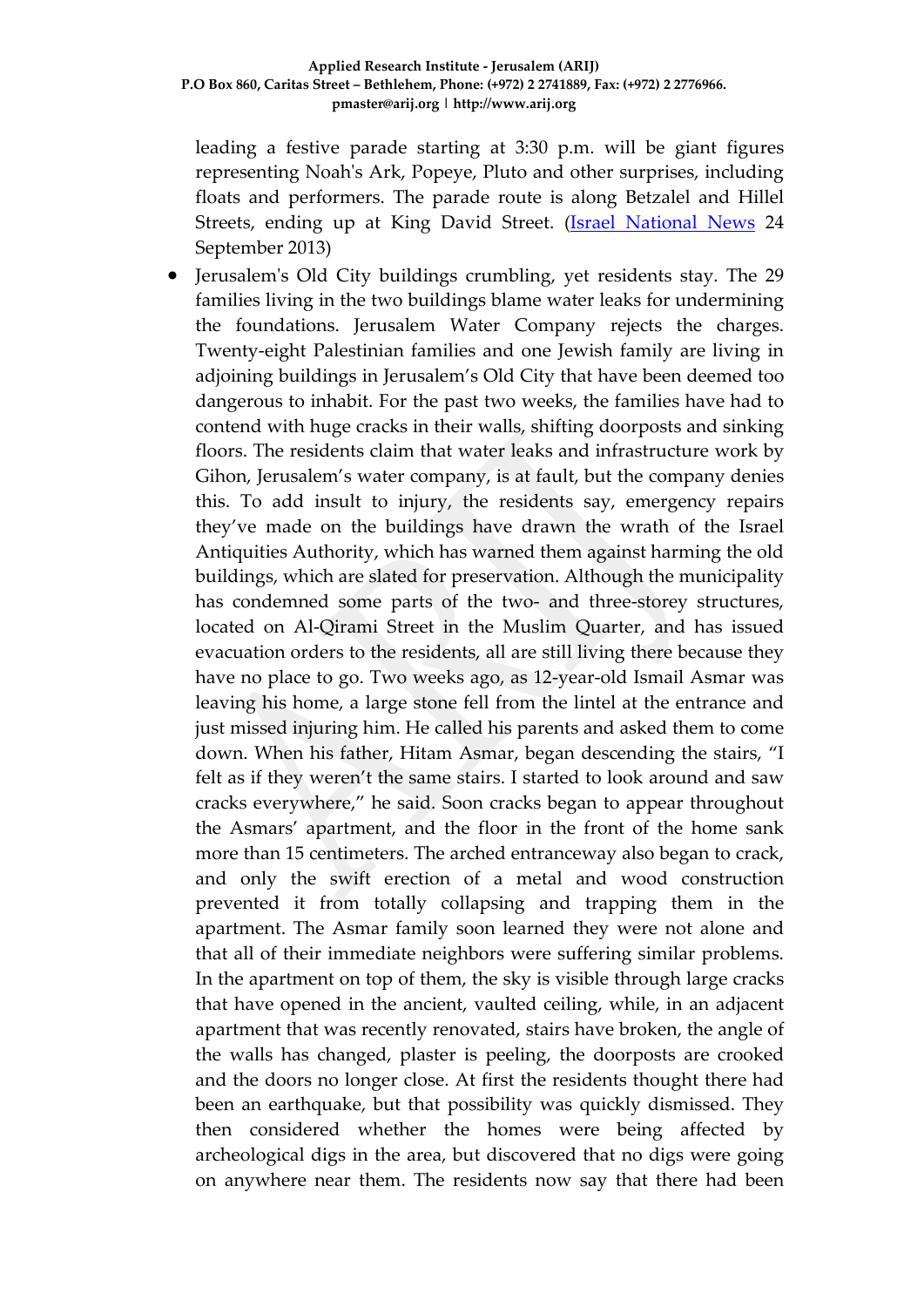leading a festive parade starting at 3:30 p.m. will be giant figures representing Noah's Ark, Popeye, Pluto and other surprises, including floats and performers. The parade route is along Betzalel and Hillel Streets, ending up at King David Street. (Israel National News 24 September 2013)

- Jerusalem's Old City buildings crumbling, yet residents stay. The 29 families living in the two buildings blame water leaks for undermining the foundations. Jerusalem Water Company rejects the charges. Twenty-eight Palestinian families and one Jewish family are living in adjoining buildings in Jerusalem's Old City that have been deemed too dangerous to inhabit. For the past two weeks, the families have had to contend with huge cracks in their walls, shifting doorposts and sinking floors. The residents claim that water leaks and infrastructure work by Gihon, Jerusalem's water company, is at fault, but the company denies this. To add insult to injury, the residents say, emergency repairs they've made on the buildings have drawn the wrath of the Israel Antiquities Authority, which has warned them against harming the old buildings, which are slated for preservation. Although the municipality has condemned some parts of the two- and three-storey structures, located on Al-Qirami Street in the Muslim Quarter, and has issued evacuation orders to the residents, all are still living there because they have no place to go. Two weeks ago, as 12-year-old Ismail Asmar was leaving his home, a large stone fell from the lintel at the entrance and just missed injuring him. He called his parents and asked them to come down. When his father, Hitam Asmar, began descending the stairs, "I felt as if they weren't the same stairs. I started to look around and saw cracks everywhere," he said. Soon cracks began to appear throughout the Asmars' apartment, and the floor in the front of the home sank more than 15 centimeters. The arched entranceway also began to crack, and only the swift erection of a metal and wood construction prevented it from totally collapsing and trapping them in the apartment. The Asmar family soon learned they were not alone and that all of their immediate neighbors were suffering similar problems. In the apartment on top of them, the sky is visible through large cracks that have opened in the ancient, vaulted ceiling, while, in an adjacent apartment that was recently renovated, stairs have broken, the angle of the walls has changed, plaster is peeling, the doorposts are crooked and the doors no longer close. At first the residents thought there had been an earthquake, but that possibility was quickly dismissed. They then considered whether the homes were being affected by archeological digs in the area, but discovered that no digs were going on anywhere near them. The residents now say that there had been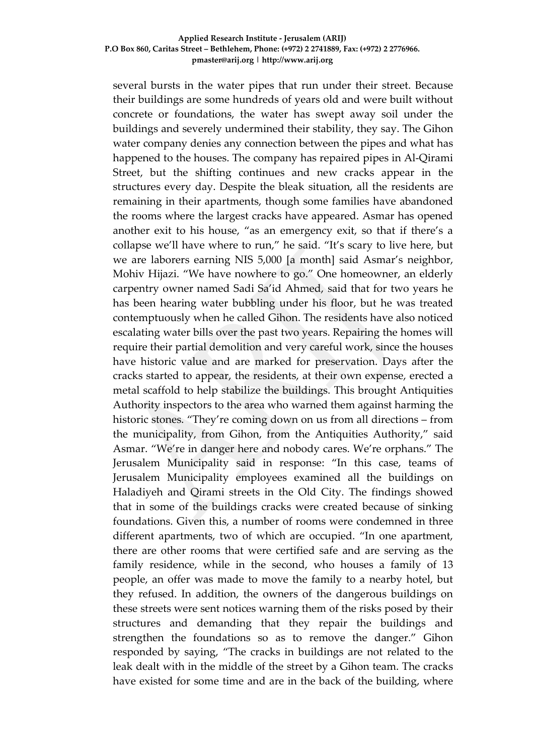several bursts in the water pipes that run under their street. Because their buildings are some hundreds of years old and were built without concrete or foundations, the water has swept away soil under the buildings and severely undermined their stability, they say. The Gihon water company denies any connection between the pipes and what has happened to the houses. The company has repaired pipes in Al-Qirami Street, but the shifting continues and new cracks appear in the structures every day. Despite the bleak situation, all the residents are remaining in their apartments, though some families have abandoned the rooms where the largest cracks have appeared. Asmar has opened another exit to his house, "as an emergency exit, so that if there's a collapse we'll have where to run," he said. "It's scary to live here, but we are laborers earning NIS 5,000 [a month] said Asmar's neighbor, Mohiv Hijazi. "We have nowhere to go." One homeowner, an elderly carpentry owner named Sadi Sa'id Ahmed, said that for two years he has been hearing water bubbling under his floor, but he was treated contemptuously when he called Gihon. The residents have also noticed escalating water bills over the past two years. Repairing the homes will require their partial demolition and very careful work, since the houses have historic value and are marked for preservation. Days after the cracks started to appear, the residents, at their own expense, erected a metal scaffold to help stabilize the buildings. This brought Antiquities Authority inspectors to the area who warned them against harming the historic stones. "They're coming down on us from all directions – from the municipality, from Gihon, from the Antiquities Authority," said Asmar. "We're in danger here and nobody cares. We're orphans." The Jerusalem Municipality said in response: "In this case, teams of Jerusalem Municipality employees examined all the buildings on Haladiyeh and Qirami streets in the Old City. The findings showed that in some of the buildings cracks were created because of sinking foundations. Given this, a number of rooms were condemned in three different apartments, two of which are occupied. "In one apartment, there are other rooms that were certified safe and are serving as the family residence, while in the second, who houses a family of 13 people, an offer was made to move the family to a nearby hotel, but they refused. In addition, the owners of the dangerous buildings on these streets were sent notices warning them of the risks posed by their structures and demanding that they repair the buildings and strengthen the foundations so as to remove the danger." Gihon responded by saying, "The cracks in buildings are not related to the leak dealt with in the middle of the street by a Gihon team. The cracks have existed for some time and are in the back of the building, where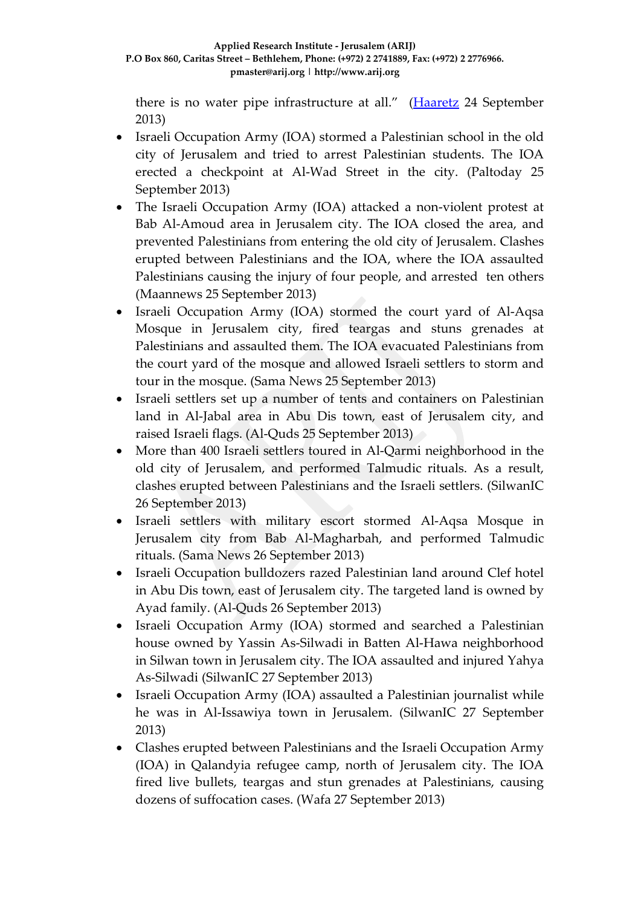there is no water pipe infrastructure at all." ([Haaretz](#) 24 September 2013)

- Israeli Occupation Army (IOA) stormed a Palestinian school in the old city of Jerusalem and tried to arrest Palestinian students. The IOA erected a checkpoint at Al-Wad Street in the city. (Paltoday 25 September 2013)
- The Israeli Occupation Army (IOA) attacked a non-violent protest at Bab Al-Amoud area in Jerusalem city. The IOA closed the area, and prevented Palestinians from entering the old city of Jerusalem. Clashes erupted between Palestinians and the IOA, where the IOA assaulted Palestinians causing the injury of four people, and arrested ten others (Maannews 25 September 2013)
- Israeli Occupation Army (IOA) stormed the court yard of Al-Aqsa Mosque in Jerusalem city, fired teargas and stuns grenades at Palestinians and assaulted them. The IOA evacuated Palestinians from the court yard of the mosque and allowed Israeli settlers to storm and tour in the mosque. (Sama News 25 September 2013)
- Israeli settlers set up a number of tents and containers on Palestinian land in Al-Jabal area in Abu Dis town, east of Jerusalem city, and raised Israeli flags. (Al-Quds 25 September 2013)
- More than 400 Israeli settlers toured in Al-Qarmi neighborhood in the old city of Jerusalem, and performed Talmudic rituals. As a result, clashes erupted between Palestinians and the Israeli settlers. (SilwanIC 26 September 2013)
- Israeli settlers with military escort stormed Al-Aqsa Mosque in Jerusalem city from Bab Al-Magharbah, and performed Talmudic rituals. (Sama News 26 September 2013)
- Israeli Occupation bulldozers razed Palestinian land around Clef hotel in Abu Dis town, east of Jerusalem city. The targeted land is owned by Ayad family. (Al-Quds 26 September 2013)
- Israeli Occupation Army (IOA) stormed and searched a Palestinian house owned by Yassin As-Silwadi in Batten Al-Hawa neighborhood in Silwan town in Jerusalem city. The IOA assaulted and injured Yahya As-Silwadi (SilwanIC 27 September 2013)
- Israeli Occupation Army (IOA) assaulted a Palestinian journalist while he was in Al-Issawiya town in Jerusalem. (SilwanIC 27 September 2013)
- Clashes erupted between Palestinians and the Israeli Occupation Army (IOA) in Qalandyia refugee camp, north of Jerusalem city. The IOA fired live bullets, teargas and stun grenades at Palestinians, causing dozens of suffocation cases. (Wafa 27 September 2013)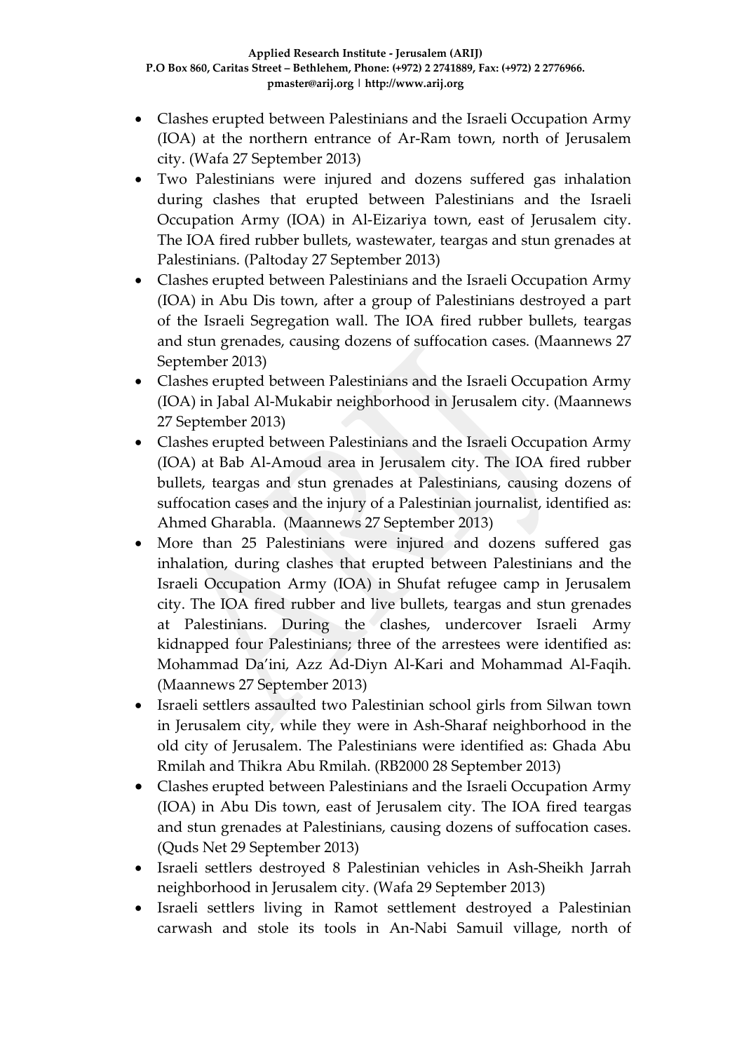- Clashes erupted between Palestinians and the Israeli Occupation Army (IOA) at the northern entrance of Ar-Ram town, north of Jerusalem city. (Wafa 27 September 2013)
- Two Palestinians were injured and dozens suffered gas inhalation during clashes that erupted between Palestinians and the Israeli Occupation Army (IOA) in Al-Eizariya town, east of Jerusalem city. The IOA fired rubber bullets, wastewater, teargas and stun grenades at Palestinians. (Paltoday 27 September 2013)
- Clashes erupted between Palestinians and the Israeli Occupation Army (IOA) in Abu Dis town, after a group of Palestinians destroyed a part of the Israeli Segregation wall. The IOA fired rubber bullets, teargas and stun grenades, causing dozens of suffocation cases. (Maannews 27 September 2013)
- Clashes erupted between Palestinians and the Israeli Occupation Army (IOA) in Jabal Al-Mukabir neighborhood in Jerusalem city. (Maannews 27 September 2013)
- Clashes erupted between Palestinians and the Israeli Occupation Army (IOA) at Bab Al-Amoud area in Jerusalem city. The IOA fired rubber bullets, teargas and stun grenades at Palestinians, causing dozens of suffocation cases and the injury of a Palestinian journalist, identified as: Ahmed Gharabla. (Maannews 27 September 2013)
- More than 25 Palestinians were injured and dozens suffered gas inhalation, during clashes that erupted between Palestinians and the Israeli Occupation Army (IOA) in Shufat refugee camp in Jerusalem city. The IOA fired rubber and live bullets, teargas and stun grenades at Palestinians. During the clashes, undercover Israeli Army kidnapped four Palestinians; three of the arrestees were identified as: Mohammad Da'ini, Azz Ad-Diyn Al-Kari and Mohammad Al-Faqih. (Maannews 27 September 2013)
- Israeli settlers assaulted two Palestinian school girls from Silwan town in Jerusalem city, while they were in Ash-Sharaf neighborhood in the old city of Jerusalem. The Palestinians were identified as: Ghada Abu Rmilah and Thikra Abu Rmilah. (RB2000 28 September 2013)
- Clashes erupted between Palestinians and the Israeli Occupation Army (IOA) in Abu Dis town, east of Jerusalem city. The IOA fired teargas and stun grenades at Palestinians, causing dozens of suffocation cases. (Quds Net 29 September 2013)
- Israeli settlers destroyed 8 Palestinian vehicles in Ash-Sheikh Jarrah neighborhood in Jerusalem city. (Wafa 29 September 2013)
- Israeli settlers living in Ramot settlement destroyed a Palestinian carwash and stole its tools in An-Nabi Samuil village, north of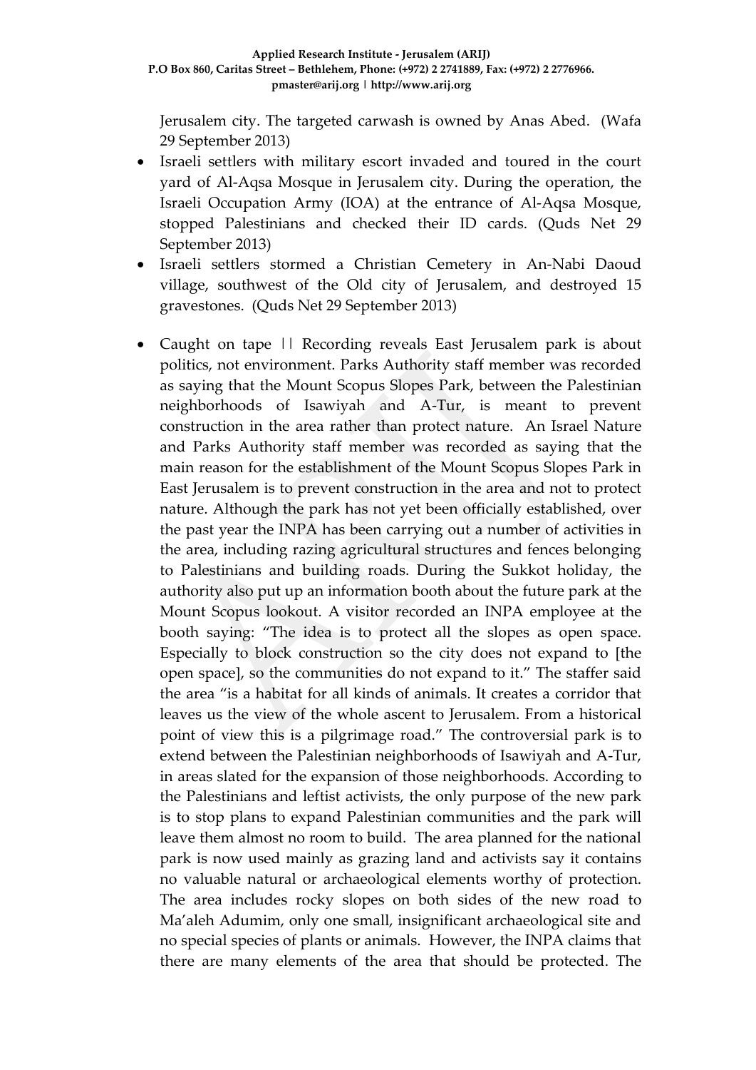Jerusalem city. The targeted carwash is owned by Anas Abed. (Wafa 29 September 2013)

- Israeli settlers with military escort invaded and toured in the court yard of Al-Aqsa Mosque in Jerusalem city. During the operation, the Israeli Occupation Army (IOA) at the entrance of Al-Aqsa Mosque, stopped Palestinians and checked their ID cards. (Quds Net 29 September 2013)
- Israeli settlers stormed a Christian Cemetery in An-Nabi Daoud village, southwest of the Old city of Jerusalem, and destroyed 15 gravestones. (Quds Net 29 September 2013)
- Caught on tape || Recording reveals East Jerusalem park is about politics, not environment. Parks Authority staff member was recorded as saying that the Mount Scopus Slopes Park, between the Palestinian neighborhoods of Isawiyah and A-Tur, is meant to prevent construction in the area rather than protect nature. An Israel Nature and Parks Authority staff member was recorded as saying that the main reason for the establishment of the Mount Scopus Slopes Park in East Jerusalem is to prevent construction in the area and not to protect nature. Although the park has not yet been officially established, over the past year the INPA has been carrying out a number of activities in the area, including razing agricultural structures and fences belonging to Palestinians and building roads. During the Sukkot holiday, the authority also put up an information booth about the future park at the Mount Scopus lookout. A visitor recorded an INPA employee at the booth saying: "The idea is to protect all the slopes as open space. Especially to block construction so the city does not expand to [the open space], so the communities do not expand to it." The staffer said the area "is a habitat for all kinds of animals. It creates a corridor that leaves us the view of the whole ascent to Jerusalem. From a historical point of view this is a pilgrimage road." The controversial park is to extend between the Palestinian neighborhoods of Isawiyah and A-Tur, in areas slated for the expansion of those neighborhoods. According to the Palestinians and leftist activists, the only purpose of the new park is to stop plans to expand Palestinian communities and the park will leave them almost no room to build. The area planned for the national park is now used mainly as grazing land and activists say it contains no valuable natural or archaeological elements worthy of protection. The area includes rocky slopes on both sides of the new road to Ma'aleh Adumim, only one small, insignificant archaeological site and no special species of plants or animals. However, the INPA claims that there are many elements of the area that should be protected. The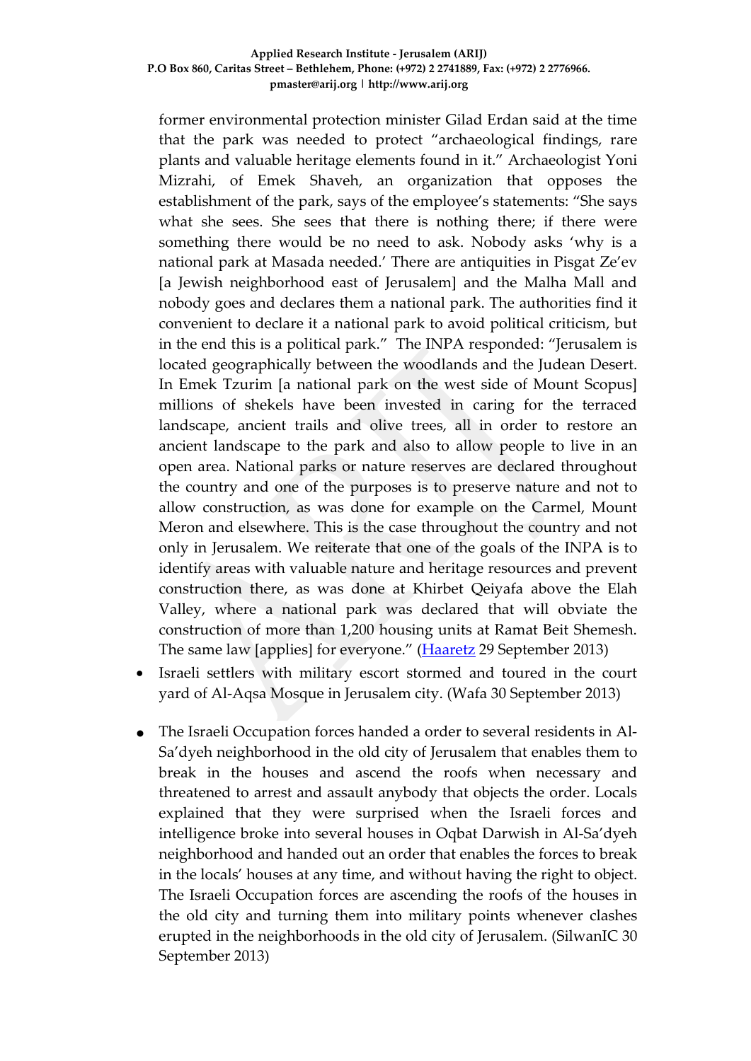former environmental protection minister Gilad Erdan said at the time that the park was needed to protect "archaeological findings, rare plants and valuable heritage elements found in it." Archaeologist Yoni Mizrahi, of Emek Shaveh, an organization that opposes the establishment of the park, says of the employee's statements: "She says what she sees. She sees that there is nothing there; if there were something there would be no need to ask. Nobody asks 'why is a national park at Masada needed.' There are antiquities in Pisgat Ze'ev [a Jewish neighborhood east of Jerusalem] and the Malha Mall and nobody goes and declares them a national park. The authorities find it convenient to declare it a national park to avoid political criticism, but in the end this is a political park." The INPA responded: "Jerusalem is located geographically between the woodlands and the Judean Desert. In Emek Tzurim [a national park on the west side of Mount Scopus] millions of shekels have been invested in caring for the terraced landscape, ancient trails and olive trees, all in order to restore an ancient landscape to the park and also to allow people to live in an open area. National parks or nature reserves are declared throughout the country and one of the purposes is to preserve nature and not to allow construction, as was done for example on the Carmel, Mount Meron and elsewhere. This is the case throughout the country and not only in Jerusalem. We reiterate that one of the goals of the INPA is to identify areas with valuable nature and heritage resources and prevent construction there, as was done at Khirbet Qeiyafa above the Elah Valley, where a national park was declared that will obviate the construction of more than 1,200 housing units at Ramat Beit Shemesh. The same law [applies] for everyone." ([Haaretz](Haaretz) 29 September 2013)

- Israeli settlers with military escort stormed and toured in the court yard of Al-Aqsa Mosque in Jerusalem city. (Wafa 30 September 2013)

- The Israeli Occupation forces handed a order to several residents in Al-Sa'dyeh neighborhood in the old city of Jerusalem that enables them to break in the houses and ascend the roofs when necessary and threatened to arrest and assault anybody that objects the order. Locals explained that they were surprised when the Israeli forces and intelligence broke into several houses in Oqbat Darwish in Al-Sa'dyeh neighborhood and handed out an order that enables the forces to break in the locals' houses at any time, and without having the right to object. The Israeli Occupation forces are ascending the roofs of the houses in the old city and turning them into military points whenever clashes erupted in the neighborhoods in the old city of Jerusalem. (SilwanIC 30 September 2013)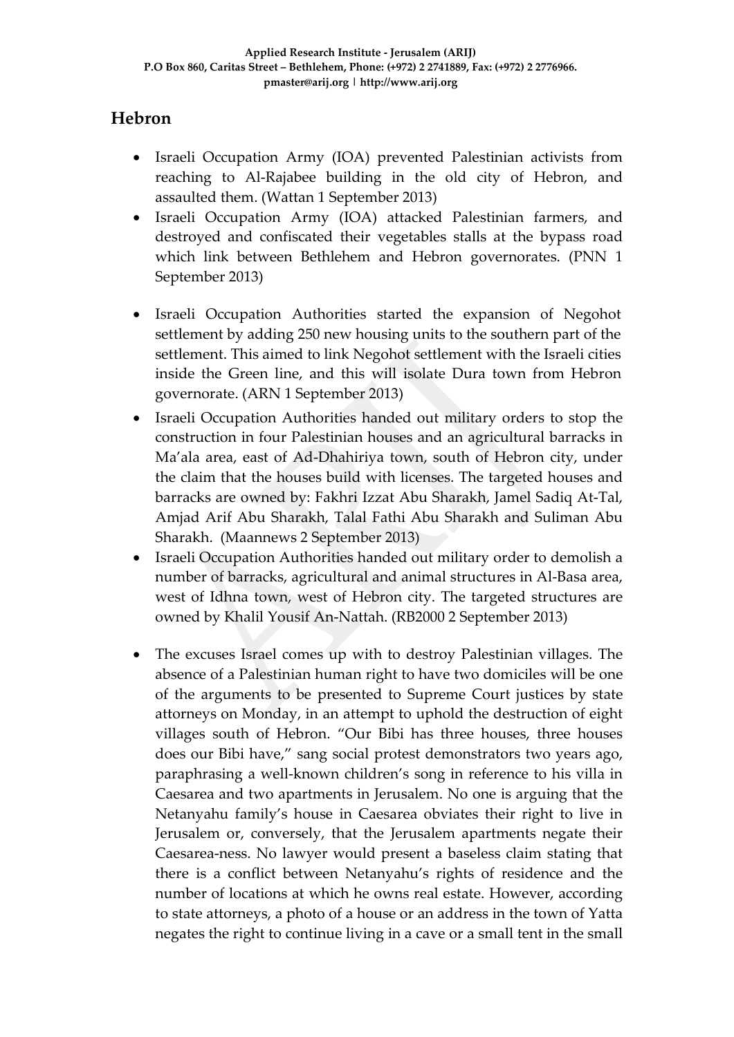## Hebron

- Israeli Occupation Army (IOA) prevented Palestinian activists from reaching to Al-Rajabee building in the old city of Hebron, and assaulted them. (Wattan 1 September 2013)
- Israeli Occupation Army (IOA) attacked Palestinian farmers, and destroyed and confiscated their vegetables stalls at the bypass road which link between Bethlehem and Hebron governorates. (PNN 1 September 2013)
- Israeli Occupation Authorities started the expansion of Negohot settlement by adding 250 new housing units to the southern part of the settlement. This aimed to link Negohot settlement with the Israeli cities inside the Green line, and this will isolate Dura town from Hebron governorate. (ARN 1 September 2013)
- Israeli Occupation Authorities handed out military orders to stop the construction in four Palestinian houses and an agricultural barracks in Ma'ala area, east of Ad-Dhahiriya town, south of Hebron city, under the claim that the houses build with licenses. The targeted houses and barracks are owned by: Fakhri Izzat Abu Sharakh, Jamel Sadiq At-Tal, Amjad Arif Abu Sharakh, Talal Fathi Abu Sharakh and Suliman Abu Sharakh. (Maannews 2 September 2013)
- Israeli Occupation Authorities handed out military order to demolish a number of barracks, agricultural and animal structures in Al-Basa area, west of Idhna town, west of Hebron city. The targeted structures are owned by Khalil Yousif An-Nattah. (RB2000 2 September 2013)
- The excuses Israel comes up with to destroy Palestinian villages. The absence of a Palestinian human right to have two domiciles will be one of the arguments to be presented to Supreme Court justices by state attorneys on Monday, in an attempt to uphold the destruction of eight villages south of Hebron. "Our Bibi has three houses, three houses does our Bibi have," sang social protest demonstrators two years ago, paraphrasing a well-known children's song in reference to his villa in Caesarea and two apartments in Jerusalem. No one is arguing that the Netanyahu family's house in Caesarea obviates their right to live in Jerusalem or, conversely, that the Jerusalem apartments negate their Caesarea-ness. No lawyer would present a baseless claim stating that there is a conflict between Netanyahu's rights of residence and the number of locations at which he owns real estate. However, according to state attorneys, a photo of a house or an address in the town of Yatta negates the right to continue living in a cave or a small tent in the small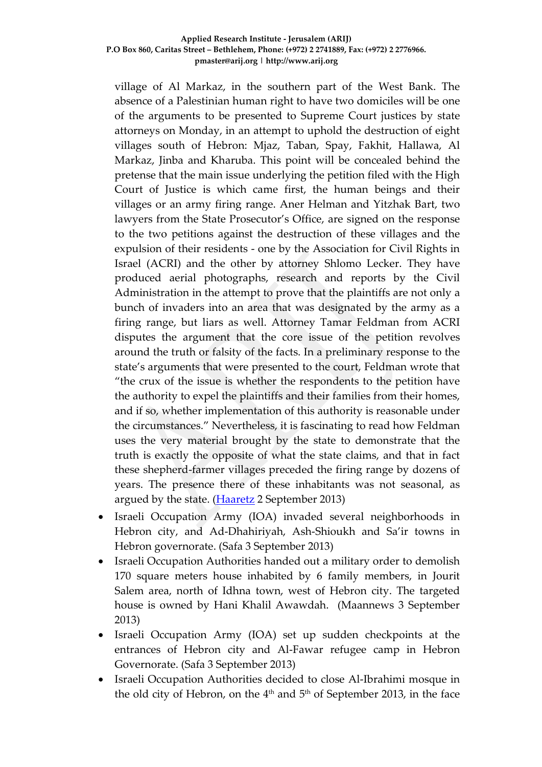village of Al Markaz, in the southern part of the West Bank. The absence of a Palestinian human right to have two domiciles will be one of the arguments to be presented to Supreme Court justices by state attorneys on Monday, in an attempt to uphold the destruction of eight villages south of Hebron: Mjaz, Taban, Spay, Fakhit, Hallawa, Al Markaz, Jinba and Kharuba. This point will be concealed behind the pretense that the main issue underlying the petition filed with the High Court of Justice is which came first, the human beings and their villages or an army firing range. Aner Helman and Yitzhak Bart, two lawyers from the State Prosecutor's Office, are signed on the response to the two petitions against the destruction of these villages and the expulsion of their residents - one by the Association for Civil Rights in Israel (ACRI) and the other by attorney Shlomo Lecker. They have produced aerial photographs, research and reports by the Civil Administration in the attempt to prove that the plaintiffs are not only a bunch of invaders into an area that was designated by the army as a firing range, but liars as well. Attorney Tamar Feldman from ACRI disputes the argument that the core issue of the petition revolves around the truth or falsity of the facts. In a preliminary response to the state's arguments that were presented to the court, Feldman wrote that "the crux of the issue is whether the respondents to the petition have the authority to expel the plaintiffs and their families from their homes, and if so, whether implementation of this authority is reasonable under the circumstances." Nevertheless, it is fascinating to read how Feldman uses the very material brought by the state to demonstrate that the truth is exactly the opposite of what the state claims, and that in fact these shepherd-farmer villages preceded the firing range by dozens of years. The presence there of these inhabitants was not seasonal, as argued by the state. (Haaretz 2 September 2013)

- Israeli Occupation Army (IOA) invaded several neighborhoods in Hebron city, and Ad-Dhahiriyah, Ash-Shioukh and Sa'ir towns in Hebron governorate. (Safa 3 September 2013)
- Israeli Occupation Authorities handed out a military order to demolish 170 square meters house inhabited by 6 family members, in Jourit Salem area, north of Idhna town, west of Hebron city. The targeted house is owned by Hani Khalil Awawdah. (Maannews 3 September 2013)
- Israeli Occupation Army (IOA) set up sudden checkpoints at the entrances of Hebron city and Al-Fawar refugee camp in Hebron Governorate. (Safa 3 September 2013)
- Israeli Occupation Authorities decided to close Al-Ibrahimi mosque in the old city of Hebron, on the 4th and 5th of September 2013, in the face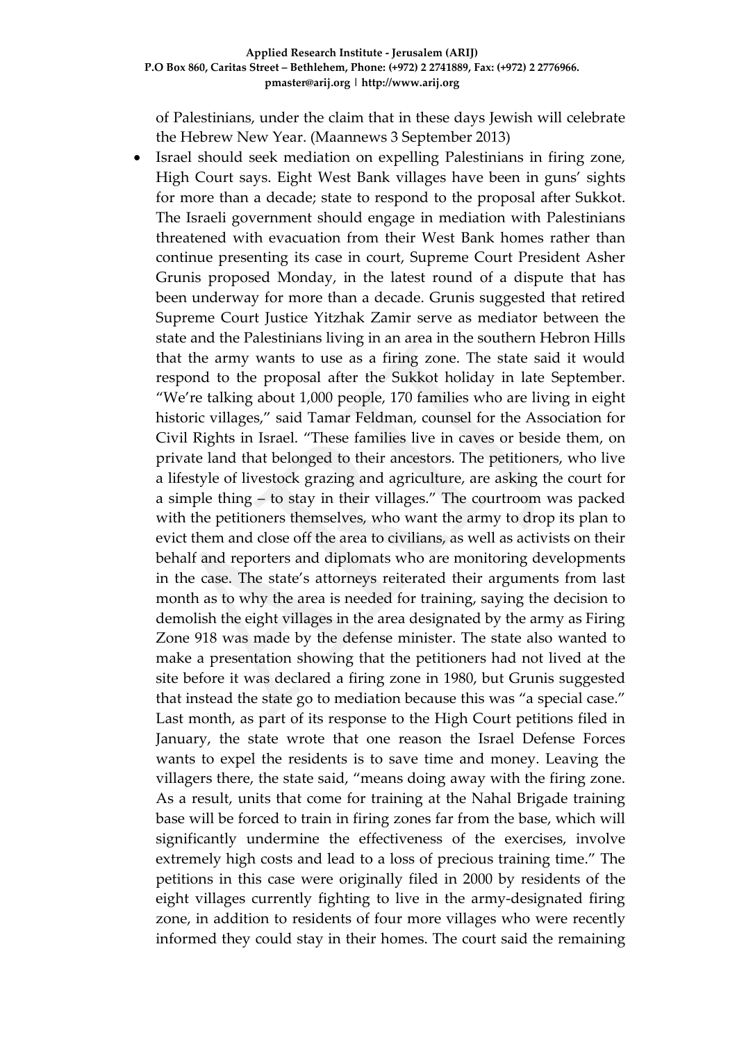of Palestinians, under the claim that in these days Jewish will celebrate the Hebrew New Year. (Maannews 3 September 2013)

- Israel should seek mediation on expelling Palestinians in firing zone, High Court says. Eight West Bank villages have been in guns' sights for more than a decade; state to respond to the proposal after Sukkot. The Israeli government should engage in mediation with Palestinians threatened with evacuation from their West Bank homes rather than continue presenting its case in court, Supreme Court President Asher Grunis proposed Monday, in the latest round of a dispute that has been underway for more than a decade. Grunis suggested that retired Supreme Court Justice Yitzhak Zamir serve as mediator between the state and the Palestinians living in an area in the southern Hebron Hills that the army wants to use as a firing zone. The state said it would respond to the proposal after the Sukkot holiday in late September. "We're talking about 1,000 people, 170 families who are living in eight historic villages," said Tamar Feldman, counsel for the Association for Civil Rights in Israel. "These families live in caves or beside them, on private land that belonged to their ancestors. The petitioners, who live a lifestyle of livestock grazing and agriculture, are asking the court for a simple thing – to stay in their villages." The courtroom was packed with the petitioners themselves, who want the army to drop its plan to evict them and close off the area to civilians, as well as activists on their behalf and reporters and diplomats who are monitoring developments in the case. The state's attorneys reiterated their arguments from last month as to why the area is needed for training, saying the decision to demolish the eight villages in the area designated by the army as Firing Zone 918 was made by the defense minister. The state also wanted to make a presentation showing that the petitioners had not lived at the site before it was declared a firing zone in 1980, but Grunis suggested that instead the state go to mediation because this was "a special case." Last month, as part of its response to the High Court petitions filed in January, the state wrote that one reason the Israel Defense Forces wants to expel the residents is to save time and money. Leaving the villagers there, the state said, "means doing away with the firing zone. As a result, units that come for training at the Nahal Brigade training base will be forced to train in firing zones far from the base, which will significantly undermine the effectiveness of the exercises, involve extremely high costs and lead to a loss of precious training time." The petitions in this case were originally filed in 2000 by residents of the eight villages currently fighting to live in the army-designated firing zone, in addition to residents of four more villages who were recently informed they could stay in their homes. The court said the remaining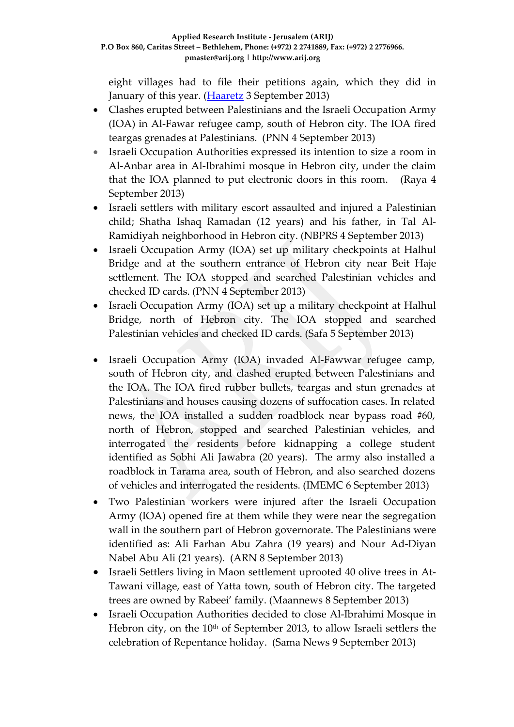eight villages had to file their petitions again, which they did in January of this year. ([Haaretz](#) 3 September 2013)

- Clashes erupted between Palestinians and the Israeli Occupation Army (IOA) in Al-Fawar refugee camp, south of Hebron city. The IOA fired teargas grenades at Palestinians. (PNN 4 September 2013)
- Israeli Occupation Authorities expressed its intention to size a room in Al-Anbar area in Al-Ibrahimi mosque in Hebron city, under the claim that the IOA planned to put electronic doors in this room. (Raya 4 September 2013)
- Israeli settlers with military escort assaulted and injured a Palestinian child; Shatha Ishaq Ramadan (12 years) and his father, in Tal Al-Ramidiyah neighborhood in Hebron city. (NBPRS 4 September 2013)
- Israeli Occupation Army (IOA) set up military checkpoints at Halhul Bridge and at the southern entrance of Hebron city near Beit Haje settlement. The IOA stopped and searched Palestinian vehicles and checked ID cards. (PNN 4 September 2013)
- Israeli Occupation Army (IOA) set up a military checkpoint at Halhul Bridge, north of Hebron city. The IOA stopped and searched Palestinian vehicles and checked ID cards. (Safa 5 September 2013)
- Israeli Occupation Army (IOA) invaded Al-Fawwar refugee camp, south of Hebron city, and clashed erupted between Palestinians and the IOA. The IOA fired rubber bullets, teargas and stun grenades at Palestinians and houses causing dozens of suffocation cases. In related news, the IOA installed a sudden roadblock near bypass road #60, north of Hebron, stopped and searched Palestinian vehicles, and interrogated the residents before kidnapping a college student identified as Sobhi Ali Jawabra (20 years). The army also installed a roadblock in Tarama area, south of Hebron, and also searched dozens of vehicles and interrogated the residents. (IMEMC 6 September 2013)
- Two Palestinian workers were injured after the Israeli Occupation Army (IOA) opened fire at them while they were near the segregation wall in the southern part of Hebron governorate. The Palestinians were identified as: Ali Farhan Abu Zahra (19 years) and Nour Ad-Diyan Nabel Abu Ali (21 years). (ARN 8 September 2013)
- Israeli Settlers living in Maon settlement uprooted 40 olive trees in At-Tawani village, east of Yatta town, south of Hebron city. The targeted trees are owned by Rabeei' family. (Maannews 8 September 2013)
- Israeli Occupation Authorities decided to close Al-Ibrahimi Mosque in Hebron city, on the 10th of September 2013, to allow Israeli settlers the celebration of Repentance holiday. (Sama News 9 September 2013)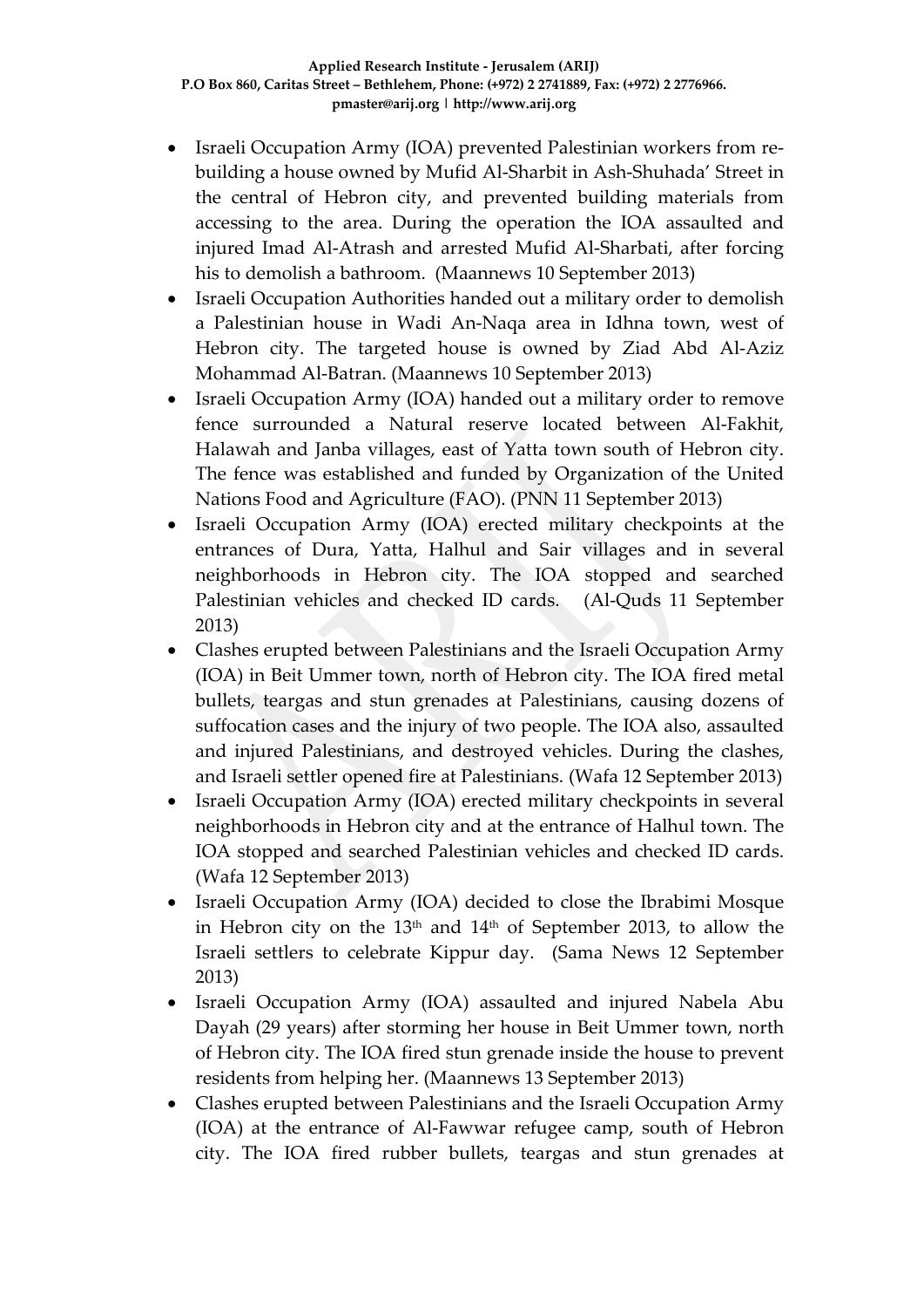- Israeli Occupation Army (IOA) prevented Palestinian workers from re-building a house owned by Mufid Al-Sharbit in Ash-Shuhada' Street in the central of Hebron city, and prevented building materials from accessing to the area. During the operation the IOA assaulted and injured Imad Al-Atrash and arrested Mufid Al-Sharbati, after forcing his to demolish a bathroom. (Maannews 10 September 2013)
- Israeli Occupation Authorities handed out a military order to demolish a Palestinian house in Wadi An-Naqa area in Idhna town, west of Hebron city. The targeted house is owned by Ziad Abd Al-Aziz Mohammad Al-Batran. (Maannews 10 September 2013)
- Israeli Occupation Army (IOA) handed out a military order to remove fence surrounded a Natural reserve located between Al-Fakhit, Halawah and Janba villages, east of Yatta town south of Hebron city. The fence was established and funded by Organization of the United Nations Food and Agriculture (FAO). (PNN 11 September 2013)
- Israeli Occupation Army (IOA) erected military checkpoints at the entrances of Dura, Yatta, Halhul and Sair villages and in several neighborhoods in Hebron city. The IOA stopped and searched Palestinian vehicles and checked ID cards. (Al-Quds 11 September 2013)
- Clashes erupted between Palestinians and the Israeli Occupation Army (IOA) in Beit Ummer town, north of Hebron city. The IOA fired metal bullets, teargas and stun grenades at Palestinians, causing dozens of suffocation cases and the injury of two people. The IOA also, assaulted and injured Palestinians, and destroyed vehicles. During the clashes, and Israeli settler opened fire at Palestinians. (Wafa 12 September 2013)
- Israeli Occupation Army (IOA) erected military checkpoints in several neighborhoods in Hebron city and at the entrance of Halhul town. The IOA stopped and searched Palestinian vehicles and checked ID cards. (Wafa 12 September 2013)
- Israeli Occupation Army (IOA) decided to close the Ibrabimi Mosque in Hebron city on the 13th and 14th of September 2013, to allow the Israeli settlers to celebrate Kippur day. (Sama News 12 September 2013)
- Israeli Occupation Army (IOA) assaulted and injured Nabela Abu Dayah (29 years) after storming her house in Beit Ummer town, north of Hebron city. The IOA fired stun grenade inside the house to prevent residents from helping her. (Maannews 13 September 2013)
- Clashes erupted between Palestinians and the Israeli Occupation Army (IOA) at the entrance of Al-Fawwar refugee camp, south of Hebron city. The IOA fired rubber bullets, teargas and stun grenades at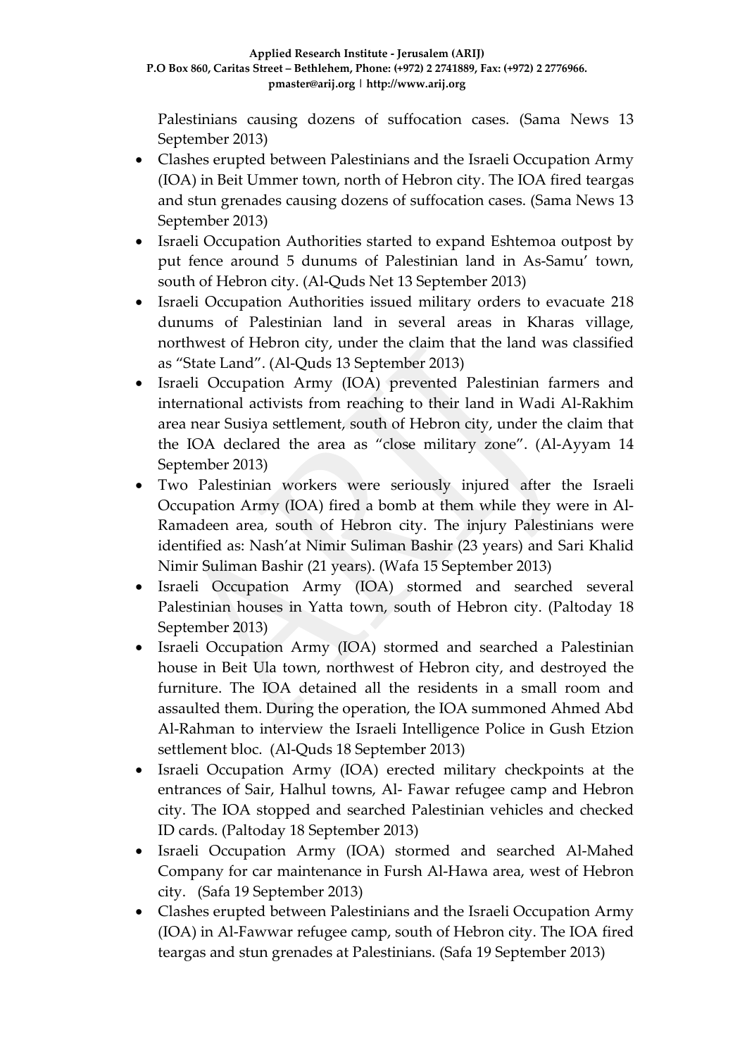Palestinians causing dozens of suffocation cases. (Sama News 13 September 2013)

- Clashes erupted between Palestinians and the Israeli Occupation Army (IOA) in Beit Ummer town, north of Hebron city. The IOA fired teargas and stun grenades causing dozens of suffocation cases. (Sama News 13 September 2013)
- Israeli Occupation Authorities started to expand Eshtemoa outpost by put fence around 5 dunums of Palestinian land in As-Samu' town, south of Hebron city. (Al-Quds Net 13 September 2013)
- Israeli Occupation Authorities issued military orders to evacuate 218 dunums of Palestinian land in several areas in Kharas village, northwest of Hebron city, under the claim that the land was classified as "State Land". (Al-Quds 13 September 2013)
- Israeli Occupation Army (IOA) prevented Palestinian farmers and international activists from reaching to their land in Wadi Al-Rakhim area near Susiya settlement, south of Hebron city, under the claim that the IOA declared the area as "close military zone". (Al-Ayyam 14 September 2013)
- Two Palestinian workers were seriously injured after the Israeli Occupation Army (IOA) fired a bomb at them while they were in Al-Ramadeen area, south of Hebron city. The injury Palestinians were identified as: Nash'at Nimir Suliman Bashir (23 years) and Sari Khalid Nimir Suliman Bashir (21 years). (Wafa 15 September 2013)
- Israeli Occupation Army (IOA) stormed and searched several Palestinian houses in Yatta town, south of Hebron city. (Paltoday 18 September 2013)
- Israeli Occupation Army (IOA) stormed and searched a Palestinian house in Beit Ula town, northwest of Hebron city, and destroyed the furniture. The IOA detained all the residents in a small room and assaulted them. During the operation, the IOA summoned Ahmed Abd Al-Rahman to interview the Israeli Intelligence Police in Gush Etzion settlement bloc. (Al-Quds 18 September 2013)
- Israeli Occupation Army (IOA) erected military checkpoints at the entrances of Sair, Halhul towns, Al- Fawar refugee camp and Hebron city. The IOA stopped and searched Palestinian vehicles and checked ID cards. (Paltoday 18 September 2013)
- Israeli Occupation Army (IOA) stormed and searched Al-Mahed Company for car maintenance in Fursh Al-Hawa area, west of Hebron city. (Safa 19 September 2013)
- Clashes erupted between Palestinians and the Israeli Occupation Army (IOA) in Al-Fawwar refugee camp, south of Hebron city. The IOA fired teargas and stun grenades at Palestinians. (Safa 19 September 2013)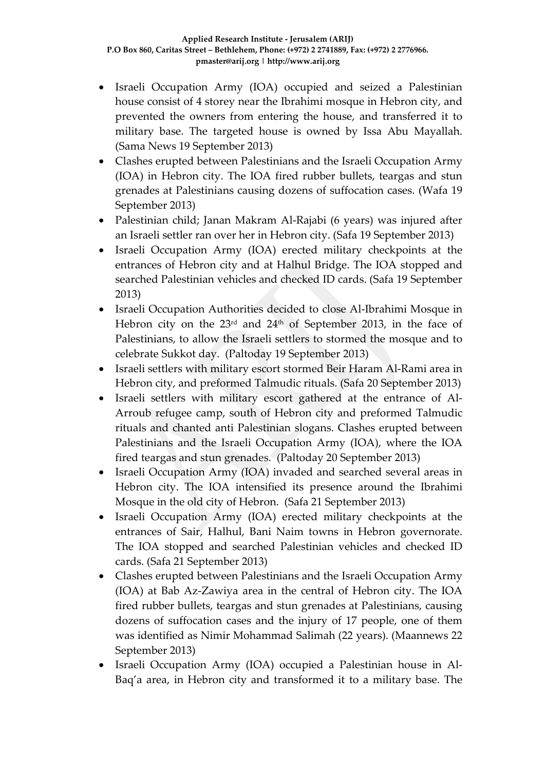- Israeli Occupation Army (IOA) occupied and seized a Palestinian house consist of 4 storey near the Ibrahimi mosque in Hebron city, and prevented the owners from entering the house, and transferred it to military base. The targeted house is owned by Issa Abu Mayallah. (Sama News 19 September 2013)
- Clashes erupted between Palestinians and the Israeli Occupation Army (IOA) in Hebron city. The IOA fired rubber bullets, teargas and stun grenades at Palestinians causing dozens of suffocation cases. (Wafa 19 September 2013)
- Palestinian child; Janan Makram Al-Rajabi (6 years) was injured after an Israeli settler ran over her in Hebron city. (Safa 19 September 2013)
- Israeli Occupation Army (IOA) erected military checkpoints at the entrances of Hebron city and at Halhul Bridge. The IOA stopped and searched Palestinian vehicles and checked ID cards. (Safa 19 September 2013)
- Israeli Occupation Authorities decided to close Al-Ibrahimi Mosque in Hebron city on the 23rd and 24th of September 2013, in the face of Palestinians, to allow the Israeli settlers to stormed the mosque and to celebrate Sukkot day. (Paltoday 19 September 2013)
- Israeli settlers with military escort stormed Beir Haram Al-Rami area in Hebron city, and preformed Talmudic rituals. (Safa 20 September 2013)
- Israeli settlers with military escort gathered at the entrance of Al-Arroub refugee camp, south of Hebron city and preformed Talmudic rituals and chanted anti Palestinian slogans. Clashes erupted between Palestinians and the Israeli Occupation Army (IOA), where the IOA fired teargas and stun grenades. (Paltoday 20 September 2013)
- Israeli Occupation Army (IOA) invaded and searched several areas in Hebron city. The IOA intensified its presence around the Ibrahimi Mosque in the old city of Hebron. (Safa 21 September 2013)
- Israeli Occupation Army (IOA) erected military checkpoints at the entrances of Sair, Halhul, Bani Naim towns in Hebron governorate. The IOA stopped and searched Palestinian vehicles and checked ID cards. (Safa 21 September 2013)
- Clashes erupted between Palestinians and the Israeli Occupation Army (IOA) at Bab Az-Zawiya area in the central of Hebron city. The IOA fired rubber bullets, teargas and stun grenades at Palestinians, causing dozens of suffocation cases and the injury of 17 people, one of them was identified as Nimir Mohammad Salimah (22 years). (Maannews 22 September 2013)
- Israeli Occupation Army (IOA) occupied a Palestinian house in Al-Baq'a area, in Hebron city and transformed it to a military base. The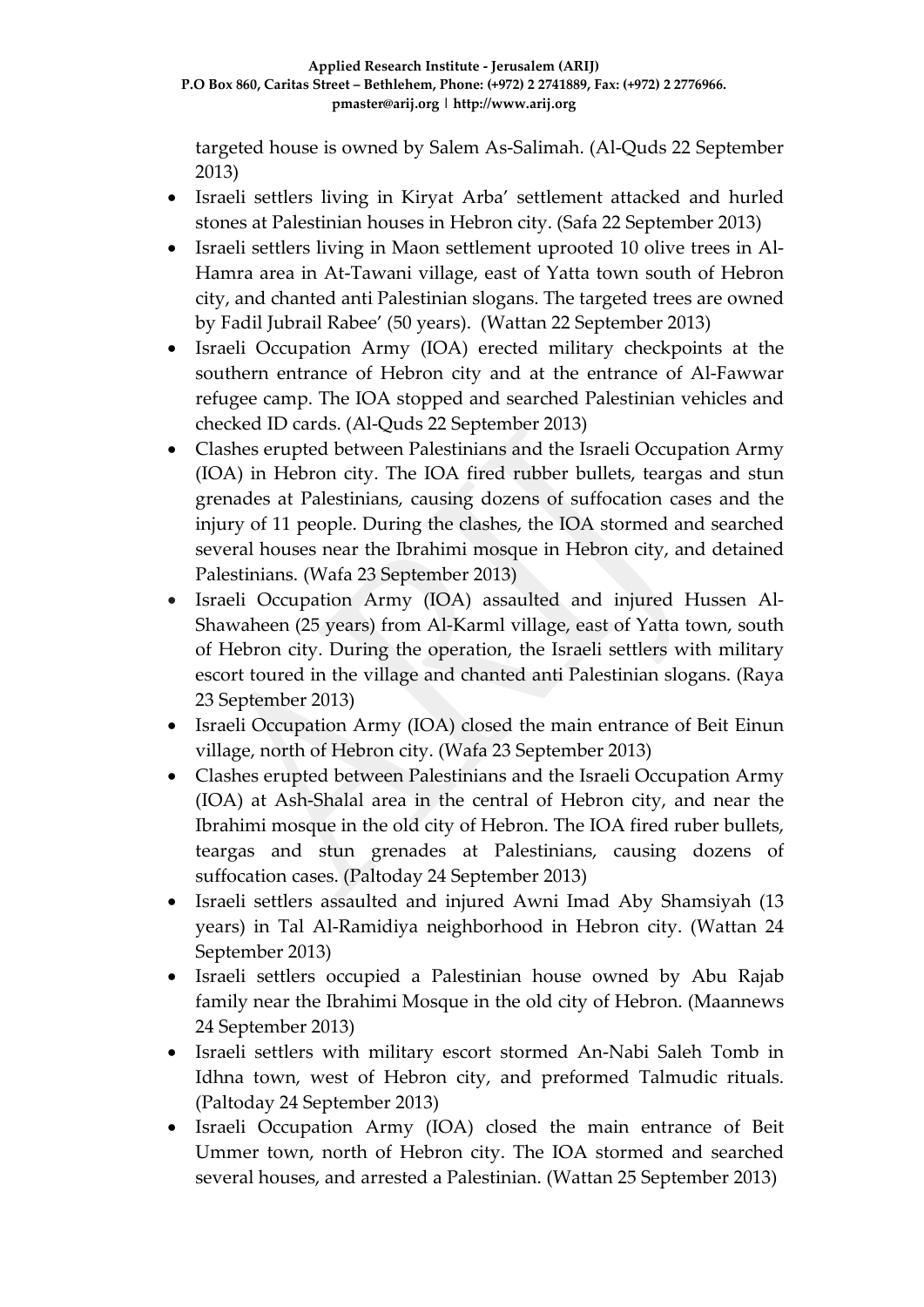targeted house is owned by Salem As-Salimah. (Al-Quds 22 September 2013)

- Israeli settlers living in Kiryat Arba' settlement attacked and hurled stones at Palestinian houses in Hebron city. (Safa 22 September 2013)
- Israeli settlers living in Maon settlement uprooted 10 olive trees in Al-Hamra area in At-Tawani village, east of Yatta town south of Hebron city, and chanted anti Palestinian slogans. The targeted trees are owned by Fadil Jubrail Rabee' (50 years). (Wattan 22 September 2013)
- Israeli Occupation Army (IOA) erected military checkpoints at the southern entrance of Hebron city and at the entrance of Al-Fawwar refugee camp. The IOA stopped and searched Palestinian vehicles and checked ID cards. (Al-Quds 22 September 2013)
- Clashes erupted between Palestinians and the Israeli Occupation Army (IOA) in Hebron city. The IOA fired rubber bullets, teargas and stun grenades at Palestinians, causing dozens of suffocation cases and the injury of 11 people. During the clashes, the IOA stormed and searched several houses near the Ibrahimi mosque in Hebron city, and detained Palestinians. (Wafa 23 September 2013)
- Israeli Occupation Army (IOA) assaulted and injured Hussen Al-Shawaheen (25 years) from Al-Karml village, east of Yatta town, south of Hebron city. During the operation, the Israeli settlers with military escort toured in the village and chanted anti Palestinian slogans. (Raya 23 September 2013)
- Israeli Occupation Army (IOA) closed the main entrance of Beit Einun village, north of Hebron city. (Wafa 23 September 2013)
- Clashes erupted between Palestinians and the Israeli Occupation Army (IOA) at Ash-Shalal area in the central of Hebron city, and near the Ibrahimi mosque in the old city of Hebron. The IOA fired ruber bullets, teargas and stun grenades at Palestinians, causing dozens of suffocation cases. (Paltoday 24 September 2013)
- Israeli settlers assaulted and injured Awni Imad Aby Shamsiyah (13 years) in Tal Al-Ramidiya neighborhood in Hebron city. (Wattan 24 September 2013)
- Israeli settlers occupied a Palestinian house owned by Abu Rajab family near the Ibrahimi Mosque in the old city of Hebron. (Maannews 24 September 2013)
- Israeli settlers with military escort stormed An-Nabi Saleh Tomb in Idhna town, west of Hebron city, and preformed Talmudic rituals. (Paltoday 24 September 2013)
- Israeli Occupation Army (IOA) closed the main entrance of Beit Ummer town, north of Hebron city. The IOA stormed and searched several houses, and arrested a Palestinian. (Wattan 25 September 2013)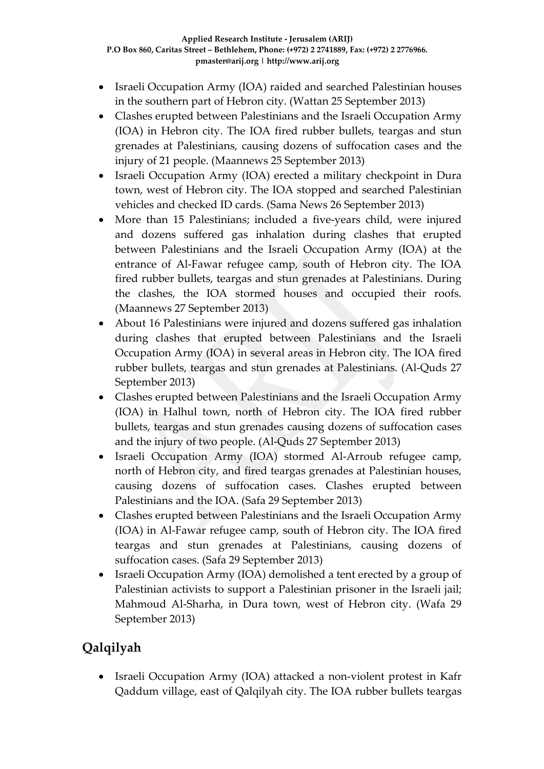- Israeli Occupation Army (IOA) raided and searched Palestinian houses in the southern part of Hebron city. (Wattan 25 September 2013)
- Clashes erupted between Palestinians and the Israeli Occupation Army (IOA) in Hebron city. The IOA fired rubber bullets, teargas and stun grenades at Palestinians, causing dozens of suffocation cases and the injury of 21 people. (Maannews 25 September 2013)
- Israeli Occupation Army (IOA) erected a military checkpoint in Dura town, west of Hebron city. The IOA stopped and searched Palestinian vehicles and checked ID cards. (Sama News 26 September 2013)
- More than 15 Palestinians; included a five-years child, were injured and dozens suffered gas inhalation during clashes that erupted between Palestinians and the Israeli Occupation Army (IOA) at the entrance of Al-Fawar refugee camp, south of Hebron city. The IOA fired rubber bullets, teargas and stun grenades at Palestinians. During the clashes, the IOA stormed houses and occupied their roofs. (Maannews 27 September 2013)
- About 16 Palestinians were injured and dozens suffered gas inhalation during clashes that erupted between Palestinians and the Israeli Occupation Army (IOA) in several areas in Hebron city. The IOA fired rubber bullets, teargas and stun grenades at Palestinians. (Al-Quds 27 September 2013)
- Clashes erupted between Palestinians and the Israeli Occupation Army (IOA) in Halhul town, north of Hebron city. The IOA fired rubber bullets, teargas and stun grenades causing dozens of suffocation cases and the injury of two people. (Al-Quds 27 September 2013)
- Israeli Occupation Army (IOA) stormed Al-Arroub refugee camp, north of Hebron city, and fired teargas grenades at Palestinian houses, causing dozens of suffocation cases. Clashes erupted between Palestinians and the IOA. (Safa 29 September 2013)
- Clashes erupted between Palestinians and the Israeli Occupation Army (IOA) in Al-Fawar refugee camp, south of Hebron city. The IOA fired teargas and stun grenades at Palestinians, causing dozens of suffocation cases. (Safa 29 September 2013)
- Israeli Occupation Army (IOA) demolished a tent erected by a group of Palestinian activists to support a Palestinian prisoner in the Israeli jail; Mahmoud Al-Sharha, in Dura town, west of Hebron city. (Wafa 29 September 2013)

## Qalqilyah

- Israeli Occupation Army (IOA) attacked a non-violent protest in Kafr Qaddum village, east of Qalqilyah city. The IOA rubber bullets teargas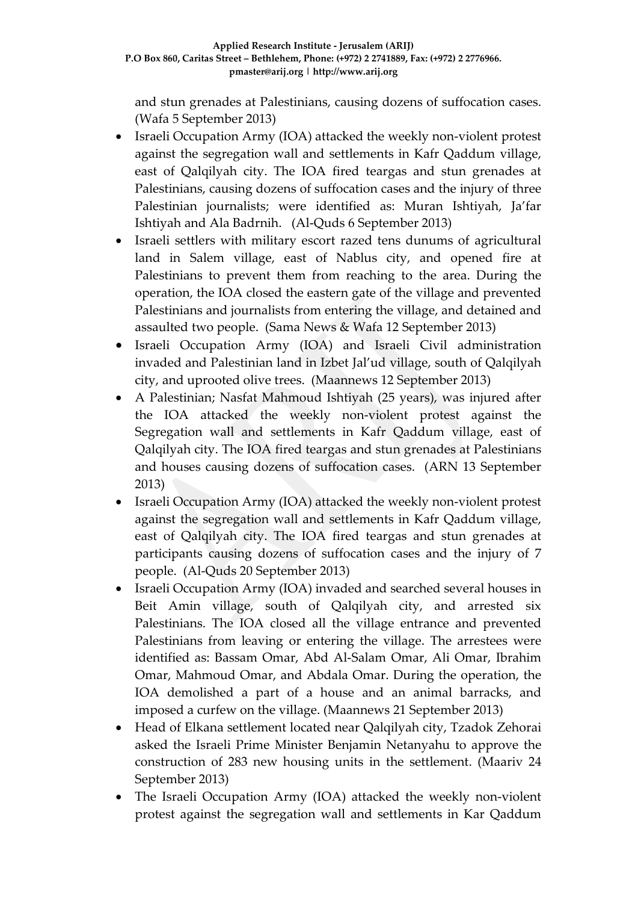and stun grenades at Palestinians, causing dozens of suffocation cases. (Wafa 5 September 2013)

- Israeli Occupation Army (IOA) attacked the weekly non-violent protest against the segregation wall and settlements in Kafr Qaddum village, east of Qalqilyah city. The IOA fired teargas and stun grenades at Palestinians, causing dozens of suffocation cases and the injury of three Palestinian journalists; were identified as: Muran Ishtiyah, Ja'far Ishtiyah and Ala Badrnih. (Al-Quds 6 September 2013)
- Israeli settlers with military escort razed tens dunums of agricultural land in Salem village, east of Nablus city, and opened fire at Palestinians to prevent them from reaching to the area. During the operation, the IOA closed the eastern gate of the village and prevented Palestinians and journalists from entering the village, and detained and assaulted two people. (Sama News & Wafa 12 September 2013)
- Israeli Occupation Army (IOA) and Israeli Civil administration invaded and Palestinian land in Izbet Jal'ud village, south of Qalqilyah city, and uprooted olive trees. (Maannews 12 September 2013)
- A Palestinian; Nasfat Mahmoud Ishtiyah (25 years), was injured after the IOA attacked the weekly non-violent protest against the Segregation wall and settlements in Kafr Qaddum village, east of Qalqilyah city. The IOA fired teargas and stun grenades at Palestinians and houses causing dozens of suffocation cases. (ARN 13 September 2013)
- Israeli Occupation Army (IOA) attacked the weekly non-violent protest against the segregation wall and settlements in Kafr Qaddum village, east of Qalqilyah city. The IOA fired teargas and stun grenades at participants causing dozens of suffocation cases and the injury of 7 people. (Al-Quds 20 September 2013)
- Israeli Occupation Army (IOA) invaded and searched several houses in Beit Amin village, south of Qalqilyah city, and arrested six Palestinians. The IOA closed all the village entrance and prevented Palestinians from leaving or entering the village. The arrestees were identified as: Bassam Omar, Abd Al-Salam Omar, Ali Omar, Ibrahim Omar, Mahmoud Omar, and Abdala Omar. During the operation, the IOA demolished a part of a house and an animal barracks, and imposed a curfew on the village. (Maannews 21 September 2013)
- Head of Elkana settlement located near Qalqilyah city, Tzadok Zehorai asked the Israeli Prime Minister Benjamin Netanyahu to approve the construction of 283 new housing units in the settlement. (Maariv 24 September 2013)
- The Israeli Occupation Army (IOA) attacked the weekly non-violent protest against the segregation wall and settlements in Kar Qaddum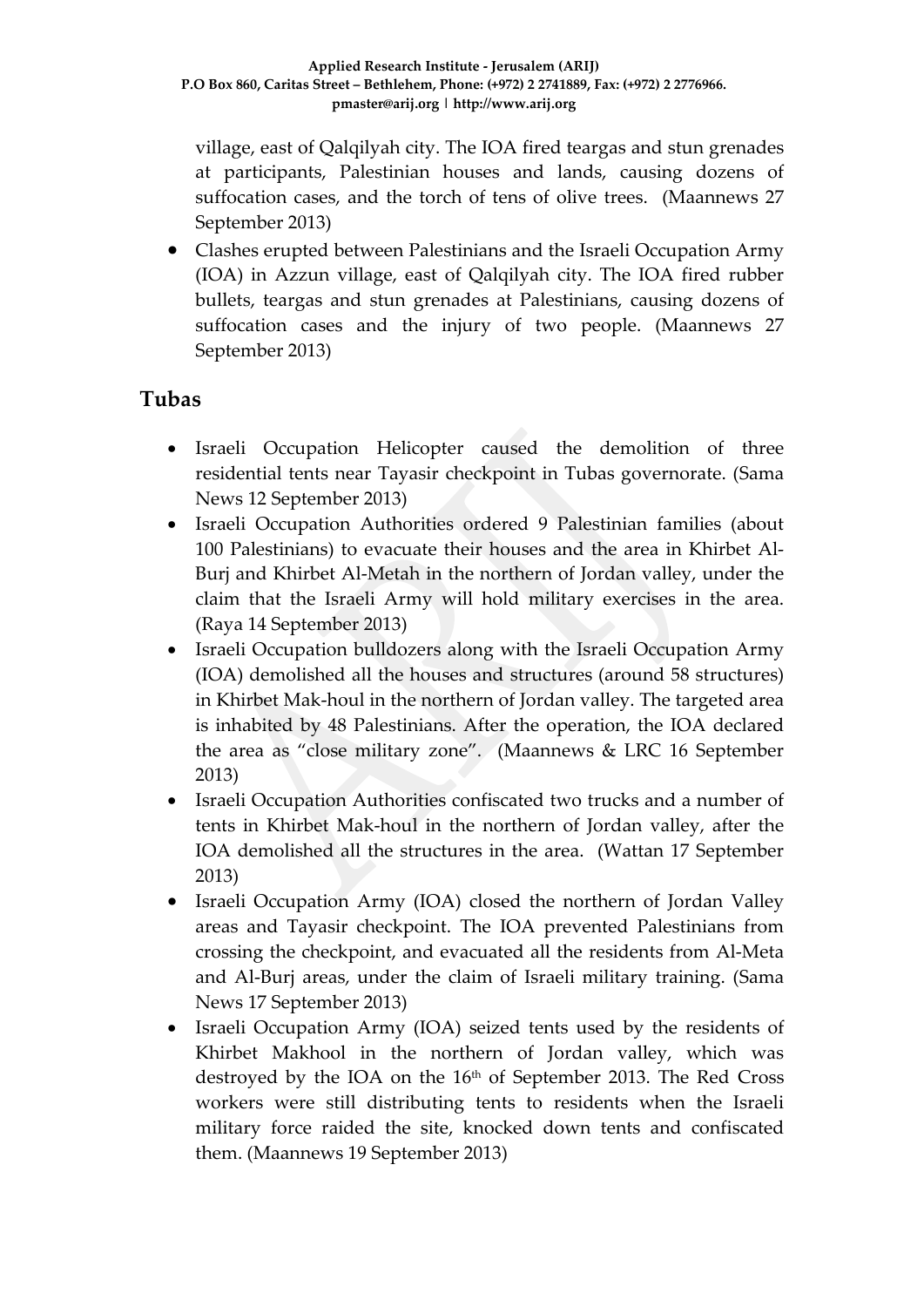village, east of Qalqilyah city. The IOA fired teargas and stun grenades at participants, Palestinian houses and lands, causing dozens of suffocation cases, and the torch of tens of olive trees. (Maannews 27 September 2013)

- Clashes erupted between Palestinians and the Israeli Occupation Army (IOA) in Azzun village, east of Qalqilyah city. The IOA fired rubber bullets, teargas and stun grenades at Palestinians, causing dozens of suffocation cases and the injury of two people. (Maannews 27 September 2013)

## Tubas

- Israeli Occupation Helicopter caused the demolition of three residential tents near Tayasir checkpoint in Tubas governorate. (Sama News 12 September 2013)
- Israeli Occupation Authorities ordered 9 Palestinian families (about 100 Palestinians) to evacuate their houses and the area in Khirbet Al-Burj and Khirbet Al-Metah in the northern of Jordan valley, under the claim that the Israeli Army will hold military exercises in the area. (Raya 14 September 2013)
- Israeli Occupation bulldozers along with the Israeli Occupation Army (IOA) demolished all the houses and structures (around 58 structures) in Khirbet Mak-houl in the northern of Jordan valley. The targeted area is inhabited by 48 Palestinians. After the operation, the IOA declared the area as "close military zone". (Maannews & LRC 16 September 2013)
- Israeli Occupation Authorities confiscated two trucks and a number of tents in Khirbet Mak-houl in the northern of Jordan valley, after the IOA demolished all the structures in the area. (Wattan 17 September 2013)
- Israeli Occupation Army (IOA) closed the northern of Jordan Valley areas and Tayasir checkpoint. The IOA prevented Palestinians from crossing the checkpoint, and evacuated all the residents from Al-Meta and Al-Burj areas, under the claim of Israeli military training. (Sama News 17 September 2013)
- Israeli Occupation Army (IOA) seized tents used by the residents of Khirbet Makhool in the northern of Jordan valley, which was destroyed by the IOA on the 16th of September 2013. The Red Cross workers were still distributing tents to residents when the Israeli military force raided the site, knocked down tents and confiscated them. (Maannews 19 September 2013)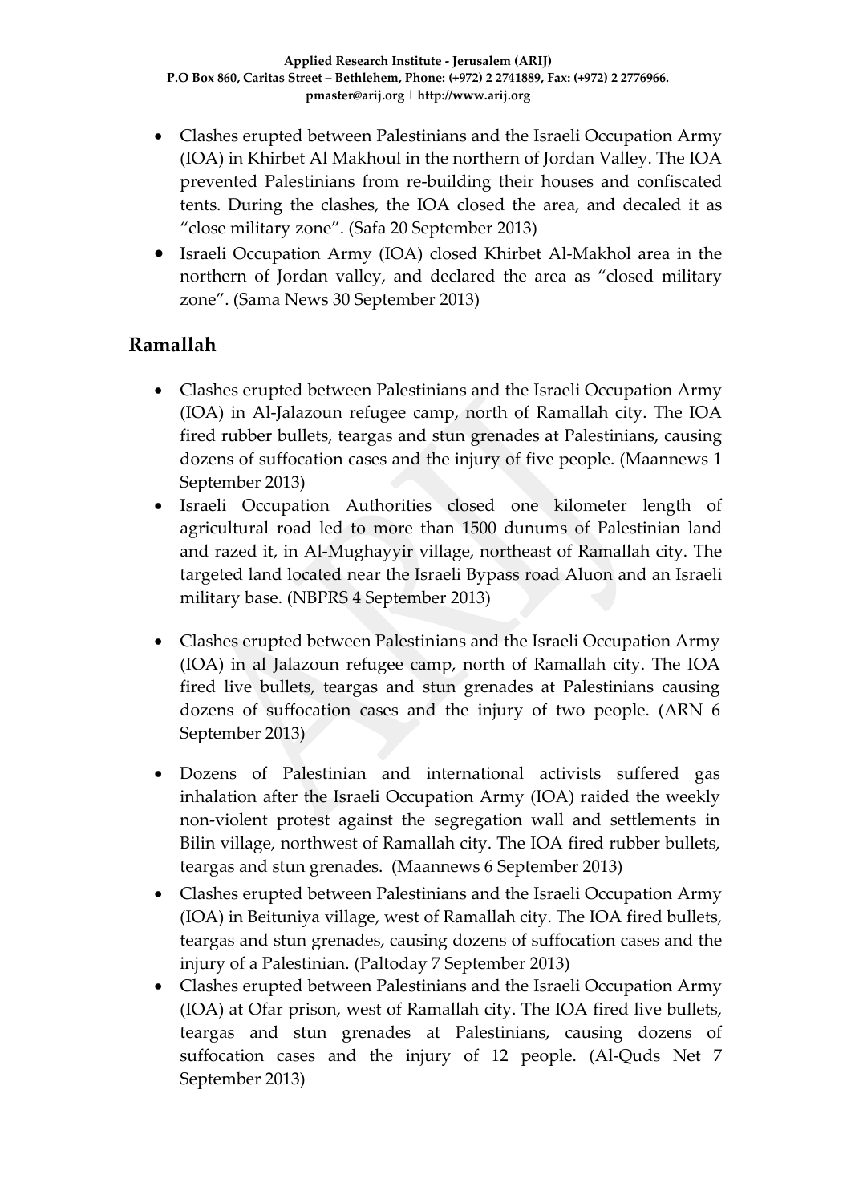- Clashes erupted between Palestinians and the Israeli Occupation Army (IOA) in Khirbet Al Makhoul in the northern of Jordan Valley. The IOA prevented Palestinians from re-building their houses and confiscated tents. During the clashes, the IOA closed the area, and decaled it as "close military zone". (Safa 20 September 2013)
- Israeli Occupation Army (IOA) closed Khirbet Al-Makhol area in the northern of Jordan valley, and declared the area as "closed military zone". (Sama News 30 September 2013)

## Ramallah

- Clashes erupted between Palestinians and the Israeli Occupation Army (IOA) in Al-Jalazoun refugee camp, north of Ramallah city. The IOA fired rubber bullets, teargas and stun grenades at Palestinians, causing dozens of suffocation cases and the injury of five people. (Maannews 1 September 2013)
- Israeli Occupation Authorities closed one kilometer length of agricultural road led to more than 1500 dunums of Palestinian land and razed it, in Al-Mughayyir village, northeast of Ramallah city. The targeted land located near the Israeli Bypass road Aluon and an Israeli military base. (NBPRS 4 September 2013)
- Clashes erupted between Palestinians and the Israeli Occupation Army (IOA) in al Jalazoun refugee camp, north of Ramallah city. The IOA fired live bullets, teargas and stun grenades at Palestinians causing dozens of suffocation cases and the injury of two people. (ARN 6 September 2013)
- Dozens of Palestinian and international activists suffered gas inhalation after the Israeli Occupation Army (IOA) raided the weekly non-violent protest against the segregation wall and settlements in Bilin village, northwest of Ramallah city. The IOA fired rubber bullets, teargas and stun grenades. (Maannews 6 September 2013)
- Clashes erupted between Palestinians and the Israeli Occupation Army (IOA) in Beituniya village, west of Ramallah city. The IOA fired bullets, teargas and stun grenades, causing dozens of suffocation cases and the injury of a Palestinian. (Paltoday 7 September 2013)
- Clashes erupted between Palestinians and the Israeli Occupation Army (IOA) at Ofar prison, west of Ramallah city. The IOA fired live bullets, teargas and stun grenades at Palestinians, causing dozens of suffocation cases and the injury of 12 people. (Al-Quds Net 7 September 2013)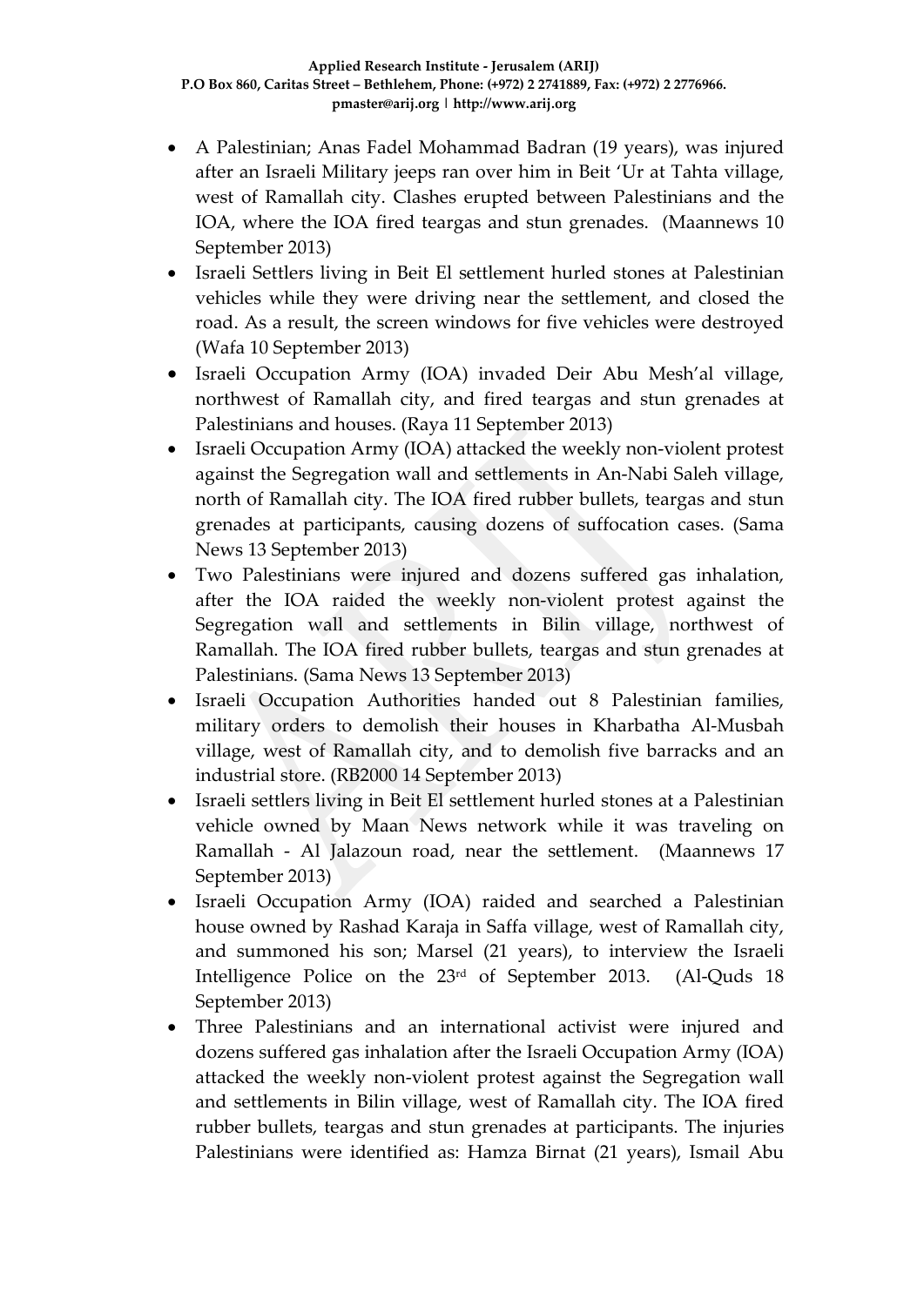- A Palestinian; Anas Fadel Mohammad Badran (19 years), was injured after an Israeli Military jeeps ran over him in Beit 'Ur at Tahta village, west of Ramallah city. Clashes erupted between Palestinians and the IOA, where the IOA fired teargas and stun grenades. (Maannews 10 September 2013)
- Israeli Settlers living in Beit El settlement hurled stones at Palestinian vehicles while they were driving near the settlement, and closed the road. As a result, the screen windows for five vehicles were destroyed (Wafa 10 September 2013)
- Israeli Occupation Army (IOA) invaded Deir Abu Mesh'al village, northwest of Ramallah city, and fired teargas and stun grenades at Palestinians and houses. (Raya 11 September 2013)
- Israeli Occupation Army (IOA) attacked the weekly non-violent protest against the Segregation wall and settlements in An-Nabi Saleh village, north of Ramallah city. The IOA fired rubber bullets, teargas and stun grenades at participants, causing dozens of suffocation cases. (Sama News 13 September 2013)
- Two Palestinians were injured and dozens suffered gas inhalation, after the IOA raided the weekly non-violent protest against the Segregation wall and settlements in Bilin village, northwest of Ramallah. The IOA fired rubber bullets, teargas and stun grenades at Palestinians. (Sama News 13 September 2013)
- Israeli Occupation Authorities handed out 8 Palestinian families, military orders to demolish their houses in Kharbatha Al-Musbah village, west of Ramallah city, and to demolish five barracks and an industrial store. (RB2000 14 September 2013)
- Israeli settlers living in Beit El settlement hurled stones at a Palestinian vehicle owned by Maan News network while it was traveling on Ramallah - Al Jalazoun road, near the settlement. (Maannews 17 September 2013)
- Israeli Occupation Army (IOA) raided and searched a Palestinian house owned by Rashad Karaja in Saffa village, west of Ramallah city, and summoned his son; Marsel (21 years), to interview the Israeli Intelligence Police on the 23rd of September 2013. (Al-Quds 18 September 2013)
- Three Palestinians and an international activist were injured and dozens suffered gas inhalation after the Israeli Occupation Army (IOA) attacked the weekly non-violent protest against the Segregation wall and settlements in Bilin village, west of Ramallah city. The IOA fired rubber bullets, teargas and stun grenades at participants. The injuries Palestinians were identified as: Hamza Birnat (21 years), Ismail Abu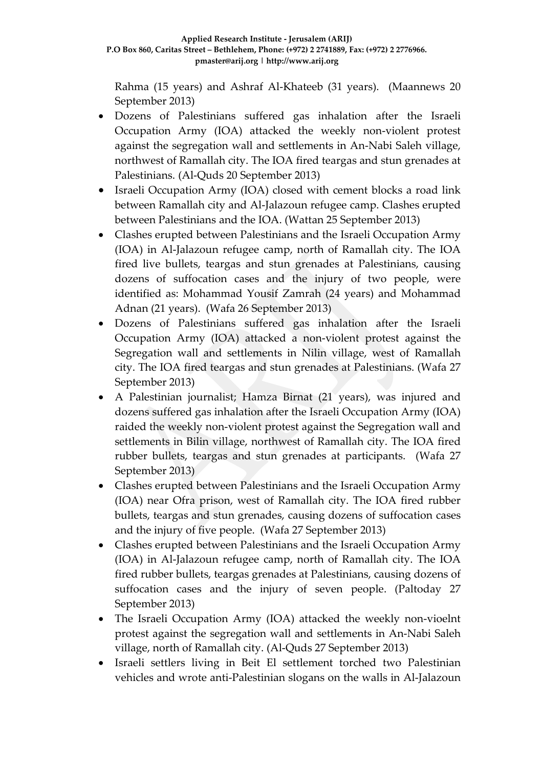Rahma (15 years) and Ashraf Al-Khateeb (31 years). (Maannews 20 September 2013)

- Dozens of Palestinians suffered gas inhalation after the Israeli Occupation Army (IOA) attacked the weekly non-violent protest against the segregation wall and settlements in An-Nabi Saleh village, northwest of Ramallah city. The IOA fired teargas and stun grenades at Palestinians. (Al-Quds 20 September 2013)
- Israeli Occupation Army (IOA) closed with cement blocks a road link between Ramallah city and Al-Jalazoun refugee camp. Clashes erupted between Palestinians and the IOA. (Wattan 25 September 2013)
- Clashes erupted between Palestinians and the Israeli Occupation Army (IOA) in Al-Jalazoun refugee camp, north of Ramallah city. The IOA fired live bullets, teargas and stun grenades at Palestinians, causing dozens of suffocation cases and the injury of two people, were identified as: Mohammad Yousif Zamrah (24 years) and Mohammad Adnan (21 years). (Wafa 26 September 2013)
- Dozens of Palestinians suffered gas inhalation after the Israeli Occupation Army (IOA) attacked a non-violent protest against the Segregation wall and settlements in Nilin village, west of Ramallah city. The IOA fired teargas and stun grenades at Palestinians. (Wafa 27 September 2013)
- A Palestinian journalist; Hamza Birnat (21 years), was injured and dozens suffered gas inhalation after the Israeli Occupation Army (IOA) raided the weekly non-violent protest against the Segregation wall and settlements in Bilin village, northwest of Ramallah city. The IOA fired rubber bullets, teargas and stun grenades at participants. (Wafa 27 September 2013)
- Clashes erupted between Palestinians and the Israeli Occupation Army (IOA) near Ofra prison, west of Ramallah city. The IOA fired rubber bullets, teargas and stun grenades, causing dozens of suffocation cases and the injury of five people. (Wafa 27 September 2013)
- Clashes erupted between Palestinians and the Israeli Occupation Army (IOA) in Al-Jalazoun refugee camp, north of Ramallah city. The IOA fired rubber bullets, teargas grenades at Palestinians, causing dozens of suffocation cases and the injury of seven people. (Paltoday 27 September 2013)
- The Israeli Occupation Army (IOA) attacked the weekly non-vioelnt protest against the segregation wall and settlements in An-Nabi Saleh village, north of Ramallah city. (Al-Quds 27 September 2013)
- Israeli settlers living in Beit El settlement torched two Palestinian vehicles and wrote anti-Palestinian slogans on the walls in Al-Jalazoun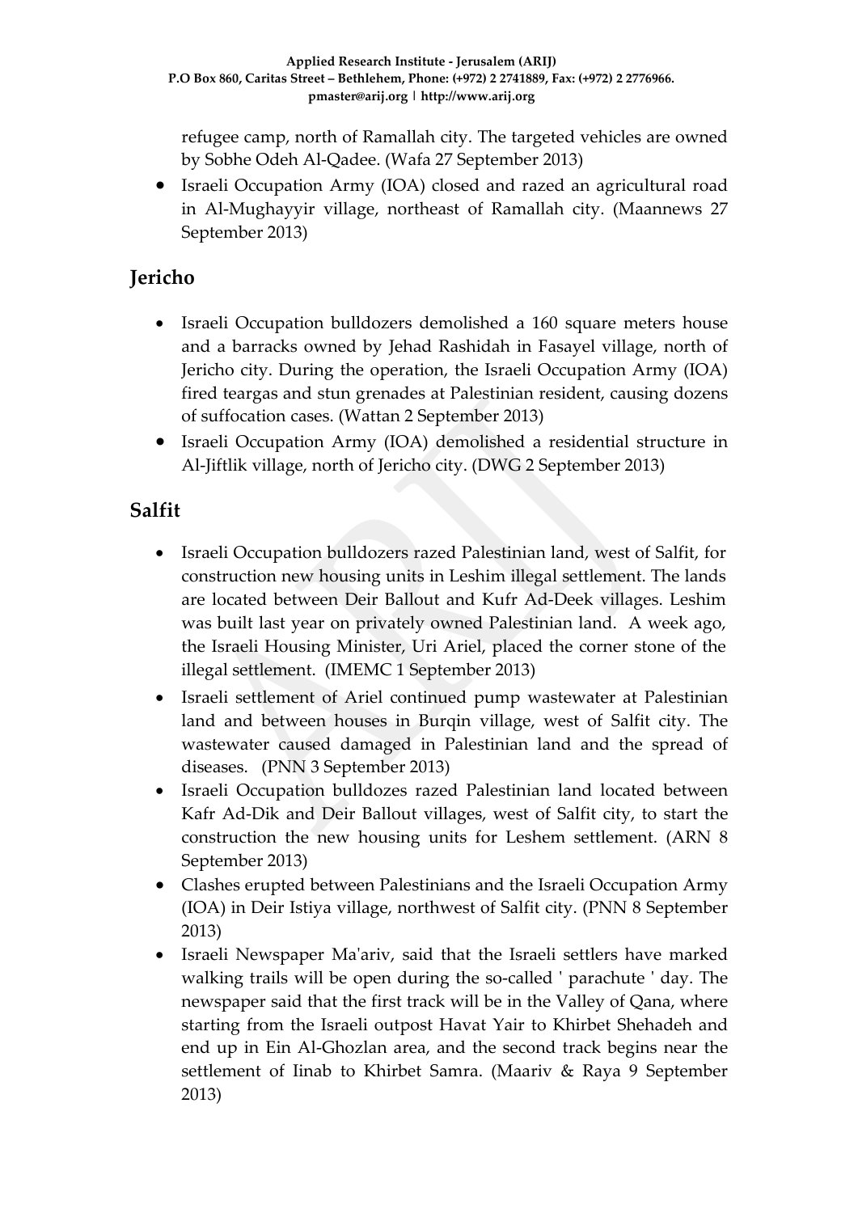refugee camp, north of Ramallah city. The targeted vehicles are owned by Sobhe Odeh Al-Qadee. (Wafa 27 September 2013)

- Israeli Occupation Army (IOA) closed and razed an agricultural road in Al-Mughayyir village, northeast of Ramallah city. (Maannews 27 September 2013)

## Jericho

- Israeli Occupation bulldozers demolished a 160 square meters house and a barracks owned by Jehad Rashidah in Fasayel village, north of Jericho city. During the operation, the Israeli Occupation Army (IOA) fired teargas and stun grenades at Palestinian resident, causing dozens of suffocation cases. (Wattan 2 September 2013)
- Israeli Occupation Army (IOA) demolished a residential structure in Al-Jiftlik village, north of Jericho city. (DWG 2 September 2013)

## Salfit

- Israeli Occupation bulldozers razed Palestinian land, west of Salfit, for construction new housing units in Leshim illegal settlement. The lands are located between Deir Ballout and Kufr Ad-Deek villages. Leshim was built last year on privately owned Palestinian land. A week ago, the Israeli Housing Minister, Uri Ariel, placed the corner stone of the illegal settlement. (IMEMC 1 September 2013)
- Israeli settlement of Ariel continued pump wastewater at Palestinian land and between houses in Burqin village, west of Salfit city. The wastewater caused damaged in Palestinian land and the spread of diseases. (PNN 3 September 2013)
- Israeli Occupation bulldozes razed Palestinian land located between Kafr Ad-Dik and Deir Ballout villages, west of Salfit city, to start the construction the new housing units for Leshem settlement. (ARN 8 September 2013)
- Clashes erupted between Palestinians and the Israeli Occupation Army (IOA) in Deir Istiya village, northwest of Salfit city. (PNN 8 September 2013)
- Israeli Newspaper Ma'ariv, said that the Israeli settlers have marked walking trails will be open during the so-called ' parachute ' day. The newspaper said that the first track will be in the Valley of Qana, where starting from the Israeli outpost Havat Yair to Khirbet Shehadeh and end up in Ein Al-Ghozlan area, and the second track begins near the settlement of Iinab to Khirbet Samra. (Maariv & Raya 9 September 2013)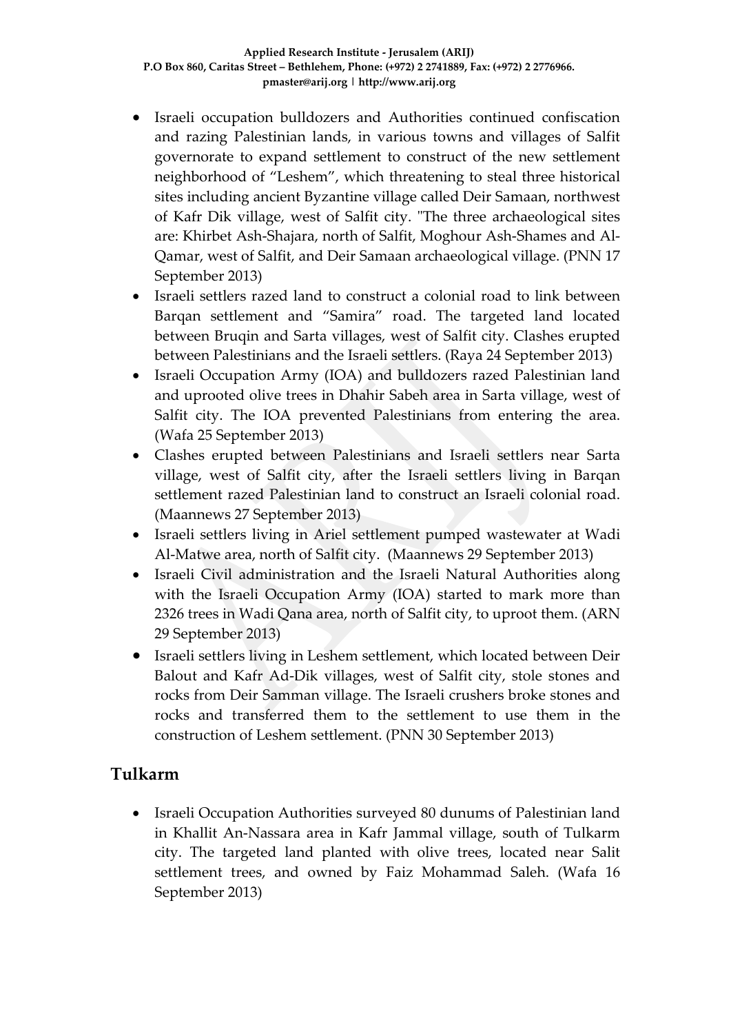- Israeli occupation bulldozers and Authorities continued confiscation and razing Palestinian lands, in various towns and villages of Salfit governorate to expand settlement to construct of the new settlement neighborhood of "Leshem", which threatening to steal three historical sites including ancient Byzantine village called Deir Samaan, northwest of Kafr Dik village, west of Salfit city. "The three archaeological sites are: Khirbet Ash-Shajara, north of Salfit, Moghour Ash-Shames and Al-Qamar, west of Salfit, and Deir Samaan archaeological village. (PNN 17 September 2013)
- Israeli settlers razed land to construct a colonial road to link between Barqan settlement and "Samira" road. The targeted land located between Bruqin and Sarta villages, west of Salfit city. Clashes erupted between Palestinians and the Israeli settlers. (Raya 24 September 2013)
- Israeli Occupation Army (IOA) and bulldozers razed Palestinian land and uprooted olive trees in Dhahir Sabeh area in Sarta village, west of Salfit city. The IOA prevented Palestinians from entering the area. (Wafa 25 September 2013)
- Clashes erupted between Palestinians and Israeli settlers near Sarta village, west of Salfit city, after the Israeli settlers living in Barqan settlement razed Palestinian land to construct an Israeli colonial road. (Maannews 27 September 2013)
- Israeli settlers living in Ariel settlement pumped wastewater at Wadi Al-Matwe area, north of Salfit city. (Maannews 29 September 2013)
- Israeli Civil administration and the Israeli Natural Authorities along with the Israeli Occupation Army (IOA) started to mark more than 2326 trees in Wadi Qana area, north of Salfit city, to uproot them. (ARN 29 September 2013)
- Israeli settlers living in Leshem settlement, which located between Deir Balout and Kafr Ad-Dik villages, west of Salfit city, stole stones and rocks from Deir Samman village. The Israeli crushers broke stones and rocks and transferred them to the settlement to use them in the construction of Leshem settlement. (PNN 30 September 2013)

## Tulkarm

- Israeli Occupation Authorities surveyed 80 dunums of Palestinian land in Khallit An-Nassara area in Kafr Jammal village, south of Tulkarm city. The targeted land planted with olive trees, located near Salit settlement trees, and owned by Faiz Mohammad Saleh. (Wafa 16 September 2013)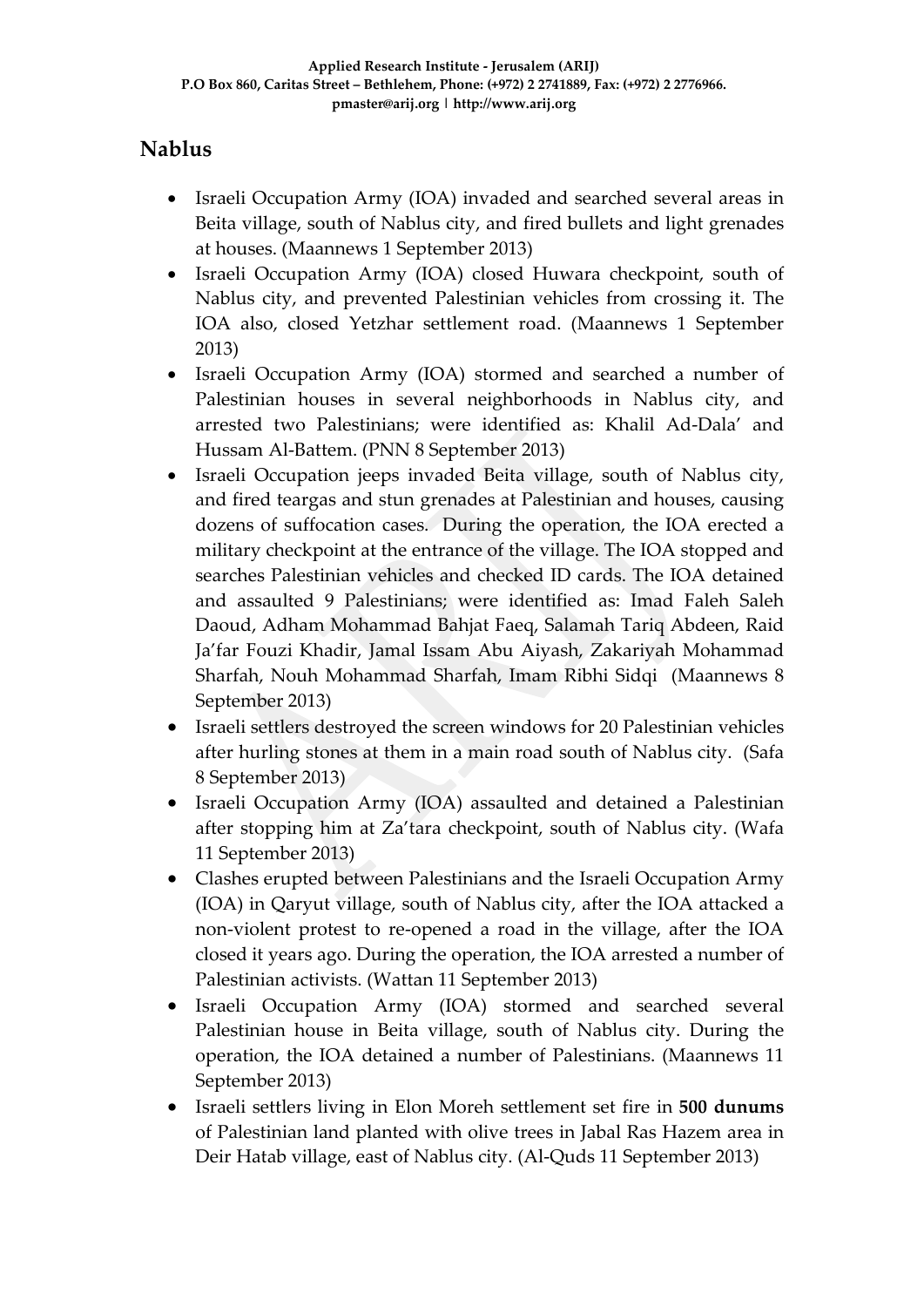## Nablus

- Israeli Occupation Army (IOA) invaded and searched several areas in Beita village, south of Nablus city, and fired bullets and light grenades at houses. (Maannews 1 September 2013)
- Israeli Occupation Army (IOA) closed Huwara checkpoint, south of Nablus city, and prevented Palestinian vehicles from crossing it. The IOA also, closed Yetzhar settlement road. (Maannews 1 September 2013)
- Israeli Occupation Army (IOA) stormed and searched a number of Palestinian houses in several neighborhoods in Nablus city, and arrested two Palestinians; were identified as: Khalil Ad-Dala' and Hussam Al-Battem. (PNN 8 September 2013)
- Israeli Occupation jeeps invaded Beita village, south of Nablus city, and fired teargas and stun grenades at Palestinian and houses, causing dozens of suffocation cases. During the operation, the IOA erected a military checkpoint at the entrance of the village. The IOA stopped and searches Palestinian vehicles and checked ID cards. The IOA detained and assaulted 9 Palestinians; were identified as: Imad Faleh Saleh Daoud, Adham Mohammad Bahjat Faeq, Salamah Tariq Abdeen, Raid Ja'far Fouzi Khadir, Jamal Issam Abu Aiyash, Zakariyah Mohammad Sharfah, Nouh Mohammad Sharfah, Imam Ribhi Sidqi (Maannews 8 September 2013)
- Israeli settlers destroyed the screen windows for 20 Palestinian vehicles after hurling stones at them in a main road south of Nablus city. (Safa 8 September 2013)
- Israeli Occupation Army (IOA) assaulted and detained a Palestinian after stopping him at Za'tara checkpoint, south of Nablus city. (Wafa 11 September 2013)
- Clashes erupted between Palestinians and the Israeli Occupation Army (IOA) in Qaryut village, south of Nablus city, after the IOA attacked a non-violent protest to re-opened a road in the village, after the IOA closed it years ago. During the operation, the IOA arrested a number of Palestinian activists. (Wattan 11 September 2013)
- Israeli Occupation Army (IOA) stormed and searched several Palestinian house in Beita village, south of Nablus city. During the operation, the IOA detained a number of Palestinians. (Maannews 11 September 2013)
- Israeli settlers living in Elon Moreh settlement set fire in **500 dunums** of Palestinian land planted with olive trees in Jabal Ras Hazem area in Deir Hatab village, east of Nablus city. (Al-Quds 11 September 2013)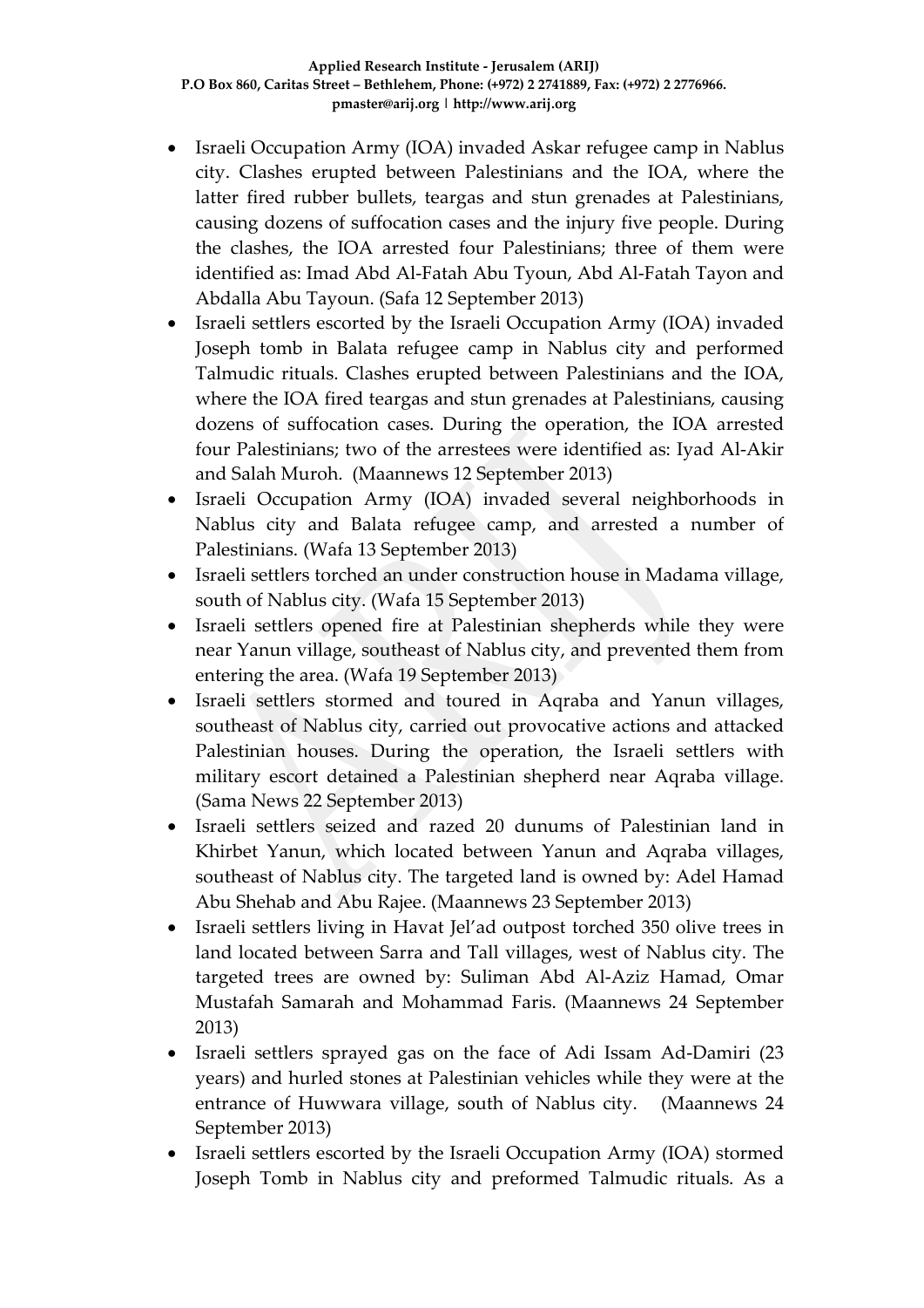- Israeli Occupation Army (IOA) invaded Askar refugee camp in Nablus city. Clashes erupted between Palestinians and the IOA, where the latter fired rubber bullets, teargas and stun grenades at Palestinians, causing dozens of suffocation cases and the injury five people. During the clashes, the IOA arrested four Palestinians; three of them were identified as: Imad Abd Al-Fatah Abu Tyoun, Abd Al-Fatah Tayon and Abdalla Abu Tayoun. (Safa 12 September 2013)
- Israeli settlers escorted by the Israeli Occupation Army (IOA) invaded Joseph tomb in Balata refugee camp in Nablus city and performed Talmudic rituals. Clashes erupted between Palestinians and the IOA, where the IOA fired teargas and stun grenades at Palestinians, causing dozens of suffocation cases. During the operation, the IOA arrested four Palestinians; two of the arrestees were identified as: Iyad Al-Akir and Salah Muroh. (Maannews 12 September 2013)
- Israeli Occupation Army (IOA) invaded several neighborhoods in Nablus city and Balata refugee camp, and arrested a number of Palestinians. (Wafa 13 September 2013)
- Israeli settlers torched an under construction house in Madama village, south of Nablus city. (Wafa 15 September 2013)
- Israeli settlers opened fire at Palestinian shepherds while they were near Yanun village, southeast of Nablus city, and prevented them from entering the area. (Wafa 19 September 2013)
- Israeli settlers stormed and toured in Aqraba and Yanun villages, southeast of Nablus city, carried out provocative actions and attacked Palestinian houses. During the operation, the Israeli settlers with military escort detained a Palestinian shepherd near Aqraba village. (Sama News 22 September 2013)
- Israeli settlers seized and razed 20 dunums of Palestinian land in Khirbet Yanun, which located between Yanun and Aqraba villages, southeast of Nablus city. The targeted land is owned by: Adel Hamad Abu Shehab and Abu Rajee. (Maannews 23 September 2013)
- Israeli settlers living in Havat Jel'ad outpost torched 350 olive trees in land located between Sarra and Tall villages, west of Nablus city. The targeted trees are owned by: Suliman Abd Al-Aziz Hamad, Omar Mustafah Samarah and Mohammad Faris. (Maannews 24 September 2013)
- Israeli settlers sprayed gas on the face of Adi Issam Ad-Damiri (23 years) and hurled stones at Palestinian vehicles while they were at the entrance of Huwwara village, south of Nablus city. (Maannews 24 September 2013)
- Israeli settlers escorted by the Israeli Occupation Army (IOA) stormed Joseph Tomb in Nablus city and preformed Talmudic rituals. As a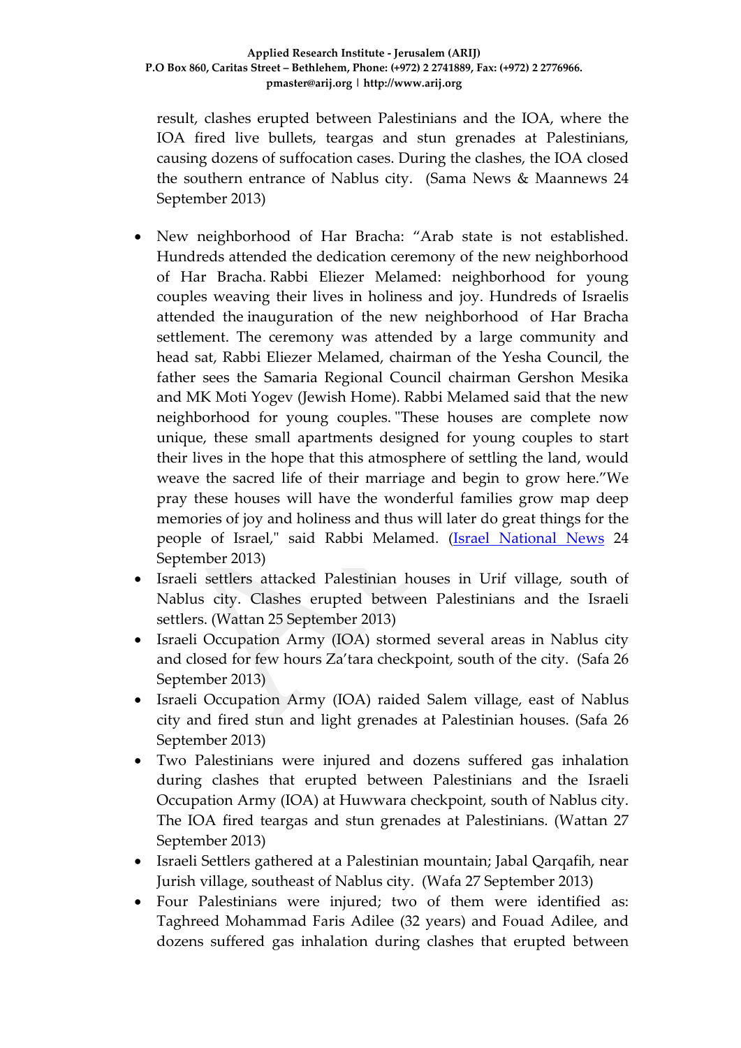result, clashes erupted between Palestinians and the IOA, where the IOA fired live bullets, teargas and stun grenades at Palestinians, causing dozens of suffocation cases. During the clashes, the IOA closed the southern entrance of Nablus city. (Sama News & Maannews 24 September 2013)

- New neighborhood of Har Bracha: "Arab state is not established. Hundreds attended the dedication ceremony of the new neighborhood of Har Bracha. Rabbi Eliezer Melamed: neighborhood for young couples weaving their lives in holiness and joy. Hundreds of Israelis attended the inauguration of the new neighborhood of Har Bracha settlement. The ceremony was attended by a large community and head sat, Rabbi Eliezer Melamed, chairman of the Yesha Council, the father sees the Samaria Regional Council chairman Gershon Mesika and MK Moti Yogev (Jewish Home). Rabbi Melamed said that the new neighborhood for young couples. "These houses are complete now unique, these small apartments designed for young couples to start their lives in the hope that this atmosphere of settling the land, would weave the sacred life of their marriage and begin to grow here."We pray these houses will have the wonderful families grow map deep memories of joy and holiness and thus will later do great things for the people of Israel," said Rabbi Melamed. (Israel National News 24 September 2013)
- Israeli settlers attacked Palestinian houses in Urif village, south of Nablus city. Clashes erupted between Palestinians and the Israeli settlers. (Wattan 25 September 2013)
- Israeli Occupation Army (IOA) stormed several areas in Nablus city and closed for few hours Za'tara checkpoint, south of the city. (Safa 26 September 2013)
- Israeli Occupation Army (IOA) raided Salem village, east of Nablus city and fired stun and light grenades at Palestinian houses. (Safa 26 September 2013)
- Two Palestinians were injured and dozens suffered gas inhalation during clashes that erupted between Palestinians and the Israeli Occupation Army (IOA) at Huwwara checkpoint, south of Nablus city. The IOA fired teargas and stun grenades at Palestinians. (Wattan 27 September 2013)
- Israeli Settlers gathered at a Palestinian mountain; Jabal Qarqafih, near Jurish village, southeast of Nablus city. (Wafa 27 September 2013)
- Four Palestinians were injured; two of them were identified as: Taghreed Mohammad Faris Adilee (32 years) and Fouad Adilee, and dozens suffered gas inhalation during clashes that erupted between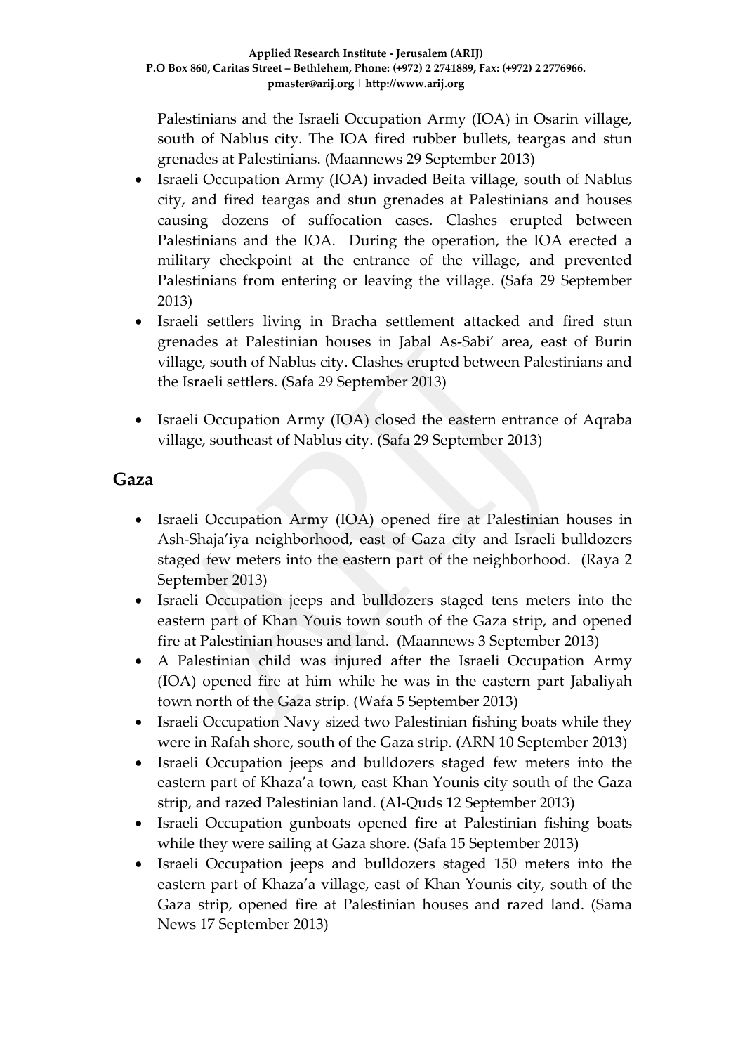Palestinians and the Israeli Occupation Army (IOA) in Osarin village, south of Nablus city. The IOA fired rubber bullets, teargas and stun grenades at Palestinians. (Maannews 29 September 2013)

- Israeli Occupation Army (IOA) invaded Beita village, south of Nablus city, and fired teargas and stun grenades at Palestinians and houses causing dozens of suffocation cases. Clashes erupted between Palestinians and the IOA. During the operation, the IOA erected a military checkpoint at the entrance of the village, and prevented Palestinians from entering or leaving the village. (Safa 29 September 2013)
- Israeli settlers living in Bracha settlement attacked and fired stun grenades at Palestinian houses in Jabal As-Sabi' area, east of Burin village, south of Nablus city. Clashes erupted between Palestinians and the Israeli settlers. (Safa 29 September 2013)
- Israeli Occupation Army (IOA) closed the eastern entrance of Aqraba village, southeast of Nablus city. (Safa 29 September 2013)

## Gaza

- Israeli Occupation Army (IOA) opened fire at Palestinian houses in Ash-Shaja'iya neighborhood, east of Gaza city and Israeli bulldozers staged few meters into the eastern part of the neighborhood. (Raya 2 September 2013)
- Israeli Occupation jeeps and bulldozers staged tens meters into the eastern part of Khan Youis town south of the Gaza strip, and opened fire at Palestinian houses and land. (Maannews 3 September 2013)
- A Palestinian child was injured after the Israeli Occupation Army (IOA) opened fire at him while he was in the eastern part Jabaliyah town north of the Gaza strip. (Wafa 5 September 2013)
- Israeli Occupation Navy sized two Palestinian fishing boats while they were in Rafah shore, south of the Gaza strip. (ARN 10 September 2013)
- Israeli Occupation jeeps and bulldozers staged few meters into the eastern part of Khaza'a town, east Khan Younis city south of the Gaza strip, and razed Palestinian land. (Al-Quds 12 September 2013)
- Israeli Occupation gunboats opened fire at Palestinian fishing boats while they were sailing at Gaza shore. (Safa 15 September 2013)
- Israeli Occupation jeeps and bulldozers staged 150 meters into the eastern part of Khaza'a village, east of Khan Younis city, south of the Gaza strip, opened fire at Palestinian houses and razed land. (Sama News 17 September 2013)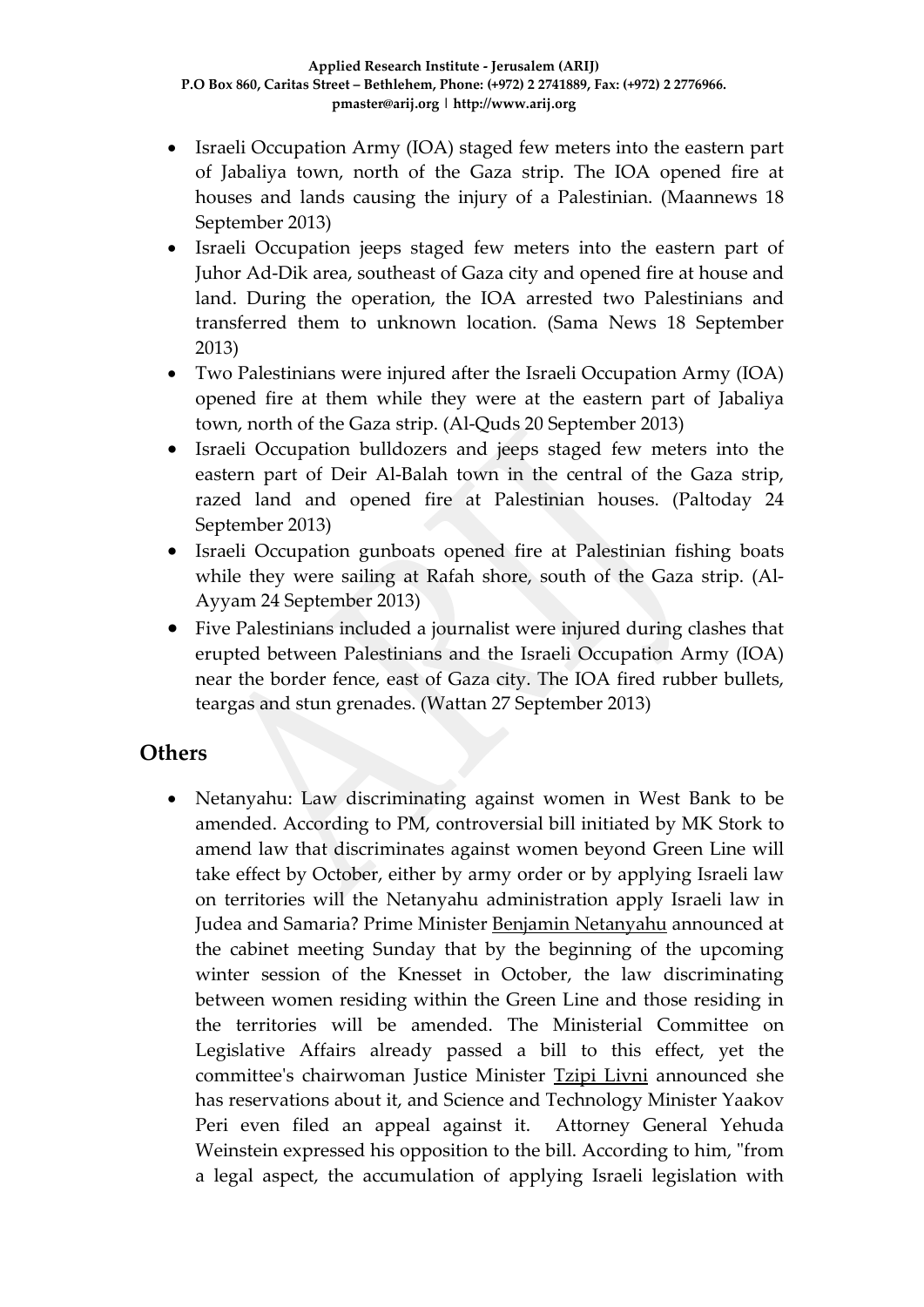- Israeli Occupation Army (IOA) staged few meters into the eastern part of Jabaliya town, north of the Gaza strip. The IOA opened fire at houses and lands causing the injury of a Palestinian. (Maannews 18 September 2013)
- Israeli Occupation jeeps staged few meters into the eastern part of Juhor Ad-Dik area, southeast of Gaza city and opened fire at house and land. During the operation, the IOA arrested two Palestinians and transferred them to unknown location. (Sama News 18 September 2013)
- Two Palestinians were injured after the Israeli Occupation Army (IOA) opened fire at them while they were at the eastern part of Jabaliya town, north of the Gaza strip. (Al-Quds 20 September 2013)
- Israeli Occupation bulldozers and jeeps staged few meters into the eastern part of Deir Al-Balah town in the central of the Gaza strip, razed land and opened fire at Palestinian houses. (Paltoday 24 September 2013)
- Israeli Occupation gunboats opened fire at Palestinian fishing boats while they were sailing at Rafah shore, south of the Gaza strip. (Al-Ayyam 24 September 2013)
- Five Palestinians included a journalist were injured during clashes that erupted between Palestinians and the Israeli Occupation Army (IOA) near the border fence, east of Gaza city. The IOA fired rubber bullets, teargas and stun grenades. (Wattan 27 September 2013)

## Others

- Netanyahu: Law discriminating against women in West Bank to be amended. According to PM, controversial bill initiated by MK Stork to amend law that discriminates against women beyond Green Line will take effect by October, either by army order or by applying Israeli law on territories will the Netanyahu administration apply Israeli law in Judea and Samaria? Prime Minister Benjamin Netanyahu announced at the cabinet meeting Sunday that by the beginning of the upcoming winter session of the Knesset in October, the law discriminating between women residing within the Green Line and those residing in the territories will be amended. The Ministerial Committee on Legislative Affairs already passed a bill to this effect, yet the committee's chairwoman Justice Minister Tzipi Livni announced she has reservations about it, and Science and Technology Minister Yaakov Peri even filed an appeal against it. Attorney General Yehuda Weinstein expressed his opposition to the bill. According to him, "from a legal aspect, the accumulation of applying Israeli legislation with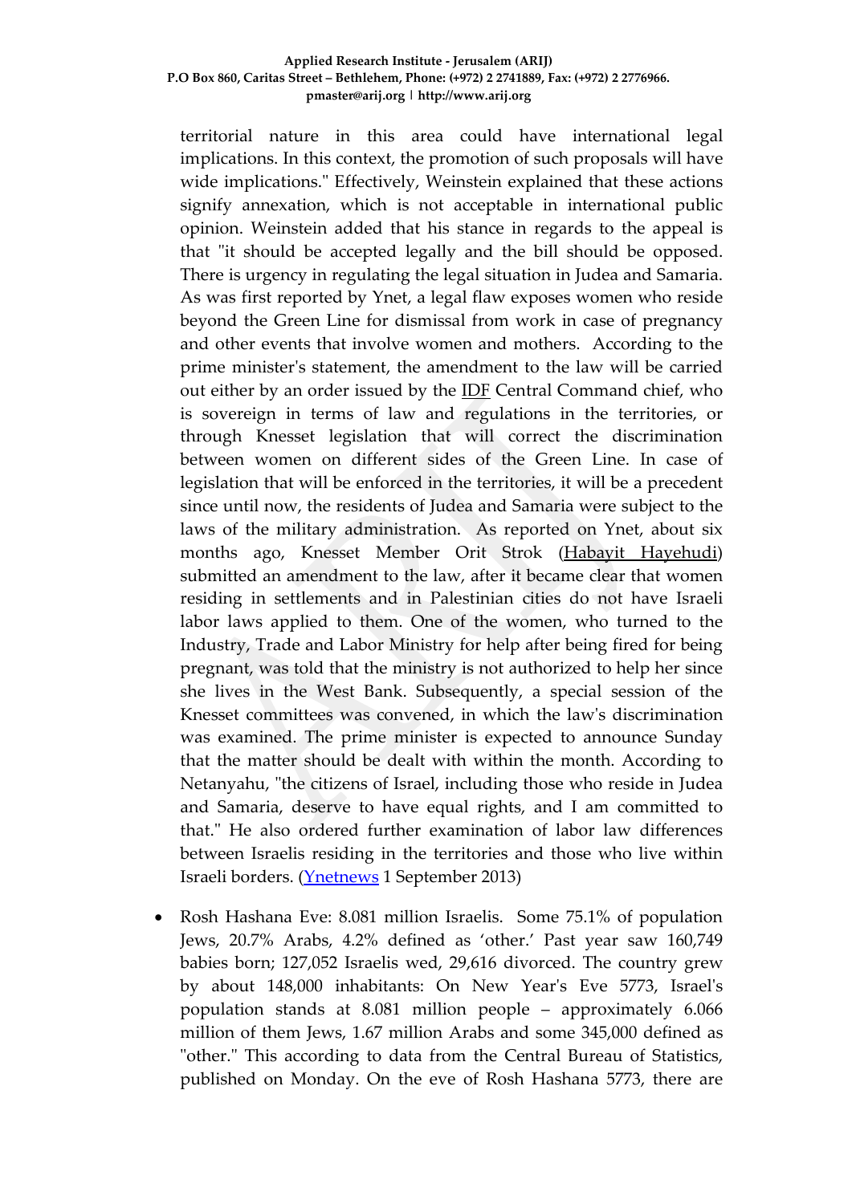territorial nature in this area could have international legal implications. In this context, the promotion of such proposals will have wide implications." Effectively, Weinstein explained that these actions signify annexation, which is not acceptable in international public opinion. Weinstein added that his stance in regards to the appeal is that "it should be accepted legally and the bill should be opposed. There is urgency in regulating the legal situation in Judea and Samaria. As was first reported by Ynet, a legal flaw exposes women who reside beyond the Green Line for dismissal from work in case of pregnancy and other events that involve women and mothers. According to the prime minister's statement, the amendment to the law will be carried out either by an order issued by the IDF Central Command chief, who is sovereign in terms of law and regulations in the territories, or through Knesset legislation that will correct the discrimination between women on different sides of the Green Line. In case of legislation that will be enforced in the territories, it will be a precedent since until now, the residents of Judea and Samaria were subject to the laws of the military administration. As reported on Ynet, about six months ago, Knesset Member Orit Strok (Habayit Hayehudi) submitted an amendment to the law, after it became clear that women residing in settlements and in Palestinian cities do not have Israeli labor laws applied to them. One of the women, who turned to the Industry, Trade and Labor Ministry for help after being fired for being pregnant, was told that the ministry is not authorized to help her since she lives in the West Bank. Subsequently, a special session of the Knesset committees was convened, in which the law's discrimination was examined. The prime minister is expected to announce Sunday that the matter should be dealt with within the month. According to Netanyahu, "the citizens of Israel, including those who reside in Judea and Samaria, deserve to have equal rights, and I am committed to that." He also ordered further examination of labor law differences between Israelis residing in the territories and those who live within Israeli borders. (Ynetnews 1 September 2013)

- Rosh Hashana Eve: 8.081 million Israelis. Some 75.1% of population Jews, 20.7% Arabs, 4.2% defined as 'other.' Past year saw 160,749 babies born; 127,052 Israelis wed, 29,616 divorced. The country grew by about 148,000 inhabitants: On New Year's Eve 5773, Israel's population stands at 8.081 million people – approximately 6.066 million of them Jews, 1.67 million Arabs and some 345,000 defined as "other." This according to data from the Central Bureau of Statistics, published on Monday. On the eve of Rosh Hashana 5773, there are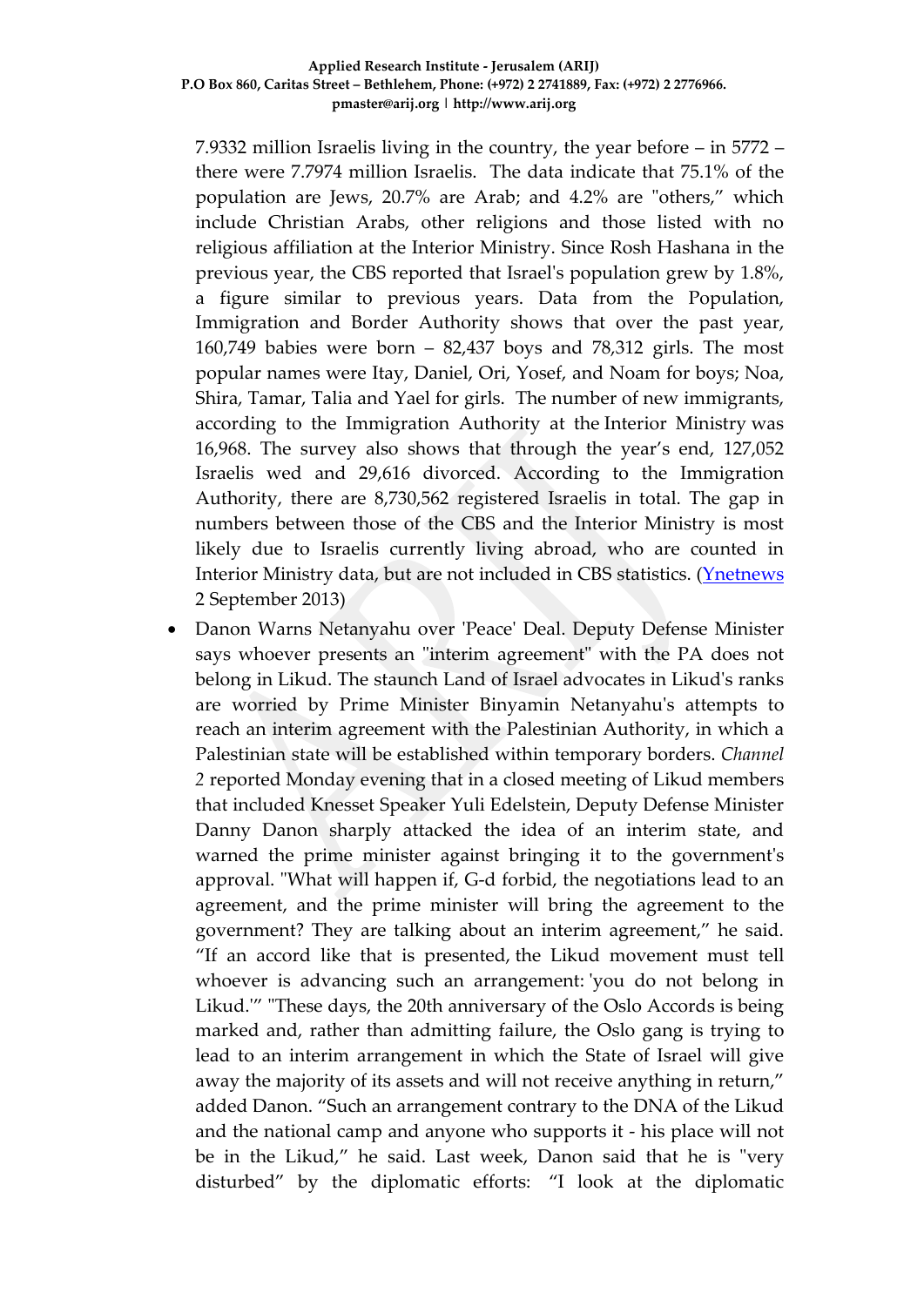7.9332 million Israelis living in the country, the year before – in 5772 – there were 7.7974 million Israelis. The data indicate that 75.1% of the population are Jews, 20.7% are Arab; and 4.2% are "others," which include Christian Arabs, other religions and those listed with no religious affiliation at the Interior Ministry. Since Rosh Hashana in the previous year, the CBS reported that Israel's population grew by 1.8%, a figure similar to previous years. Data from the Population, Immigration and Border Authority shows that over the past year, 160,749 babies were born – 82,437 boys and 78,312 girls. The most popular names were Itay, Daniel, Ori, Yosef, and Noam for boys; Noa, Shira, Tamar, Talia and Yael for girls. The number of new immigrants, according to the Immigration Authority at the Interior Ministry was 16,968. The survey also shows that through the year's end, 127,052 Israelis wed and 29,616 divorced. According to the Immigration Authority, there are 8,730,562 registered Israelis in total. The gap in numbers between those of the CBS and the Interior Ministry is most likely due to Israelis currently living abroad, who are counted in Interior Ministry data, but are not included in CBS statistics. (Ynetnews 2 September 2013)

- Danon Warns Netanyahu over 'Peace' Deal. Deputy Defense Minister says whoever presents an "interim agreement" with the PA does not belong in Likud. The staunch Land of Israel advocates in Likud's ranks are worried by Prime Minister Binyamin Netanyahu's attempts to reach an interim agreement with the Palestinian Authority, in which a Palestinian state will be established within temporary borders. *Channel 2* reported Monday evening that in a closed meeting of Likud members that included Knesset Speaker Yuli Edelstein, Deputy Defense Minister Danny Danon sharply attacked the idea of an interim state, and warned the prime minister against bringing it to the government's approval. "What will happen if, G-d forbid, the negotiations lead to an agreement, and the prime minister will bring the agreement to the government? They are talking about an interim agreement," he said. "If an accord like that is presented, the Likud movement must tell whoever is advancing such an arrangement: 'you do not belong in Likud.'" "These days, the 20th anniversary of the Oslo Accords is being marked and, rather than admitting failure, the Oslo gang is trying to lead to an interim arrangement in which the State of Israel will give away the majority of its assets and will not receive anything in return," added Danon. "Such an arrangement contrary to the DNA of the Likud and the national camp and anyone who supports it - his place will not be in the Likud," he said. Last week, Danon said that he is "very disturbed" by the diplomatic efforts: "I look at the diplomatic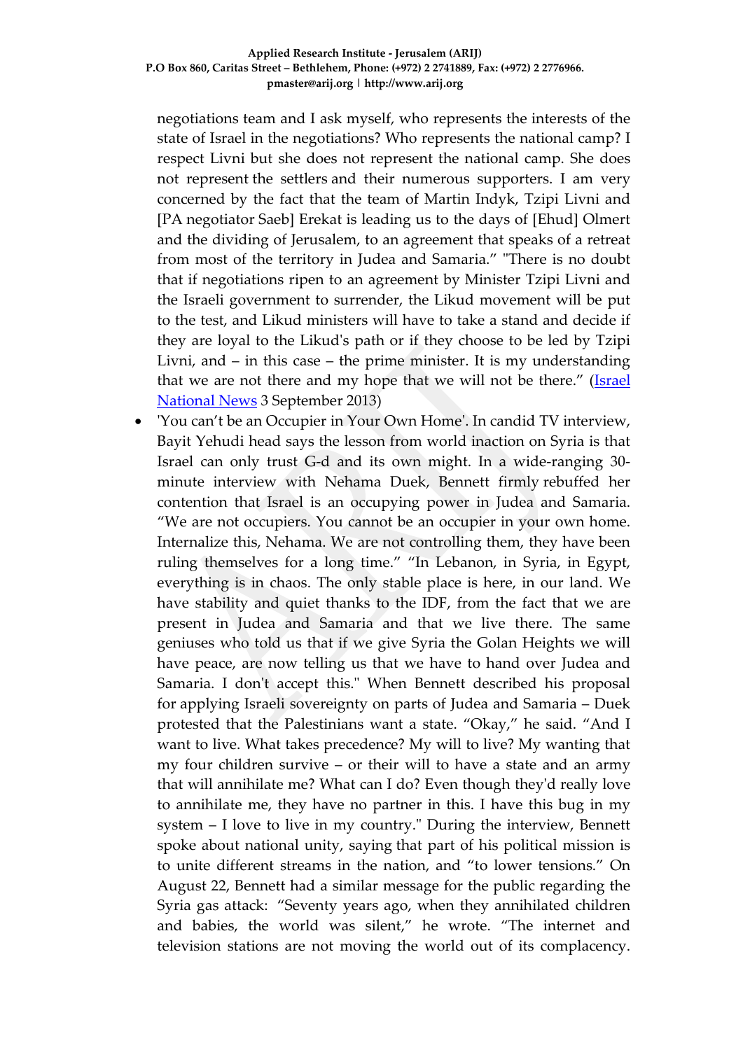negotiations team and I ask myself, who represents the interests of the state of Israel in the negotiations? Who represents the national camp? I respect Livni but she does not represent the national camp. She does not represent the settlers and their numerous supporters. I am very concerned by the fact that the team of Martin Indyk, Tzipi Livni and [PA negotiator Saeb] Erekat is leading us to the days of [Ehud] Olmert and the dividing of Jerusalem, to an agreement that speaks of a retreat from most of the territory in Judea and Samaria." "There is no doubt that if negotiations ripen to an agreement by Minister Tzipi Livni and the Israeli government to surrender, the Likud movement will be put to the test, and Likud ministers will have to take a stand and decide if they are loyal to the Likud's path or if they choose to be led by Tzipi Livni, and – in this case – the prime minister. It is my understanding that we are not there and my hope that we will not be there." (Israel National News 3 September 2013)

- 'You can't be an Occupier in Your Own Home'. In candid TV interview, Bayit Yehudi head says the lesson from world inaction on Syria is that Israel can only trust G-d and its own might. In a wide-ranging 30-minute interview with Nehama Duek, Bennett firmly rebuffed her contention that Israel is an occupying power in Judea and Samaria. "We are not occupiers. You cannot be an occupier in your own home. Internalize this, Nehama. We are not controlling them, they have been ruling themselves for a long time." "In Lebanon, in Syria, in Egypt, everything is in chaos. The only stable place is here, in our land. We have stability and quiet thanks to the IDF, from the fact that we are present in Judea and Samaria and that we live there. The same geniuses who told us that if we give Syria the Golan Heights we will have peace, are now telling us that we have to hand over Judea and Samaria. I don't accept this." When Bennett described his proposal for applying Israeli sovereignty on parts of Judea and Samaria – Duek protested that the Palestinians want a state. "Okay," he said. "And I want to live. What takes precedence? My will to live? My wanting that my four children survive – or their will to have a state and an army that will annihilate me? What can I do? Even though they'd really love to annihilate me, they have no partner in this. I have this bug in my system – I love to live in my country." During the interview, Bennett spoke about national unity, saying that part of his political mission is to unite different streams in the nation, and "to lower tensions." On August 22, Bennett had a similar message for the public regarding the Syria gas attack: "Seventy years ago, when they annihilated children and babies, the world was silent," he wrote. "The internet and television stations are not moving the world out of its complacency.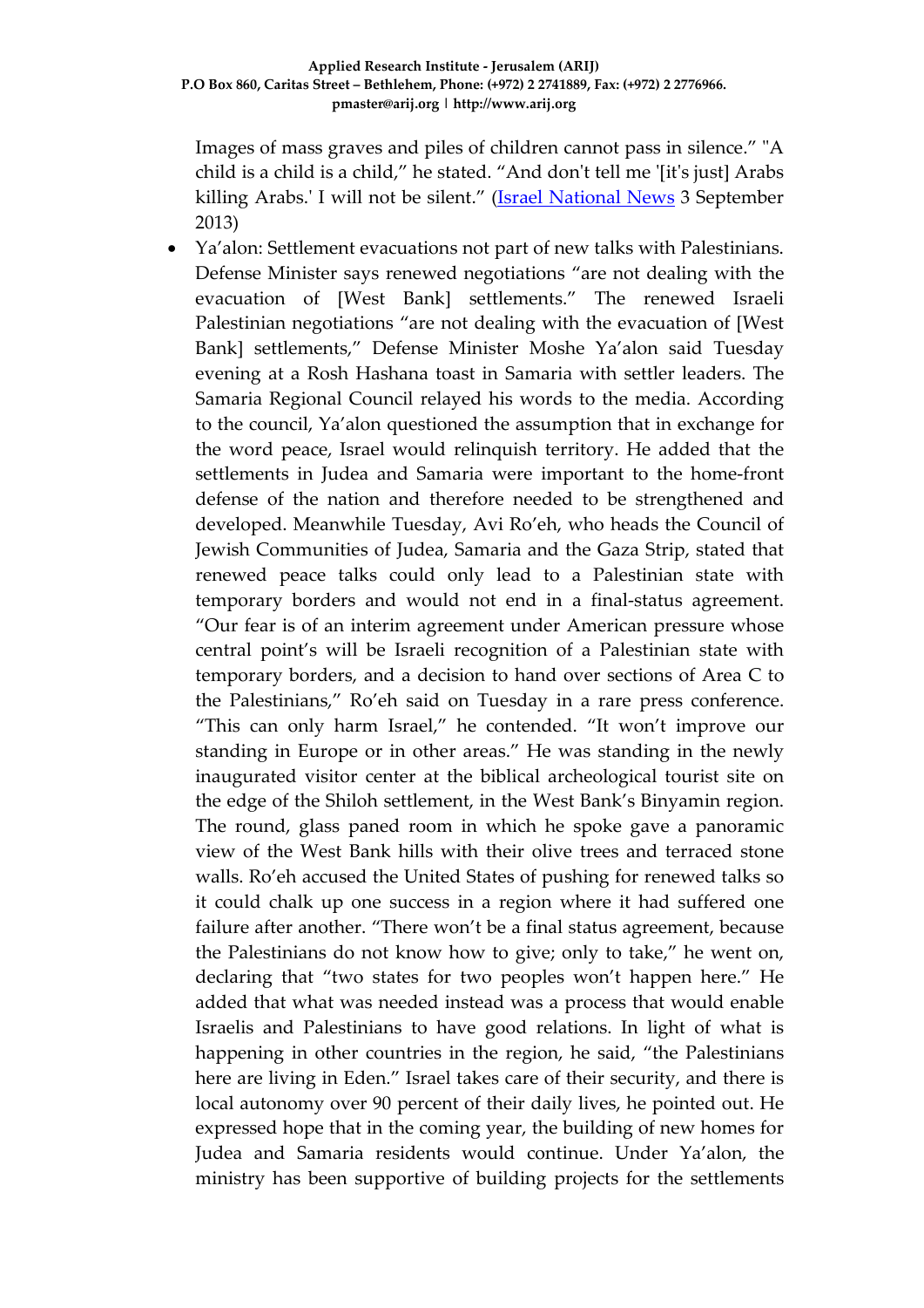Images of mass graves and piles of children cannot pass in silence." "A child is a child is a child," he stated. "And don't tell me '[it's just] Arabs killing Arabs.' I will not be silent." (Israel National News 3 September 2013)

- Ya'alon: Settlement evacuations not part of new talks with Palestinians. Defense Minister says renewed negotiations "are not dealing with the evacuation of [West Bank] settlements." The renewed Israeli Palestinian negotiations "are not dealing with the evacuation of [West Bank] settlements," Defense Minister Moshe Ya'alon said Tuesday evening at a Rosh Hashana toast in Samaria with settler leaders. The Samaria Regional Council relayed his words to the media. According to the council, Ya'alon questioned the assumption that in exchange for the word peace, Israel would relinquish territory. He added that the settlements in Judea and Samaria were important to the home-front defense of the nation and therefore needed to be strengthened and developed. Meanwhile Tuesday, Avi Ro'eh, who heads the Council of Jewish Communities of Judea, Samaria and the Gaza Strip, stated that renewed peace talks could only lead to a Palestinian state with temporary borders and would not end in a final-status agreement. "Our fear is of an interim agreement under American pressure whose central point's will be Israeli recognition of a Palestinian state with temporary borders, and a decision to hand over sections of Area C to the Palestinians," Ro'eh said on Tuesday in a rare press conference. "This can only harm Israel," he contended. "It won't improve our standing in Europe or in other areas." He was standing in the newly inaugurated visitor center at the biblical archeological tourist site on the edge of the Shiloh settlement, in the West Bank's Binyamin region. The round, glass paned room in which he spoke gave a panoramic view of the West Bank hills with their olive trees and terraced stone walls. Ro'eh accused the United States of pushing for renewed talks so it could chalk up one success in a region where it had suffered one failure after another. "There won't be a final status agreement, because the Palestinians do not know how to give; only to take," he went on, declaring that "two states for two peoples won't happen here." He added that what was needed instead was a process that would enable Israelis and Palestinians to have good relations. In light of what is happening in other countries in the region, he said, "the Palestinians here are living in Eden." Israel takes care of their security, and there is local autonomy over 90 percent of their daily lives, he pointed out. He expressed hope that in the coming year, the building of new homes for Judea and Samaria residents would continue. Under Ya'alon, the ministry has been supportive of building projects for the settlements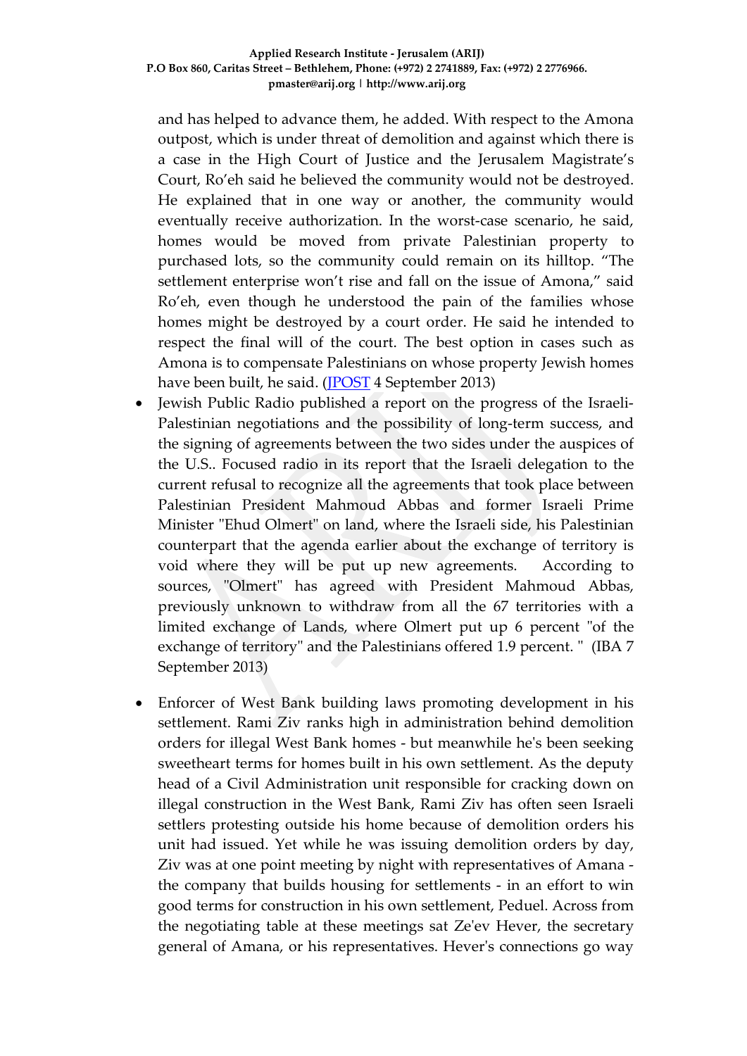and has helped to advance them, he added. With respect to the Amona outpost, which is under threat of demolition and against which there is a case in the High Court of Justice and the Jerusalem Magistrate's Court, Ro'eh said he believed the community would not be destroyed. He explained that in one way or another, the community would eventually receive authorization. In the worst-case scenario, he said, homes would be moved from private Palestinian property to purchased lots, so the community could remain on its hilltop. "The settlement enterprise won't rise and fall on the issue of Amona," said Ro'eh, even though he understood the pain of the families whose homes might be destroyed by a court order. He said he intended to respect the final will of the court. The best option in cases such as Amona is to compensate Palestinians on whose property Jewish homes have been built, he said. (JPOST 4 September 2013)

- Jewish Public Radio published a report on the progress of the Israeli-Palestinian negotiations and the possibility of long-term success, and the signing of agreements between the two sides under the auspices of the U.S.. Focused radio in its report that the Israeli delegation to the current refusal to recognize all the agreements that took place between Palestinian President Mahmoud Abbas and former Israeli Prime Minister "Ehud Olmert" on land, where the Israeli side, his Palestinian counterpart that the agenda earlier about the exchange of territory is void where they will be put up new agreements. According to sources, "Olmert" has agreed with President Mahmoud Abbas, previously unknown to withdraw from all the 67 territories with a limited exchange of Lands, where Olmert put up 6 percent "of the exchange of territory" and the Palestinians offered 1.9 percent. " (IBA 7 September 2013)

- Enforcer of West Bank building laws promoting development in his settlement. Rami Ziv ranks high in administration behind demolition orders for illegal West Bank homes - but meanwhile he's been seeking sweetheart terms for homes built in his own settlement. As the deputy head of a Civil Administration unit responsible for cracking down on illegal construction in the West Bank, Rami Ziv has often seen Israeli settlers protesting outside his home because of demolition orders his unit had issued. Yet while he was issuing demolition orders by day, Ziv was at one point meeting by night with representatives of Amana - the company that builds housing for settlements - in an effort to win good terms for construction in his own settlement, Peduel. Across from the negotiating table at these meetings sat Ze'ev Hever, the secretary general of Amana, or his representatives. Hever's connections go way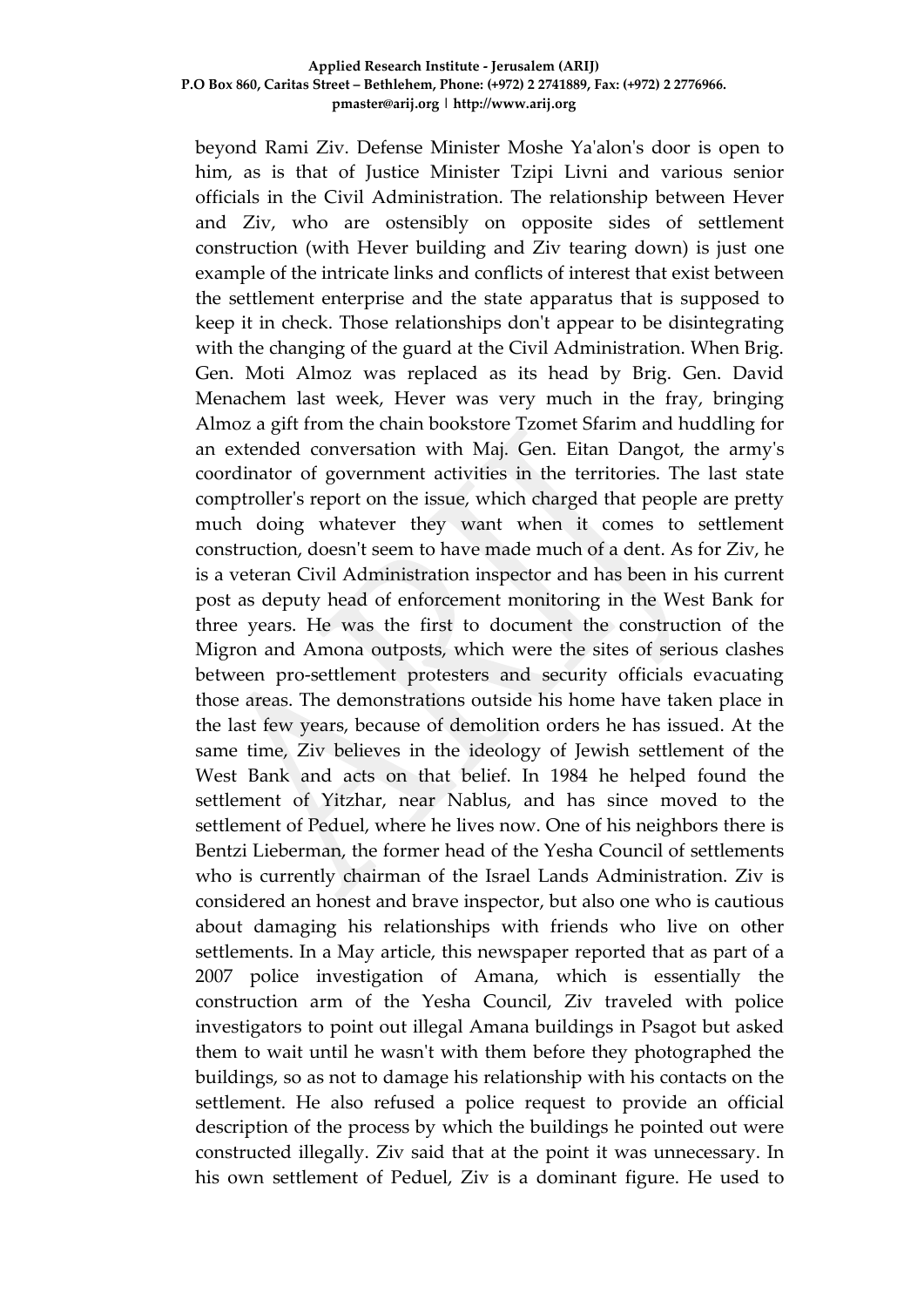beyond Rami Ziv. Defense Minister Moshe Ya'alon's door is open to him, as is that of Justice Minister Tzipi Livni and various senior officials in the Civil Administration. The relationship between Hever and Ziv, who are ostensibly on opposite sides of settlement construction (with Hever building and Ziv tearing down) is just one example of the intricate links and conflicts of interest that exist between the settlement enterprise and the state apparatus that is supposed to keep it in check. Those relationships don't appear to be disintegrating with the changing of the guard at the Civil Administration. When Brig. Gen. Moti Almoz was replaced as its head by Brig. Gen. David Menachem last week, Hever was very much in the fray, bringing Almoz a gift from the chain bookstore Tzomet Sfarim and huddling for an extended conversation with Maj. Gen. Eitan Dangot, the army's coordinator of government activities in the territories. The last state comptroller's report on the issue, which charged that people are pretty much doing whatever they want when it comes to settlement construction, doesn't seem to have made much of a dent. As for Ziv, he is a veteran Civil Administration inspector and has been in his current post as deputy head of enforcement monitoring in the West Bank for three years. He was the first to document the construction of the Migron and Amona outposts, which were the sites of serious clashes between pro-settlement protesters and security officials evacuating those areas. The demonstrations outside his home have taken place in the last few years, because of demolition orders he has issued. At the same time, Ziv believes in the ideology of Jewish settlement of the West Bank and acts on that belief. In 1984 he helped found the settlement of Yitzhar, near Nablus, and has since moved to the settlement of Peduel, where he lives now. One of his neighbors there is Bentzi Lieberman, the former head of the Yesha Council of settlements who is currently chairman of the Israel Lands Administration. Ziv is considered an honest and brave inspector, but also one who is cautious about damaging his relationships with friends who live on other settlements. In a May article, this newspaper reported that as part of a 2007 police investigation of Amana, which is essentially the construction arm of the Yesha Council, Ziv traveled with police investigators to point out illegal Amana buildings in Psagot but asked them to wait until he wasn't with them before they photographed the buildings, so as not to damage his relationship with his contacts on the settlement. He also refused a police request to provide an official description of the process by which the buildings he pointed out were constructed illegally. Ziv said that at the point it was unnecessary. In his own settlement of Peduel, Ziv is a dominant figure. He used to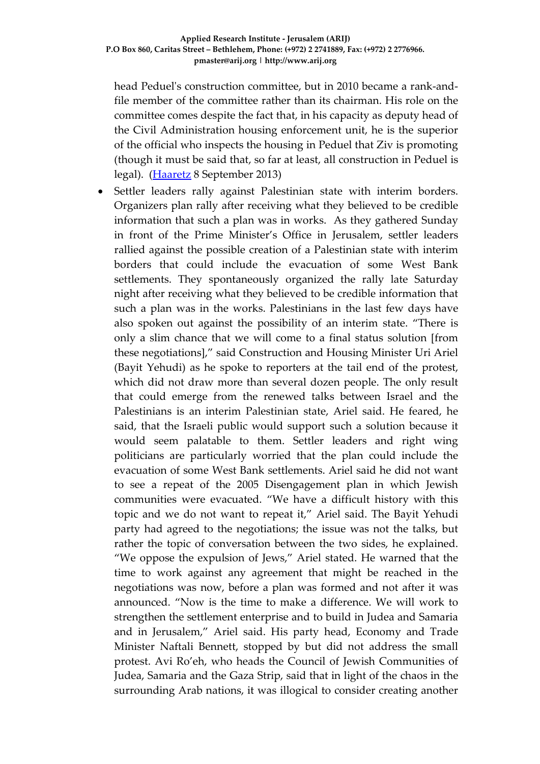head Peduel's construction committee, but in 2010 became a rank-and-file member of the committee rather than its chairman. His role on the committee comes despite the fact that, in his capacity as deputy head of the Civil Administration housing enforcement unit, he is the superior of the official who inspects the housing in Peduel that Ziv is promoting (though it must be said that, so far at least, all construction in Peduel is legal). (Haaretz 8 September 2013)

- Settler leaders rally against Palestinian state with interim borders. Organizers plan rally after receiving what they believed to be credible information that such a plan was in works. As they gathered Sunday in front of the Prime Minister's Office in Jerusalem, settler leaders rallied against the possible creation of a Palestinian state with interim borders that could include the evacuation of some West Bank settlements. They spontaneously organized the rally late Saturday night after receiving what they believed to be credible information that such a plan was in the works. Palestinians in the last few days have also spoken out against the possibility of an interim state. "There is only a slim chance that we will come to a final status solution [from these negotiations]," said Construction and Housing Minister Uri Ariel (Bayit Yehudi) as he spoke to reporters at the tail end of the protest, which did not draw more than several dozen people. The only result that could emerge from the renewed talks between Israel and the Palestinians is an interim Palestinian state, Ariel said. He feared, he said, that the Israeli public would support such a solution because it would seem palatable to them. Settler leaders and right wing politicians are particularly worried that the plan could include the evacuation of some West Bank settlements. Ariel said he did not want to see a repeat of the 2005 Disengagement plan in which Jewish communities were evacuated. "We have a difficult history with this topic and we do not want to repeat it," Ariel said. The Bayit Yehudi party had agreed to the negotiations; the issue was not the talks, but rather the topic of conversation between the two sides, he explained. "We oppose the expulsion of Jews," Ariel stated. He warned that the time to work against any agreement that might be reached in the negotiations was now, before a plan was formed and not after it was announced. "Now is the time to make a difference. We will work to strengthen the settlement enterprise and to build in Judea and Samaria and in Jerusalem," Ariel said. His party head, Economy and Trade Minister Naftali Bennett, stopped by but did not address the small protest. Avi Ro'eh, who heads the Council of Jewish Communities of Judea, Samaria and the Gaza Strip, said that in light of the chaos in the surrounding Arab nations, it was illogical to consider creating another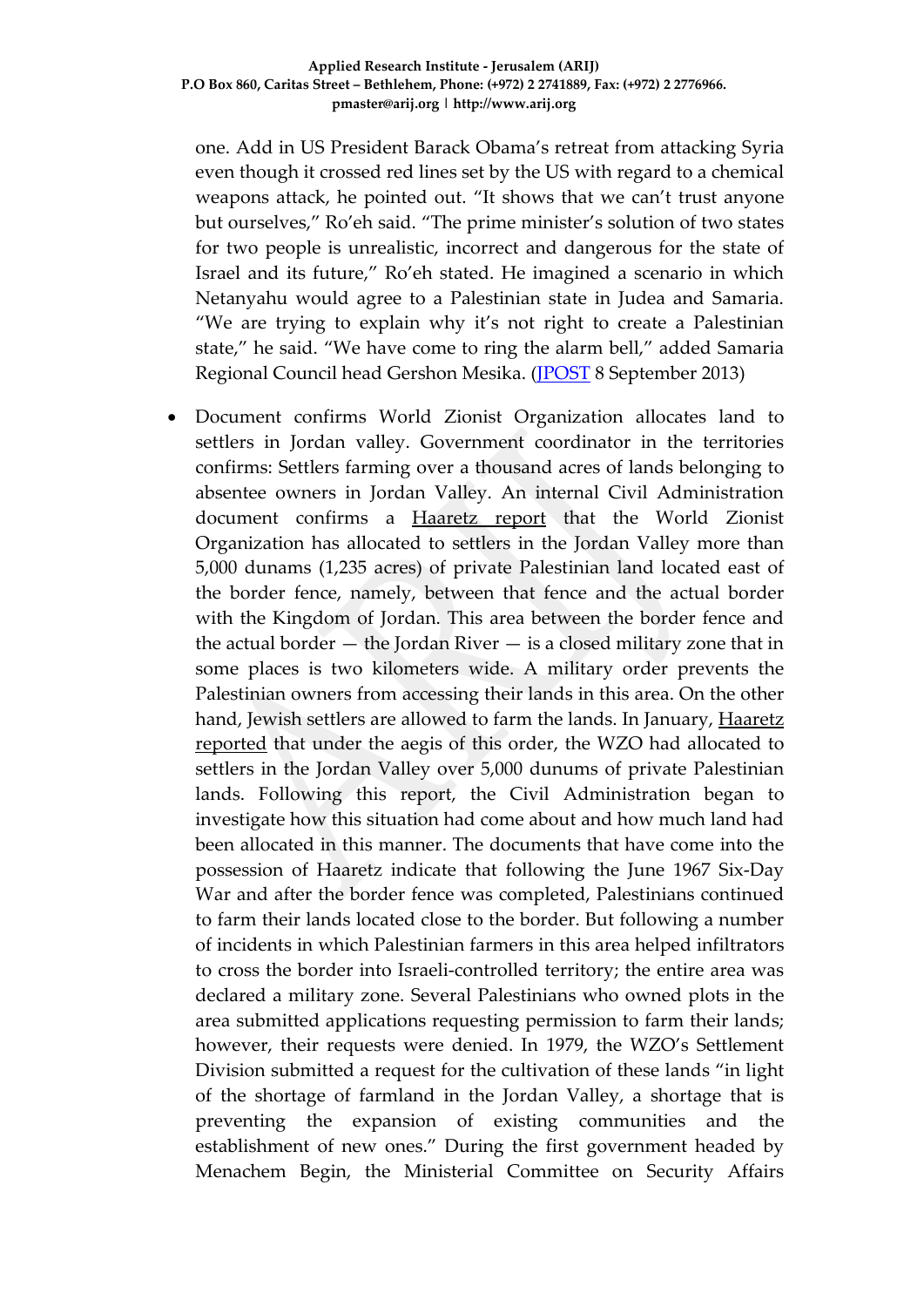one. Add in US President Barack Obama's retreat from attacking Syria even though it crossed red lines set by the US with regard to a chemical weapons attack, he pointed out. "It shows that we can't trust anyone but ourselves," Ro'eh said. "The prime minister's solution of two states for two people is unrealistic, incorrect and dangerous for the state of Israel and its future," Ro'eh stated. He imagined a scenario in which Netanyahu would agree to a Palestinian state in Judea and Samaria. "We are trying to explain why it's not right to create a Palestinian state," he said. "We have come to ring the alarm bell," added Samaria Regional Council head Gershon Mesika. (JPOST 8 September 2013)

- Document confirms World Zionist Organization allocates land to settlers in Jordan valley. Government coordinator in the territories confirms: Settlers farming over a thousand acres of lands belonging to absentee owners in Jordan Valley. An internal Civil Administration document confirms a Haaretz report that the World Zionist Organization has allocated to settlers in the Jordan Valley more than 5,000 dunams (1,235 acres) of private Palestinian land located east of the border fence, namely, between that fence and the actual border with the Kingdom of Jordan. This area between the border fence and the actual border — the Jordan River — is a closed military zone that in some places is two kilometers wide. A military order prevents the Palestinian owners from accessing their lands in this area. On the other hand, Jewish settlers are allowed to farm the lands. In January, Haaretz reported that under the aegis of this order, the WZO had allocated to settlers in the Jordan Valley over 5,000 dunums of private Palestinian lands. Following this report, the Civil Administration began to investigate how this situation had come about and how much land had been allocated in this manner. The documents that have come into the possession of Haaretz indicate that following the June 1967 Six-Day War and after the border fence was completed, Palestinians continued to farm their lands located close to the border. But following a number of incidents in which Palestinian farmers in this area helped infiltrators to cross the border into Israeli-controlled territory; the entire area was declared a military zone. Several Palestinians who owned plots in the area submitted applications requesting permission to farm their lands; however, their requests were denied. In 1979, the WZO's Settlement Division submitted a request for the cultivation of these lands "in light of the shortage of farmland in the Jordan Valley, a shortage that is preventing the expansion of existing communities and the establishment of new ones." During the first government headed by Menachem Begin, the Ministerial Committee on Security Affairs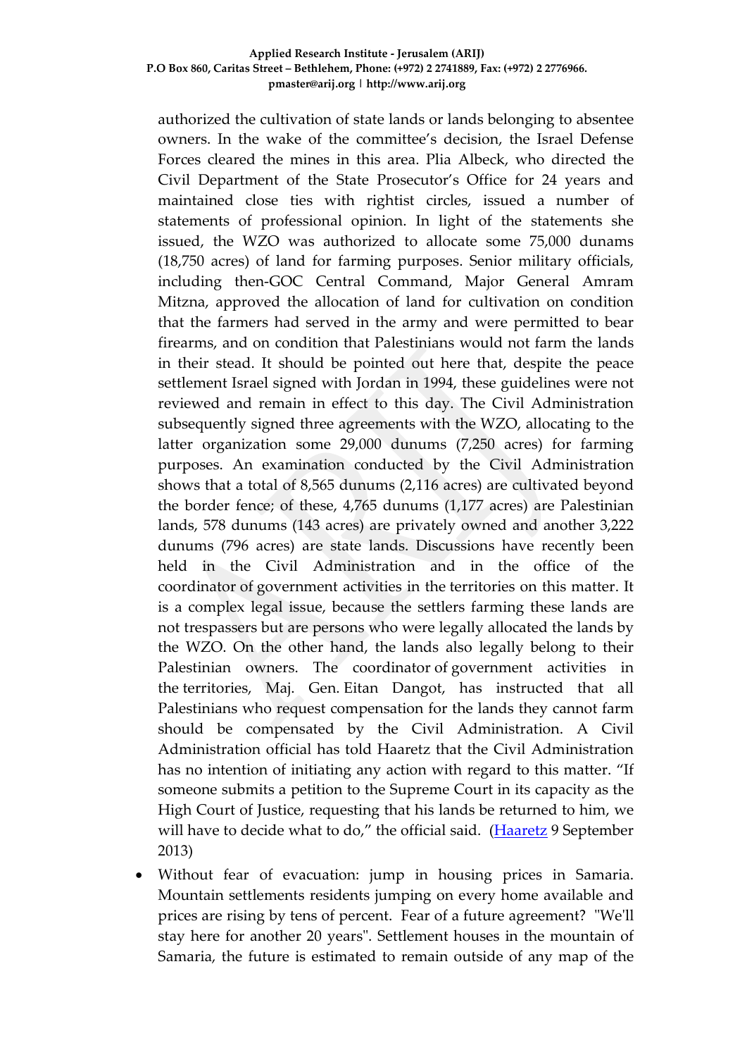authorized the cultivation of state lands or lands belonging to absentee owners. In the wake of the committee's decision, the Israel Defense Forces cleared the mines in this area. Plia Albeck, who directed the Civil Department of the State Prosecutor's Office for 24 years and maintained close ties with rightist circles, issued a number of statements of professional opinion. In light of the statements she issued, the WZO was authorized to allocate some 75,000 dunams (18,750 acres) of land for farming purposes. Senior military officials, including then-GOC Central Command, Major General Amram Mitzna, approved the allocation of land for cultivation on condition that the farmers had served in the army and were permitted to bear firearms, and on condition that Palestinians would not farm the lands in their stead. It should be pointed out here that, despite the peace settlement Israel signed with Jordan in 1994, these guidelines were not reviewed and remain in effect to this day. The Civil Administration subsequently signed three agreements with the WZO, allocating to the latter organization some 29,000 dunums (7,250 acres) for farming purposes. An examination conducted by the Civil Administration shows that a total of 8,565 dunums (2,116 acres) are cultivated beyond the border fence; of these, 4,765 dunums (1,177 acres) are Palestinian lands, 578 dunums (143 acres) are privately owned and another 3,222 dunums (796 acres) are state lands. Discussions have recently been held in the Civil Administration and in the office of the coordinator of government activities in the territories on this matter. It is a complex legal issue, because the settlers farming these lands are not trespassers but are persons who were legally allocated the lands by the WZO. On the other hand, the lands also legally belong to their Palestinian owners. The coordinator of government activities in the territories, Maj. Gen. Eitan Dangot, has instructed that all Palestinians who request compensation for the lands they cannot farm should be compensated by the Civil Administration. A Civil Administration official has told Haaretz that the Civil Administration has no intention of initiating any action with regard to this matter. "If someone submits a petition to the Supreme Court in its capacity as the High Court of Justice, requesting that his lands be returned to him, we will have to decide what to do," the official said. (Haaretz 9 September 2013)

- Without fear of evacuation: jump in housing prices in Samaria. Mountain settlements residents jumping on every home available and prices are rising by tens of percent. Fear of a future agreement? "We'll stay here for another 20 years". Settlement houses in the mountain of Samaria, the future is estimated to remain outside of any map of the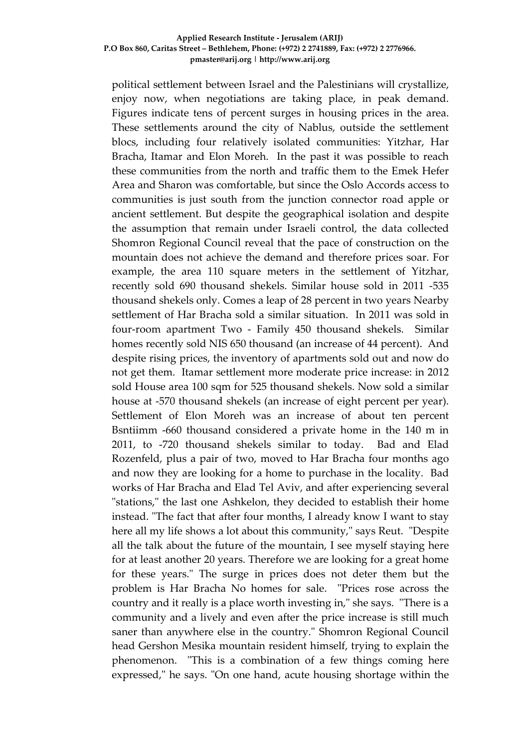political settlement between Israel and the Palestinians will crystallize, enjoy now, when negotiations are taking place, in peak demand. Figures indicate tens of percent surges in housing prices in the area. These settlements around the city of Nablus, outside the settlement blocs, including four relatively isolated communities: Yitzhar, Har Bracha, Itamar and Elon Moreh. In the past it was possible to reach these communities from the north and traffic them to the Emek Hefer Area and Sharon was comfortable, but since the Oslo Accords access to communities is just south from the junction connector road apple or ancient settlement. But despite the geographical isolation and despite the assumption that remain under Israeli control, the data collected Shomron Regional Council reveal that the pace of construction on the mountain does not achieve the demand and therefore prices soar. For example, the area 110 square meters in the settlement of Yitzhar, recently sold 690 thousand shekels. Similar house sold in 2011 -535 thousand shekels only. Comes a leap of 28 percent in two years Nearby settlement of Har Bracha sold a similar situation. In 2011 was sold in four-room apartment Two - Family 450 thousand shekels. Similar homes recently sold NIS 650 thousand (an increase of 44 percent). And despite rising prices, the inventory of apartments sold out and now do not get them. Itamar settlement more moderate price increase: in 2012 sold House area 100 sqm for 525 thousand shekels. Now sold a similar house at -570 thousand shekels (an increase of eight percent per year). Settlement of Elon Moreh was an increase of about ten percent Bsntiimm -660 thousand considered a private home in the 140 m in 2011, to -720 thousand shekels similar to today. Bad and Elad Rozenfeld, plus a pair of two, moved to Har Bracha four months ago and now they are looking for a home to purchase in the locality. Bad works of Har Bracha and Elad Tel Aviv, and after experiencing several "stations," the last one Ashkelon, they decided to establish their home instead. "The fact that after four months, I already know I want to stay here all my life shows a lot about this community," says Reut. "Despite all the talk about the future of the mountain, I see myself staying here for at least another 20 years. Therefore we are looking for a great home for these years." The surge in prices does not deter them but the problem is Har Bracha No homes for sale. "Prices rose across the country and it really is a place worth investing in," she says. "There is a community and a lively and even after the price increase is still much saner than anywhere else in the country." Shomron Regional Council head Gershon Mesika mountain resident himself, trying to explain the phenomenon. "This is a combination of a few things coming here expressed," he says. "On one hand, acute housing shortage within the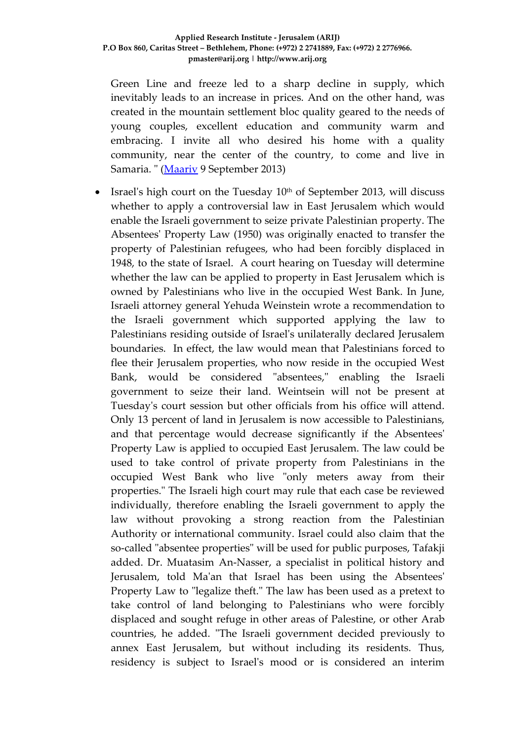Green Line and freeze led to a sharp decline in supply, which inevitably leads to an increase in prices. And on the other hand, was created in the mountain settlement bloc quality geared to the needs of young couples, excellent education and community warm and embracing. I invite all who desired his home with a quality community, near the center of the country, to come and live in Samaria. " (Maariv 9 September 2013)

- Israel's high court on the Tuesday 10th of September 2013, will discuss whether to apply a controversial law in East Jerusalem which would enable the Israeli government to seize private Palestinian property. The Absentees' Property Law (1950) was originally enacted to transfer the property of Palestinian refugees, who had been forcibly displaced in 1948, to the state of Israel. A court hearing on Tuesday will determine whether the law can be applied to property in East Jerusalem which is owned by Palestinians who live in the occupied West Bank. In June, Israeli attorney general Yehuda Weinstein wrote a recommendation to the Israeli government which supported applying the law to Palestinians residing outside of Israel's unilaterally declared Jerusalem boundaries. In effect, the law would mean that Palestinians forced to flee their Jerusalem properties, who now reside in the occupied West Bank, would be considered "absentees," enabling the Israeli government to seize their land. Weintsein will not be present at Tuesday's court session but other officials from his office will attend. Only 13 percent of land in Jerusalem is now accessible to Palestinians, and that percentage would decrease significantly if the Absentees' Property Law is applied to occupied East Jerusalem. The law could be used to take control of private property from Palestinians in the occupied West Bank who live "only meters away from their properties." The Israeli high court may rule that each case be reviewed individually, therefore enabling the Israeli government to apply the law without provoking a strong reaction from the Palestinian Authority or international community. Israel could also claim that the so-called "absentee properties" will be used for public purposes, Tafakji added. Dr. Muatasim An-Nasser, a specialist in political history and Jerusalem, told Ma'an that Israel has been using the Absentees' Property Law to "legalize theft." The law has been used as a pretext to take control of land belonging to Palestinians who were forcibly displaced and sought refuge in other areas of Palestine, or other Arab countries, he added. "The Israeli government decided previously to annex East Jerusalem, but without including its residents. Thus, residency is subject to Israel's mood or is considered an interim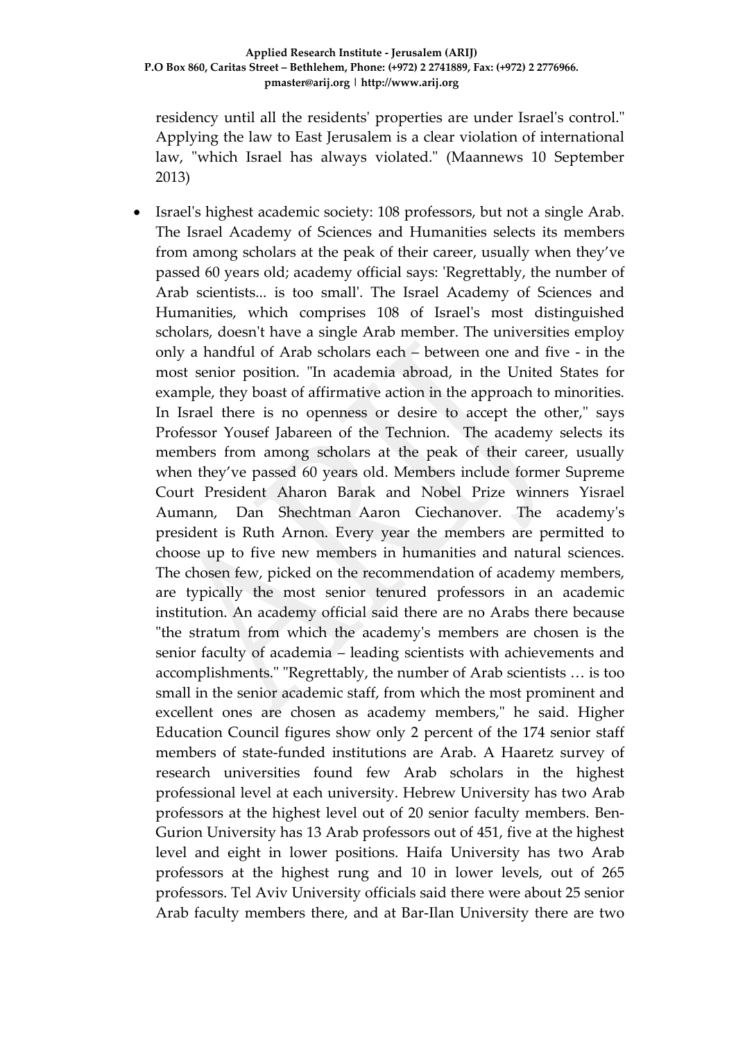residency until all the residents' properties are under Israel's control." Applying the law to East Jerusalem is a clear violation of international law, "which Israel has always violated." (Maannews 10 September 2013)

- Israel's highest academic society: 108 professors, but not a single Arab. The Israel Academy of Sciences and Humanities selects its members from among scholars at the peak of their career, usually when they've passed 60 years old; academy official says: 'Regrettably, the number of Arab scientists... is too small'. The Israel Academy of Sciences and Humanities, which comprises 108 of Israel's most distinguished scholars, doesn't have a single Arab member. The universities employ only a handful of Arab scholars each – between one and five - in the most senior position. "In academia abroad, in the United States for example, they boast of affirmative action in the approach to minorities. In Israel there is no openness or desire to accept the other," says Professor Yousef Jabareen of the Technion. The academy selects its members from among scholars at the peak of their career, usually when they've passed 60 years old. Members include former Supreme Court President Aharon Barak and Nobel Prize winners Yisrael Aumann, Dan Shechtman Aaron Ciechanover. The academy's president is Ruth Arnon. Every year the members are permitted to choose up to five new members in humanities and natural sciences. The chosen few, picked on the recommendation of academy members, are typically the most senior tenured professors in an academic institution. An academy official said there are no Arabs there because "the stratum from which the academy's members are chosen is the senior faculty of academia – leading scientists with achievements and accomplishments." "Regrettably, the number of Arab scientists … is too small in the senior academic staff, from which the most prominent and excellent ones are chosen as academy members," he said. Higher Education Council figures show only 2 percent of the 174 senior staff members of state-funded institutions are Arab. A Haaretz survey of research universities found few Arab scholars in the highest professional level at each university. Hebrew University has two Arab professors at the highest level out of 20 senior faculty members. Ben-Gurion University has 13 Arab professors out of 451, five at the highest level and eight in lower positions. Haifa University has two Arab professors at the highest rung and 10 in lower levels, out of 265 professors. Tel Aviv University officials said there were about 25 senior Arab faculty members there, and at Bar-Ilan University there are two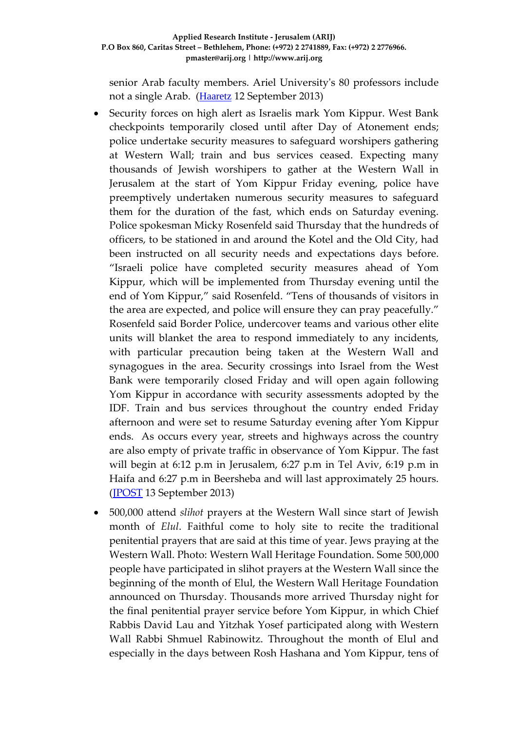senior Arab faculty members. Ariel University's 80 professors include not a single Arab. ([Haaretz](#) 12 September 2013)

- Security forces on high alert as Israelis mark Yom Kippur. West Bank checkpoints temporarily closed until after Day of Atonement ends; police undertake security measures to safeguard worshipers gathering at Western Wall; train and bus services ceased. Expecting many thousands of Jewish worshipers to gather at the Western Wall in Jerusalem at the start of Yom Kippur Friday evening, police have preemptively undertaken numerous security measures to safeguard them for the duration of the fast, which ends on Saturday evening. Police spokesman Micky Rosenfeld said Thursday that the hundreds of officers, to be stationed in and around the Kotel and the Old City, had been instructed on all security needs and expectations days before. "Israeli police have completed security measures ahead of Yom Kippur, which will be implemented from Thursday evening until the end of Yom Kippur," said Rosenfeld. "Tens of thousands of visitors in the area are expected, and police will ensure they can pray peacefully." Rosenfeld said Border Police, undercover teams and various other elite units will blanket the area to respond immediately to any incidents, with particular precaution being taken at the Western Wall and synagogues in the area. Security crossings into Israel from the West Bank were temporarily closed Friday and will open again following Yom Kippur in accordance with security assessments adopted by the IDF. Train and bus services throughout the country ended Friday afternoon and were set to resume Saturday evening after Yom Kippur ends. As occurs every year, streets and highways across the country are also empty of private traffic in observance of Yom Kippur. The fast will begin at 6:12 p.m in Jerusalem, 6:27 p.m in Tel Aviv, 6:19 p.m in Haifa and 6:27 p.m in Beersheba and will last approximately 25 hours. ([JPOST](#) 13 September 2013)

- 500,000 attend *slihot* prayers at the Western Wall since start of Jewish month of *Elul*. Faithful come to holy site to recite the traditional penitential prayers that are said at this time of year. Jews praying at the Western Wall. Photo: Western Wall Heritage Foundation. Some 500,000 people have participated in slihot prayers at the Western Wall since the beginning of the month of Elul, the Western Wall Heritage Foundation announced on Thursday. Thousands more arrived Thursday night for the final penitential prayer service before Yom Kippur, in which Chief Rabbis David Lau and Yitzhak Yosef participated along with Western Wall Rabbi Shmuel Rabinowitz. Throughout the month of Elul and especially in the days between Rosh Hashana and Yom Kippur, tens of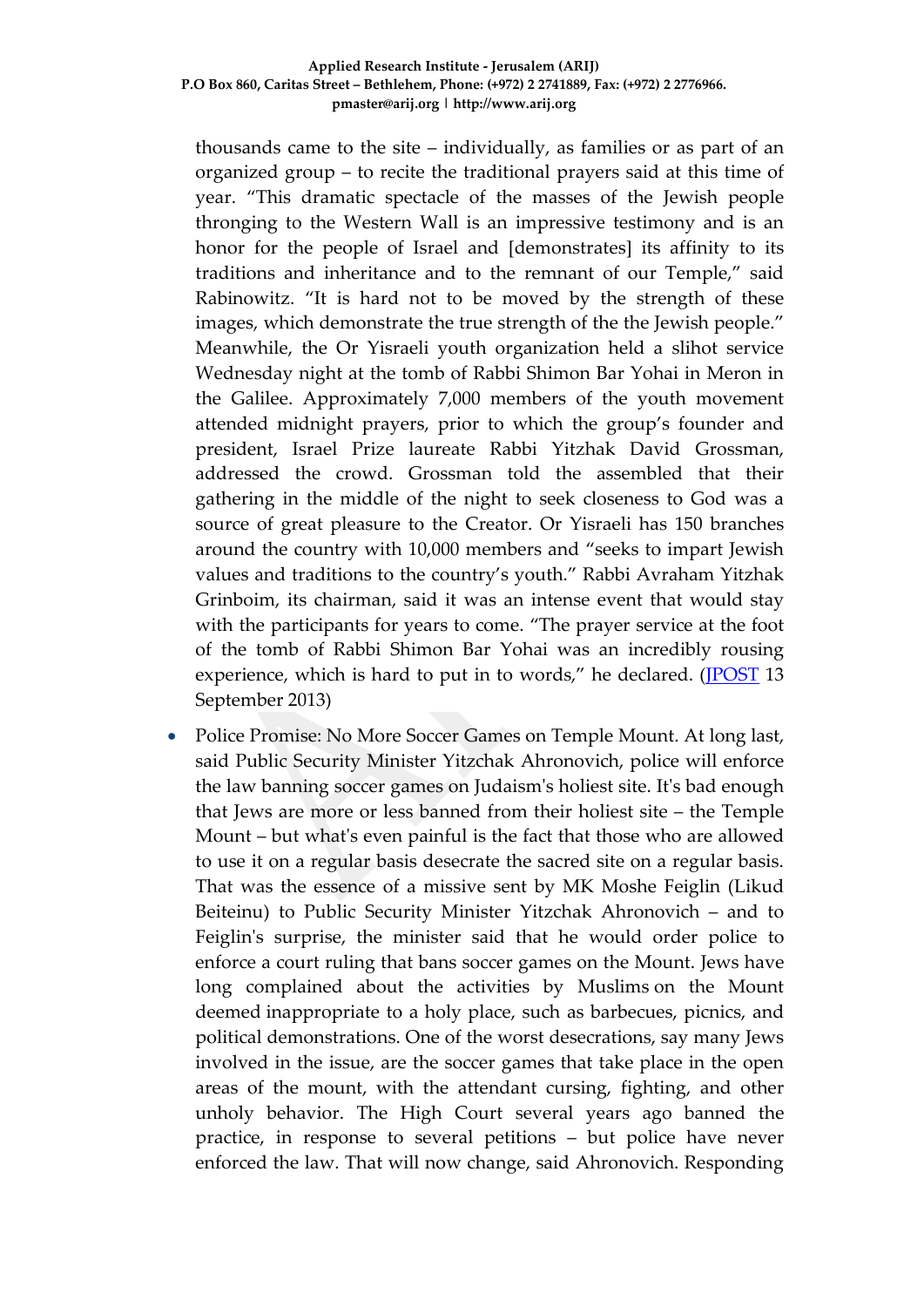thousands came to the site – individually, as families or as part of an organized group – to recite the traditional prayers said at this time of year. "This dramatic spectacle of the masses of the Jewish people thronging to the Western Wall is an impressive testimony and is an honor for the people of Israel and [demonstrates] its affinity to its traditions and inheritance and to the remnant of our Temple," said Rabinowitz. "It is hard not to be moved by the strength of these images, which demonstrate the true strength of the the Jewish people." Meanwhile, the Or Yisraeli youth organization held a slihot service Wednesday night at the tomb of Rabbi Shimon Bar Yohai in Meron in the Galilee. Approximately 7,000 members of the youth movement attended midnight prayers, prior to which the group's founder and president, Israel Prize laureate Rabbi Yitzhak David Grossman, addressed the crowd. Grossman told the assembled that their gathering in the middle of the night to seek closeness to God was a source of great pleasure to the Creator. Or Yisraeli has 150 branches around the country with 10,000 members and "seeks to impart Jewish values and traditions to the country's youth." Rabbi Avraham Yitzhak Grinboim, its chairman, said it was an intense event that would stay with the participants for years to come. "The prayer service at the foot of the tomb of Rabbi Shimon Bar Yohai was an incredibly rousing experience, which is hard to put in to words," he declared. (JPOST 13 September 2013)

- Police Promise: No More Soccer Games on Temple Mount. At long last, said Public Security Minister Yitzchak Ahronovich, police will enforce the law banning soccer games on Judaism's holiest site. It's bad enough that Jews are more or less banned from their holiest site – the Temple Mount – but what's even painful is the fact that those who are allowed to use it on a regular basis desecrate the sacred site on a regular basis. That was the essence of a missive sent by MK Moshe Feiglin (Likud Beiteinu) to Public Security Minister Yitzchak Ahronovich – and to Feiglin's surprise, the minister said that he would order police to enforce a court ruling that bans soccer games on the Mount. Jews have long complained about the activities by Muslims on the Mount deemed inappropriate to a holy place, such as barbecues, picnics, and political demonstrations. One of the worst desecrations, say many Jews involved in the issue, are the soccer games that take place in the open areas of the mount, with the attendant cursing, fighting, and other unholy behavior. The High Court several years ago banned the practice, in response to several petitions – but police have never enforced the law. That will now change, said Ahronovich. Responding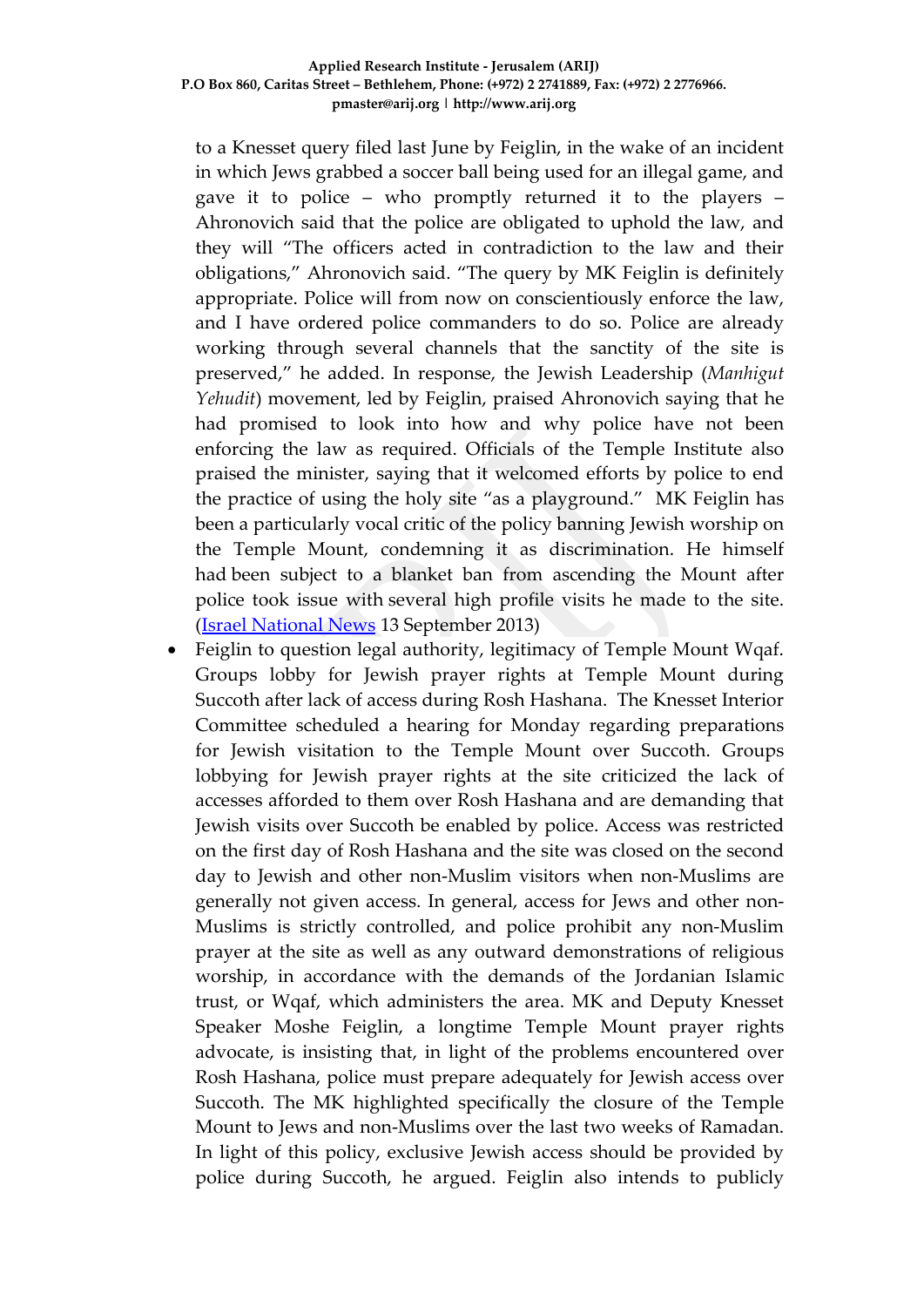to a Knesset query filed last June by Feiglin, in the wake of an incident in which Jews grabbed a soccer ball being used for an illegal game, and gave it to police – who promptly returned it to the players – Ahronovich said that the police are obligated to uphold the law, and they will "The officers acted in contradiction to the law and their obligations," Ahronovich said. "The query by MK Feiglin is definitely appropriate. Police will from now on conscientiously enforce the law, and I have ordered police commanders to do so. Police are already working through several channels that the sanctity of the site is preserved," he added. In response, the Jewish Leadership (*Manhigut Yehudit*) movement, led by Feiglin, praised Ahronovich saying that he had promised to look into how and why police have not been enforcing the law as required. Officials of the Temple Institute also praised the minister, saying that it welcomed efforts by police to end the practice of using the holy site "as a playground." MK Feiglin has been a particularly vocal critic of the policy banning Jewish worship on the Temple Mount, condemning it as discrimination. He himself had been subject to a blanket ban from ascending the Mount after police took issue with several high profile visits he made to the site. (Israel National News 13 September 2013)

- Feiglin to question legal authority, legitimacy of Temple Mount Wqaf. Groups lobby for Jewish prayer rights at Temple Mount during Succoth after lack of access during Rosh Hashana. The Knesset Interior Committee scheduled a hearing for Monday regarding preparations for Jewish visitation to the Temple Mount over Succoth. Groups lobbying for Jewish prayer rights at the site criticized the lack of accesses afforded to them over Rosh Hashana and are demanding that Jewish visits over Succoth be enabled by police. Access was restricted on the first day of Rosh Hashana and the site was closed on the second day to Jewish and other non-Muslim visitors when non-Muslims are generally not given access. In general, access for Jews and other non-Muslims is strictly controlled, and police prohibit any non-Muslim prayer at the site as well as any outward demonstrations of religious worship, in accordance with the demands of the Jordanian Islamic trust, or Wqaf, which administers the area. MK and Deputy Knesset Speaker Moshe Feiglin, a longtime Temple Mount prayer rights advocate, is insisting that, in light of the problems encountered over Rosh Hashana, police must prepare adequately for Jewish access over Succoth. The MK highlighted specifically the closure of the Temple Mount to Jews and non-Muslims over the last two weeks of Ramadan. In light of this policy, exclusive Jewish access should be provided by police during Succoth, he argued. Feiglin also intends to publicly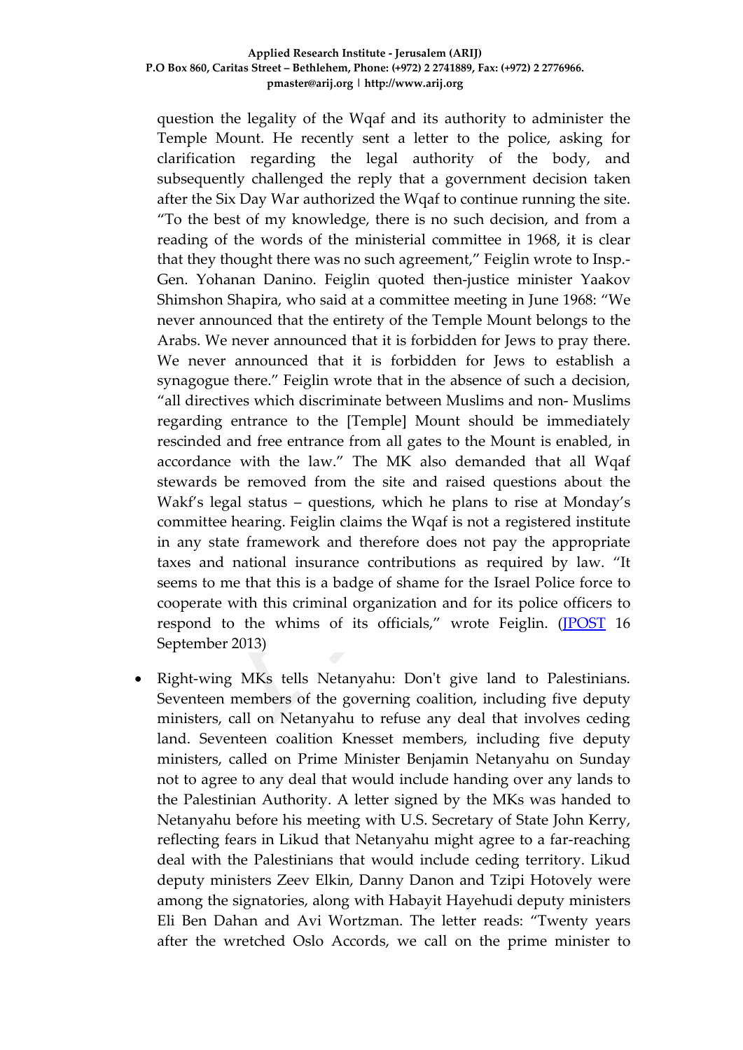question the legality of the Wqaf and its authority to administer the Temple Mount. He recently sent a letter to the police, asking for clarification regarding the legal authority of the body, and subsequently challenged the reply that a government decision taken after the Six Day War authorized the Wqaf to continue running the site. "To the best of my knowledge, there is no such decision, and from a reading of the words of the ministerial committee in 1968, it is clear that they thought there was no such agreement," Feiglin wrote to Insp.-Gen. Yohanan Danino. Feiglin quoted then-justice minister Yaakov Shimshon Shapira, who said at a committee meeting in June 1968: "We never announced that the entirety of the Temple Mount belongs to the Arabs. We never announced that it is forbidden for Jews to pray there. We never announced that it is forbidden for Jews to establish a synagogue there." Feiglin wrote that in the absence of such a decision, "all directives which discriminate between Muslims and non- Muslims regarding entrance to the [Temple] Mount should be immediately rescinded and free entrance from all gates to the Mount is enabled, in accordance with the law." The MK also demanded that all Wqaf stewards be removed from the site and raised questions about the Wakf's legal status – questions, which he plans to rise at Monday's committee hearing. Feiglin claims the Wqaf is not a registered institute in any state framework and therefore does not pay the appropriate taxes and national insurance contributions as required by law. "It seems to me that this is a badge of shame for the Israel Police force to cooperate with this criminal organization and for its police officers to respond to the whims of its officials," wrote Feiglin. (JPOST 16 September 2013)

- Right-wing MKs tells Netanyahu: Don't give land to Palestinians. Seventeen members of the governing coalition, including five deputy ministers, call on Netanyahu to refuse any deal that involves ceding land. Seventeen coalition Knesset members, including five deputy ministers, called on Prime Minister Benjamin Netanyahu on Sunday not to agree to any deal that would include handing over any lands to the Palestinian Authority. A letter signed by the MKs was handed to Netanyahu before his meeting with U.S. Secretary of State John Kerry, reflecting fears in Likud that Netanyahu might agree to a far-reaching deal with the Palestinians that would include ceding territory. Likud deputy ministers Zeev Elkin, Danny Danon and Tzipi Hotovely were among the signatories, along with Habayit Hayehudi deputy ministers Eli Ben Dahan and Avi Wortzman. The letter reads: "Twenty years after the wretched Oslo Accords, we call on the prime minister to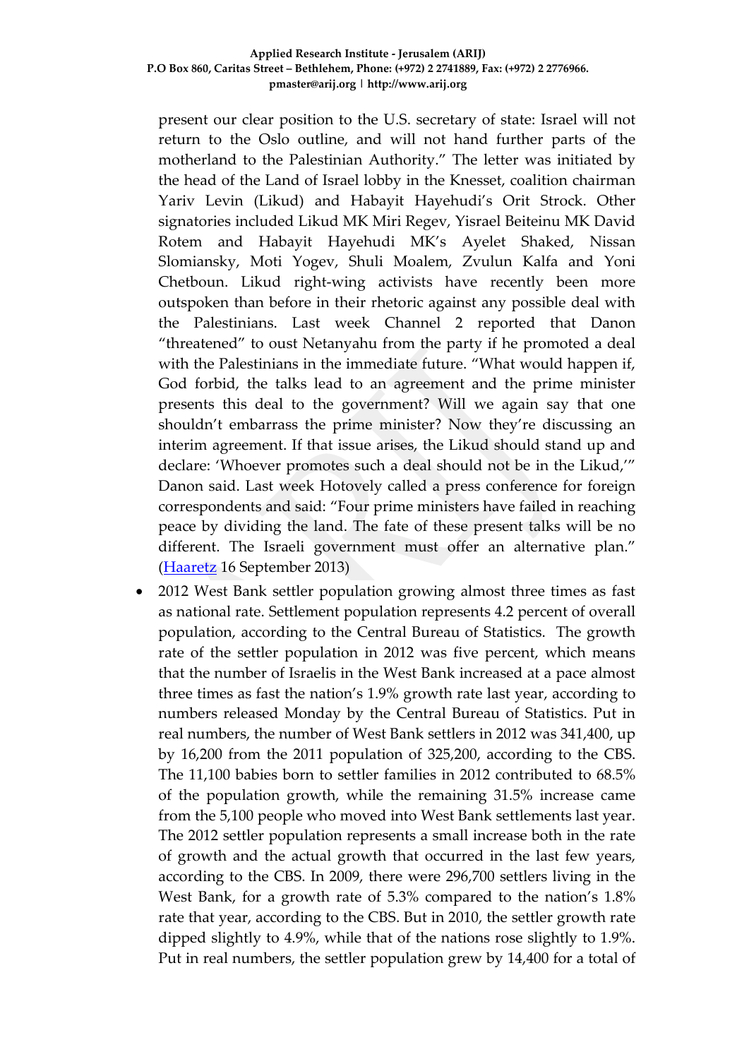present our clear position to the U.S. secretary of state: Israel will not return to the Oslo outline, and will not hand further parts of the motherland to the Palestinian Authority." The letter was initiated by the head of the Land of Israel lobby in the Knesset, coalition chairman Yariv Levin (Likud) and Habayit Hayehudi's Orit Strock. Other signatories included Likud MK Miri Regev, Yisrael Beiteinu MK David Rotem and Habayit Hayehudi MK's Ayelet Shaked, Nissan Slomiansky, Moti Yogev, Shuli Moalem, Zvulun Kalfa and Yoni Chetboun. Likud right-wing activists have recently been more outspoken than before in their rhetoric against any possible deal with the Palestinians. Last week Channel 2 reported that Danon "threatened" to oust Netanyahu from the party if he promoted a deal with the Palestinians in the immediate future. "What would happen if, God forbid, the talks lead to an agreement and the prime minister presents this deal to the government? Will we again say that one shouldn't embarrass the prime minister? Now they're discussing an interim agreement. If that issue arises, the Likud should stand up and declare: 'Whoever promotes such a deal should not be in the Likud,'" Danon said. Last week Hotovely called a press conference for foreign correspondents and said: "Four prime ministers have failed in reaching peace by dividing the land. The fate of these present talks will be no different. The Israeli government must offer an alternative plan." (Haaretz 16 September 2013)

- 2012 West Bank settler population growing almost three times as fast as national rate. Settlement population represents 4.2 percent of overall population, according to the Central Bureau of Statistics. The growth rate of the settler population in 2012 was five percent, which means that the number of Israelis in the West Bank increased at a pace almost three times as fast the nation's 1.9% growth rate last year, according to numbers released Monday by the Central Bureau of Statistics. Put in real numbers, the number of West Bank settlers in 2012 was 341,400, up by 16,200 from the 2011 population of 325,200, according to the CBS. The 11,100 babies born to settler families in 2012 contributed to 68.5% of the population growth, while the remaining 31.5% increase came from the 5,100 people who moved into West Bank settlements last year. The 2012 settler population represents a small increase both in the rate of growth and the actual growth that occurred in the last few years, according to the CBS. In 2009, there were 296,700 settlers living in the West Bank, for a growth rate of 5.3% compared to the nation's 1.8% rate that year, according to the CBS. But in 2010, the settler growth rate dipped slightly to 4.9%, while that of the nations rose slightly to 1.9%. Put in real numbers, the settler population grew by 14,400 for a total of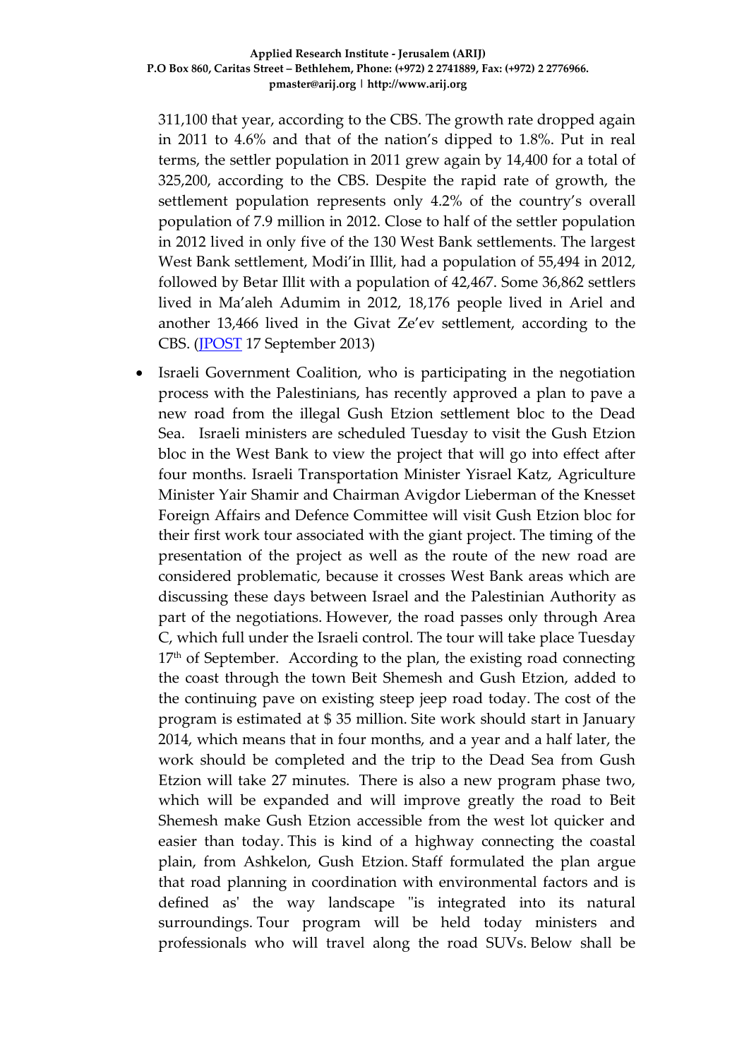311,100 that year, according to the CBS. The growth rate dropped again in 2011 to 4.6% and that of the nation's dipped to 1.8%. Put in real terms, the settler population in 2011 grew again by 14,400 for a total of 325,200, according to the CBS. Despite the rapid rate of growth, the settlement population represents only 4.2% of the country's overall population of 7.9 million in 2012. Close to half of the settler population in 2012 lived in only five of the 130 West Bank settlements. The largest West Bank settlement, Modi'in Illit, had a population of 55,494 in 2012, followed by Betar Illit with a population of 42,467. Some 36,862 settlers lived in Ma'aleh Adumim in 2012, 18,176 people lived in Ariel and another 13,466 lived in the Givat Ze'ev settlement, according to the CBS. (JPOST 17 September 2013)

- Israeli Government Coalition, who is participating in the negotiation process with the Palestinians, has recently approved a plan to pave a new road from the illegal Gush Etzion settlement bloc to the Dead Sea. Israeli ministers are scheduled Tuesday to visit the Gush Etzion bloc in the West Bank to view the project that will go into effect after four months. Israeli Transportation Minister Yisrael Katz, Agriculture Minister Yair Shamir and Chairman Avigdor Lieberman of the Knesset Foreign Affairs and Defence Committee will visit Gush Etzion bloc for their first work tour associated with the giant project. The timing of the presentation of the project as well as the route of the new road are considered problematic, because it crosses West Bank areas which are discussing these days between Israel and the Palestinian Authority as part of the negotiations. However, the road passes only through Area C, which full under the Israeli control. The tour will take place Tuesday 17th of September. According to the plan, the existing road connecting the coast through the town Beit Shemesh and Gush Etzion, added to the continuing pave on existing steep jeep road today. The cost of the program is estimated at $ 35 million. Site work should start in January 2014, which means that in four months, and a year and a half later, the work should be completed and the trip to the Dead Sea from Gush Etzion will take 27 minutes. There is also a new program phase two, which will be expanded and will improve greatly the road to Beit Shemesh make Gush Etzion accessible from the west lot quicker and easier than today. This is kind of a highway connecting the coastal plain, from Ashkelon, Gush Etzion. Staff formulated the plan argue that road planning in coordination with environmental factors and is defined as' the way landscape "is integrated into its natural surroundings. Tour program will be held today ministers and professionals who will travel along the road SUVs. Below shall be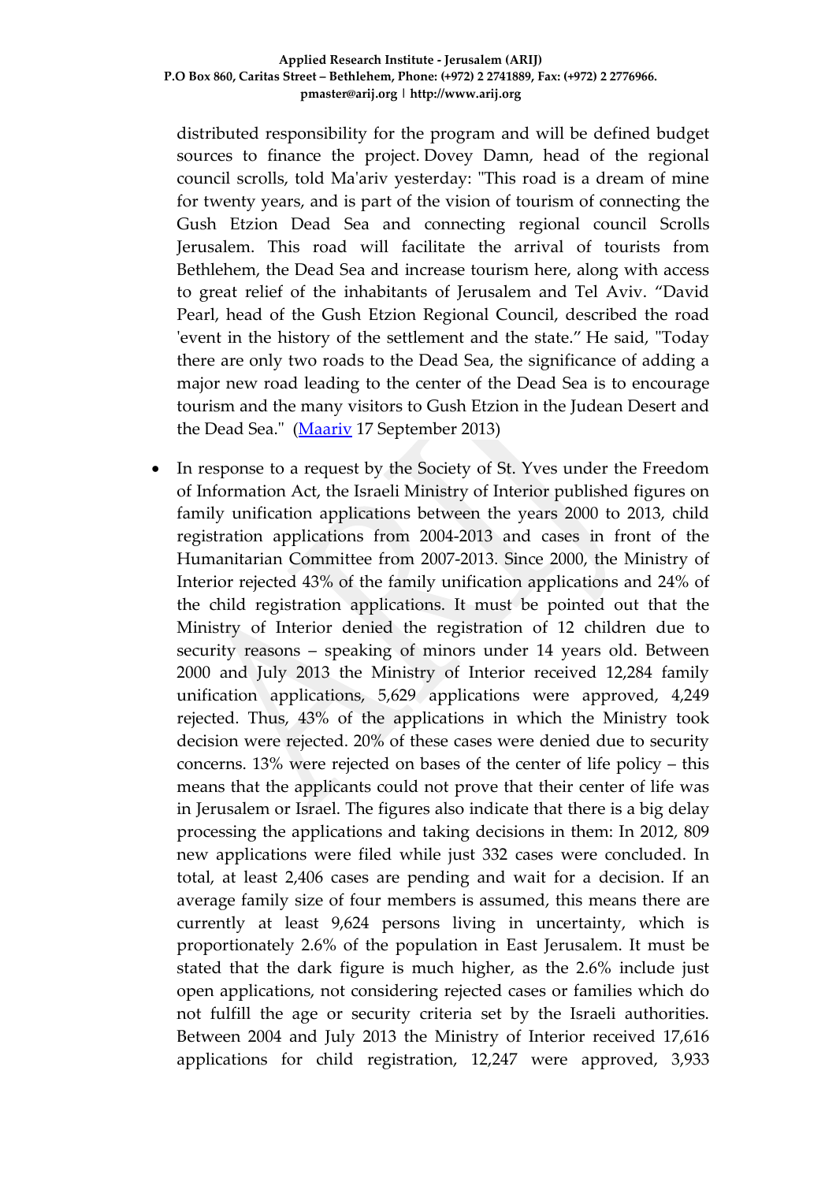distributed responsibility for the program and will be defined budget sources to finance the project. Dovey Damn, head of the regional council scrolls, told Ma'ariv yesterday: "This road is a dream of mine for twenty years, and is part of the vision of tourism of connecting the Gush Etzion Dead Sea and connecting regional council Scrolls Jerusalem. This road will facilitate the arrival of tourists from Bethlehem, the Dead Sea and increase tourism here, along with access to great relief of the inhabitants of Jerusalem and Tel Aviv. "David Pearl, head of the Gush Etzion Regional Council, described the road 'event in the history of the settlement and the state." He said, "Today there are only two roads to the Dead Sea, the significance of adding a major new road leading to the center of the Dead Sea is to encourage tourism and the many visitors to Gush Etzion in the Judean Desert and the Dead Sea." (Maariv 17 September 2013)

- In response to a request by the Society of St. Yves under the Freedom of Information Act, the Israeli Ministry of Interior published figures on family unification applications between the years 2000 to 2013, child registration applications from 2004-2013 and cases in front of the Humanitarian Committee from 2007-2013. Since 2000, the Ministry of Interior rejected 43% of the family unification applications and 24% of the child registration applications. It must be pointed out that the Ministry of Interior denied the registration of 12 children due to security reasons – speaking of minors under 14 years old. Between 2000 and July 2013 the Ministry of Interior received 12,284 family unification applications, 5,629 applications were approved, 4,249 rejected. Thus, 43% of the applications in which the Ministry took decision were rejected. 20% of these cases were denied due to security concerns. 13% were rejected on bases of the center of life policy – this means that the applicants could not prove that their center of life was in Jerusalem or Israel. The figures also indicate that there is a big delay processing the applications and taking decisions in them: In 2012, 809 new applications were filed while just 332 cases were concluded. In total, at least 2,406 cases are pending and wait for a decision. If an average family size of four members is assumed, this means there are currently at least 9,624 persons living in uncertainty, which is proportionately 2.6% of the population in East Jerusalem. It must be stated that the dark figure is much higher, as the 2.6% include just open applications, not considering rejected cases or families which do not fulfill the age or security criteria set by the Israeli authorities. Between 2004 and July 2013 the Ministry of Interior received 17,616 applications for child registration, 12,247 were approved, 3,933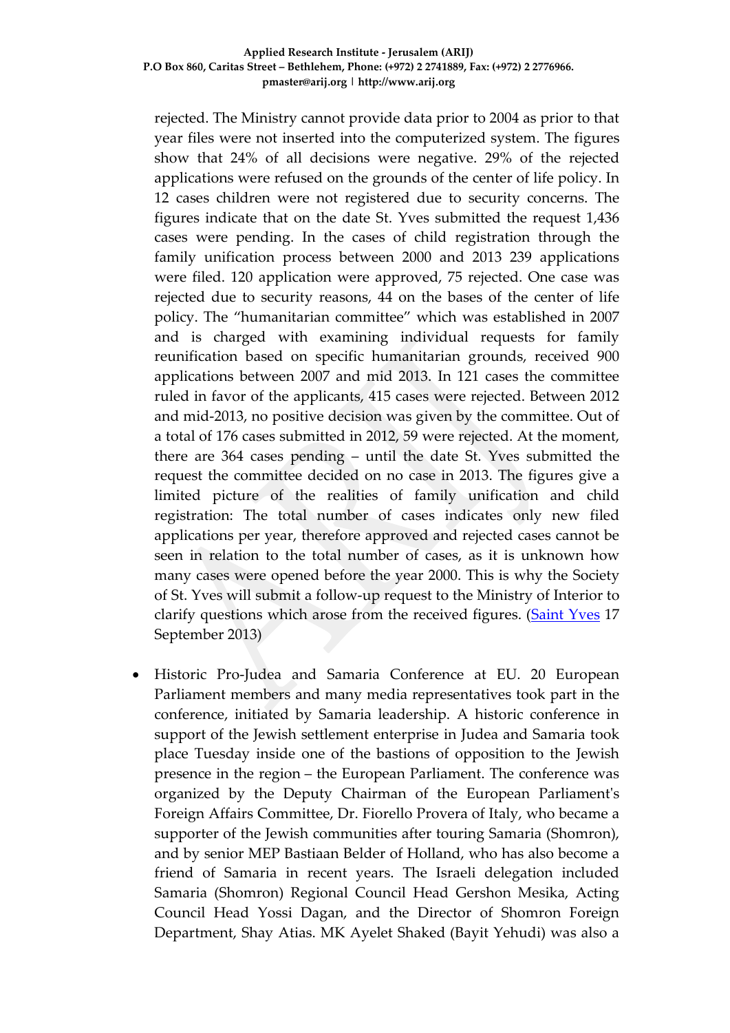rejected. The Ministry cannot provide data prior to 2004 as prior to that year files were not inserted into the computerized system. The figures show that 24% of all decisions were negative. 29% of the rejected applications were refused on the grounds of the center of life policy. In 12 cases children were not registered due to security concerns. The figures indicate that on the date St. Yves submitted the request 1,436 cases were pending. In the cases of child registration through the family unification process between 2000 and 2013 239 applications were filed. 120 application were approved, 75 rejected. One case was rejected due to security reasons, 44 on the bases of the center of life policy. The "humanitarian committee" which was established in 2007 and is charged with examining individual requests for family reunification based on specific humanitarian grounds, received 900 applications between 2007 and mid 2013. In 121 cases the committee ruled in favor of the applicants, 415 cases were rejected. Between 2012 and mid-2013, no positive decision was given by the committee. Out of a total of 176 cases submitted in 2012, 59 were rejected. At the moment, there are 364 cases pending – until the date St. Yves submitted the request the committee decided on no case in 2013. The figures give a limited picture of the realities of family unification and child registration: The total number of cases indicates only new filed applications per year, therefore approved and rejected cases cannot be seen in relation to the total number of cases, as it is unknown how many cases were opened before the year 2000. This is why the Society of St. Yves will submit a follow-up request to the Ministry of Interior to clarify questions which arose from the received figures. (Saint Yves 17 September 2013)

- Historic Pro-Judea and Samaria Conference at EU. 20 European Parliament members and many media representatives took part in the conference, initiated by Samaria leadership. A historic conference in support of the Jewish settlement enterprise in Judea and Samaria took place Tuesday inside one of the bastions of opposition to the Jewish presence in the region – the European Parliament. The conference was organized by the Deputy Chairman of the European Parliament's Foreign Affairs Committee, Dr. Fiorello Provera of Italy, who became a supporter of the Jewish communities after touring Samaria (Shomron), and by senior MEP Bastiaan Belder of Holland, who has also become a friend of Samaria in recent years. The Israeli delegation included Samaria (Shomron) Regional Council Head Gershon Mesika, Acting Council Head Yossi Dagan, and the Director of Shomron Foreign Department, Shay Atias. MK Ayelet Shaked (Bayit Yehudi) was also a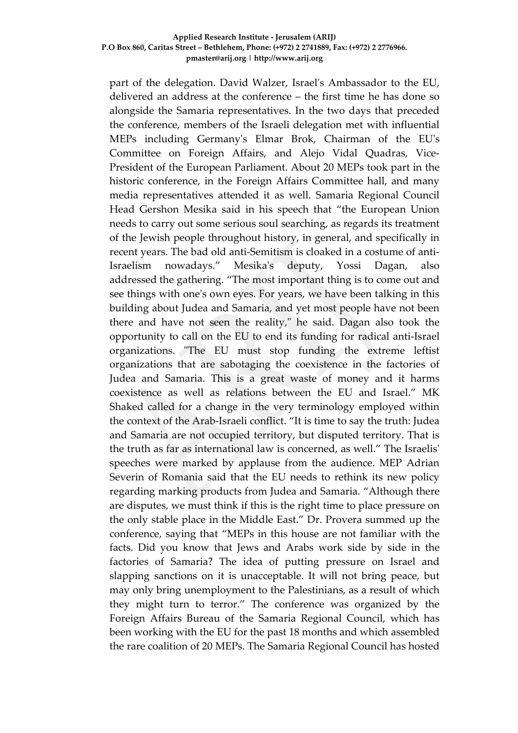part of the delegation. David Walzer, Israel's Ambassador to the EU, delivered an address at the conference – the first time he has done so alongside the Samaria representatives. In the two days that preceded the conference, members of the Israeli delegation met with influential MEPs including Germany's Elmar Brok, Chairman of the EU's Committee on Foreign Affairs, and Alejo Vidal Quadras, Vice-President of the European Parliament. About 20 MEPs took part in the historic conference, in the Foreign Affairs Committee hall, and many media representatives attended it as well. Samaria Regional Council Head Gershon Mesika said in his speech that "the European Union needs to carry out some serious soul searching, as regards its treatment of the Jewish people throughout history, in general, and specifically in recent years. The bad old anti-Semitism is cloaked in a costume of anti-Israelism nowadays." Mesika's deputy, Yossi Dagan, also addressed the gathering. "The most important thing is to come out and see things with one's own eyes. For years, we have been talking in this building about Judea and Samaria, and yet most people have not been there and have not seen the reality," he said. Dagan also took the opportunity to call on the EU to end its funding for radical anti-Israel organizations. "The EU must stop funding the extreme leftist organizations that are sabotaging the coexistence in the factories of Judea and Samaria. This is a great waste of money and it harms coexistence as well as relations between the EU and Israel." MK Shaked called for a change in the very terminology employed within the context of the Arab-Israeli conflict. "It is time to say the truth: Judea and Samaria are not occupied territory, but disputed territory. That is the truth as far as international law is concerned, as well." The Israelis' speeches were marked by applause from the audience. MEP Adrian Severin of Romania said that the EU needs to rethink its new policy regarding marking products from Judea and Samaria. "Although there are disputes, we must think if this is the right time to place pressure on the only stable place in the Middle East." Dr. Provera summed up the conference, saying that "MEPs in this house are not familiar with the facts. Did you know that Jews and Arabs work side by side in the factories of Samaria? The idea of putting pressure on Israel and slapping sanctions on it is unacceptable. It will not bring peace, but may only bring unemployment to the Palestinians, as a result of which they might turn to terror." The conference was organized by the Foreign Affairs Bureau of the Samaria Regional Council, which has been working with the EU for the past 18 months and which assembled the rare coalition of 20 MEPs. The Samaria Regional Council has hosted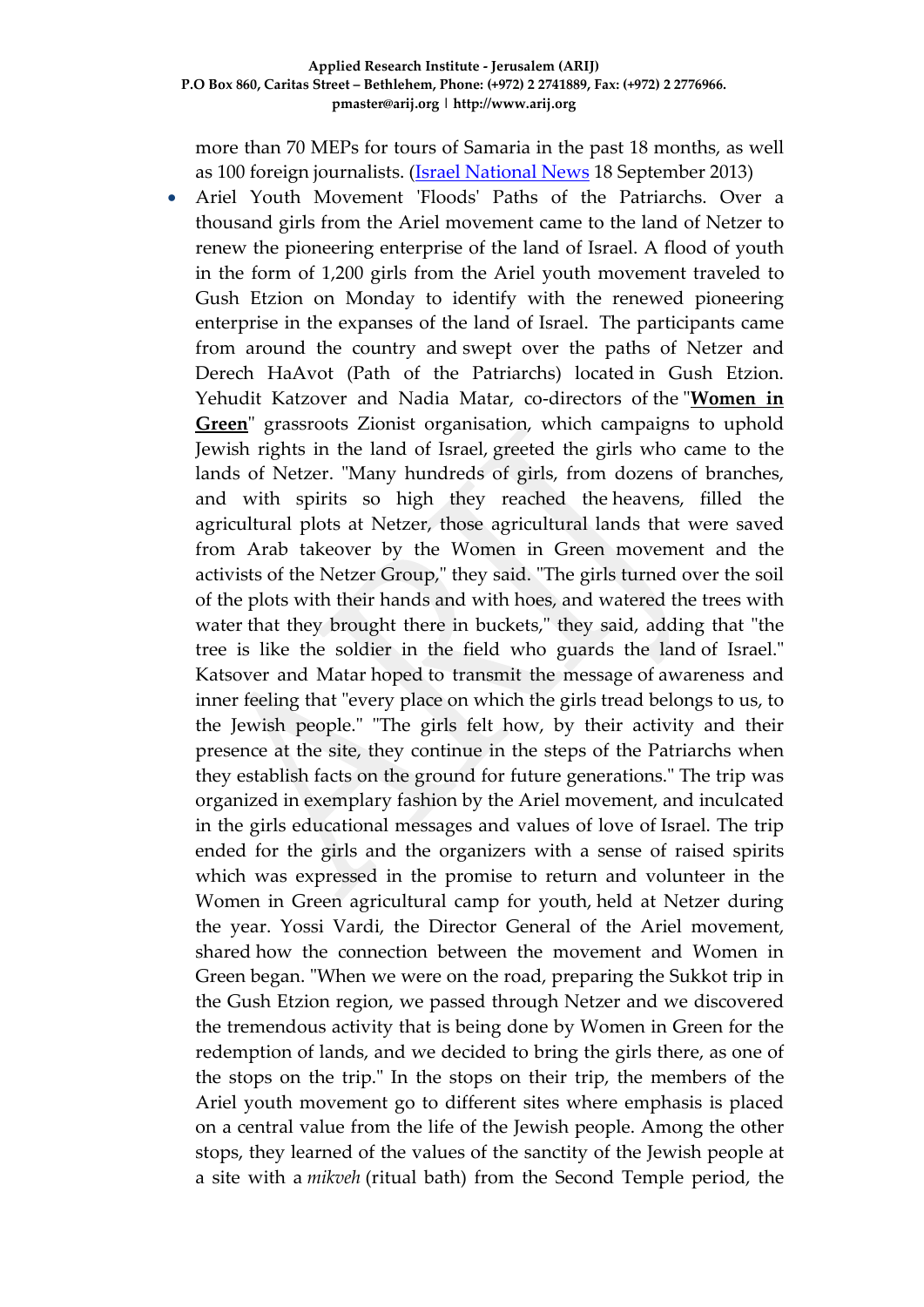more than 70 MEPs for tours of Samaria in the past 18 months, as well as 100 foreign journalists. (Israel National News 18 September 2013)

- Ariel Youth Movement 'Floods' Paths of the Patriarchs. Over a thousand girls from the Ariel movement came to the land of Netzer to renew the pioneering enterprise of the land of Israel. A flood of youth in the form of 1,200 girls from the Ariel youth movement traveled to Gush Etzion on Monday to identify with the renewed pioneering enterprise in the expanses of the land of Israel. The participants came from around the country and swept over the paths of Netzer and Derech HaAvot (Path of the Patriarchs) located in Gush Etzion. Yehudit Katzover and Nadia Matar, co-directors of the "**Women in Green**" grassroots Zionist organisation, which campaigns to uphold Jewish rights in the land of Israel, greeted the girls who came to the lands of Netzer. "Many hundreds of girls, from dozens of branches, and with spirits so high they reached the heavens, filled the agricultural plots at Netzer, those agricultural lands that were saved from Arab takeover by the Women in Green movement and the activists of the Netzer Group," they said. "The girls turned over the soil of the plots with their hands and with hoes, and watered the trees with water that they brought there in buckets," they said, adding that "the tree is like the soldier in the field who guards the land of Israel." Katsover and Matar hoped to transmit the message of awareness and inner feeling that "every place on which the girls tread belongs to us, to the Jewish people." "The girls felt how, by their activity and their presence at the site, they continue in the steps of the Patriarchs when they establish facts on the ground for future generations." The trip was organized in exemplary fashion by the Ariel movement, and inculcated in the girls educational messages and values of love of Israel. The trip ended for the girls and the organizers with a sense of raised spirits which was expressed in the promise to return and volunteer in the Women in Green agricultural camp for youth, held at Netzer during the year. Yossi Vardi, the Director General of the Ariel movement, shared how the connection between the movement and Women in Green began. "When we were on the road, preparing the Sukkot trip in the Gush Etzion region, we passed through Netzer and we discovered the tremendous activity that is being done by Women in Green for the redemption of lands, and we decided to bring the girls there, as one of the stops on the trip." In the stops on their trip, the members of the Ariel youth movement go to different sites where emphasis is placed on a central value from the life of the Jewish people. Among the other stops, they learned of the values of the sanctity of the Jewish people at a site with a *mikveh* (ritual bath) from the Second Temple period, the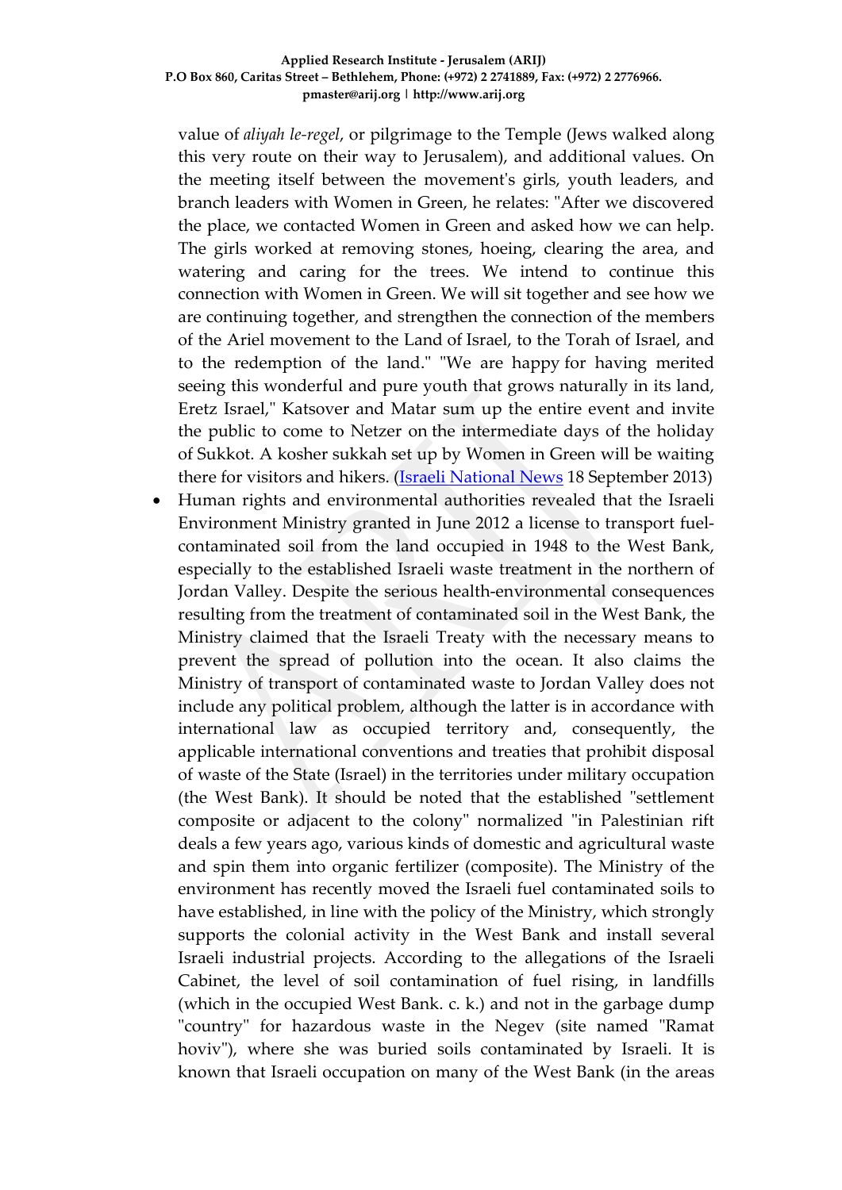value of *aliyah le-regel*, or pilgrimage to the Temple (Jews walked along this very route on their way to Jerusalem), and additional values. On the meeting itself between the movement's girls, youth leaders, and branch leaders with Women in Green, he relates: "After we discovered the place, we contacted Women in Green and asked how we can help. The girls worked at removing stones, hoeing, clearing the area, and watering and caring for the trees. We intend to continue this connection with Women in Green. We will sit together and see how we are continuing together, and strengthen the connection of the members of the Ariel movement to the Land of Israel, to the Torah of Israel, and to the redemption of the land." "We are happy for having merited seeing this wonderful and pure youth that grows naturally in its land, Eretz Israel," Katsover and Matar sum up the entire event and invite the public to come to Netzer on the intermediate days of the holiday of Sukkot. A kosher sukkah set up by Women in Green will be waiting there for visitors and hikers. (Israeli National News 18 September 2013)

- Human rights and environmental authorities revealed that the Israeli Environment Ministry granted in June 2012 a license to transport fuel-contaminated soil from the land occupied in 1948 to the West Bank, especially to the established Israeli waste treatment in the northern of Jordan Valley. Despite the serious health-environmental consequences resulting from the treatment of contaminated soil in the West Bank, the Ministry claimed that the Israeli Treaty with the necessary means to prevent the spread of pollution into the ocean. It also claims the Ministry of transport of contaminated waste to Jordan Valley does not include any political problem, although the latter is in accordance with international law as occupied territory and, consequently, the applicable international conventions and treaties that prohibit disposal of waste of the State (Israel) in the territories under military occupation (the West Bank). It should be noted that the established "settlement composite or adjacent to the colony" normalized "in Palestinian rift deals a few years ago, various kinds of domestic and agricultural waste and spin them into organic fertilizer (composite). The Ministry of the environment has recently moved the Israeli fuel contaminated soils to have established, in line with the policy of the Ministry, which strongly supports the colonial activity in the West Bank and install several Israeli industrial projects. According to the allegations of the Israeli Cabinet, the level of soil contamination of fuel rising, in landfills (which in the occupied West Bank. c. k.) and not in the garbage dump "country" for hazardous waste in the Negev (site named "Ramat hoviv"), where she was buried soils contaminated by Israeli. It is known that Israeli occupation on many of the West Bank (in the areas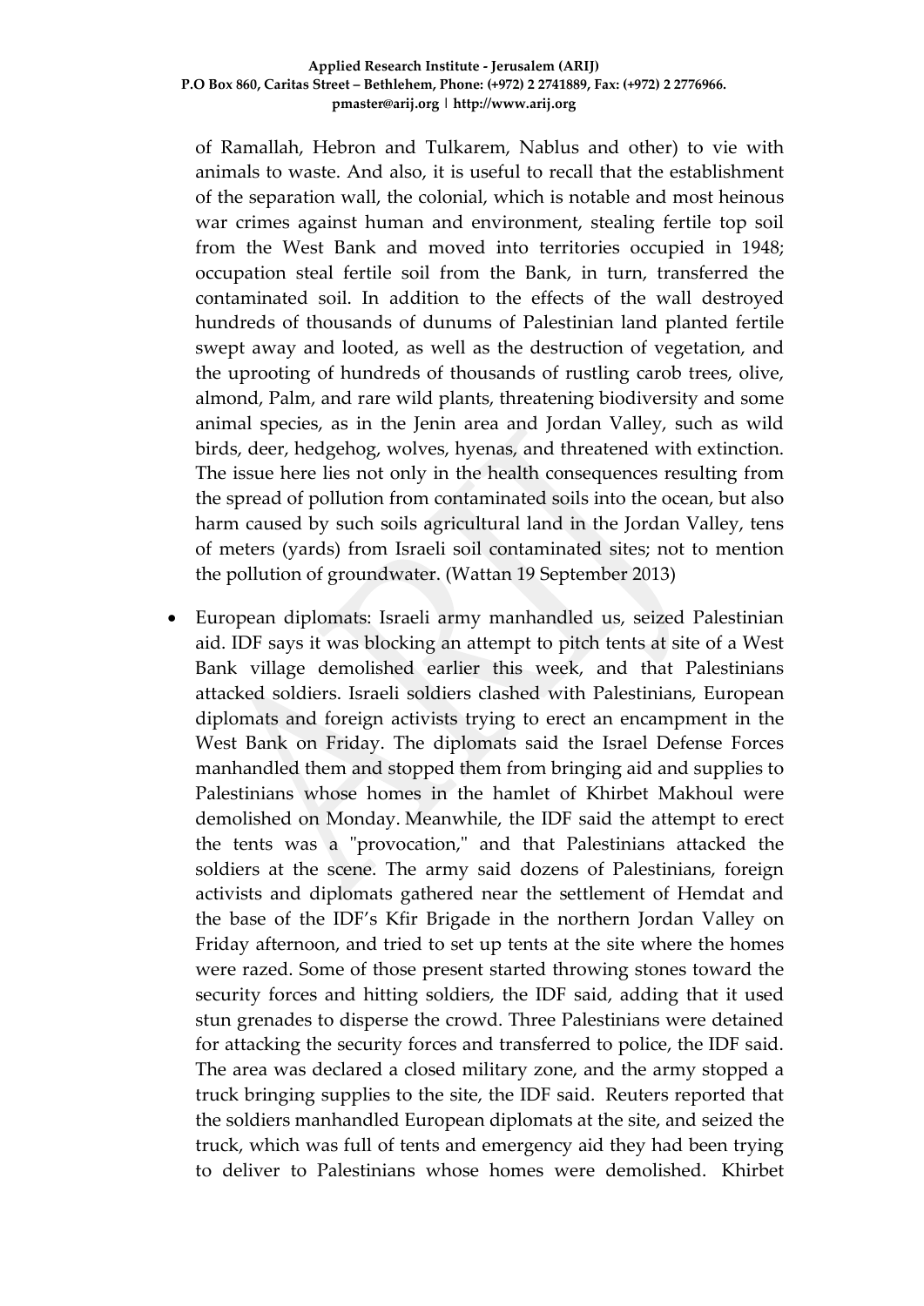of Ramallah, Hebron and Tulkarem, Nablus and other) to vie with animals to waste. And also, it is useful to recall that the establishment of the separation wall, the colonial, which is notable and most heinous war crimes against human and environment, stealing fertile top soil from the West Bank and moved into territories occupied in 1948; occupation steal fertile soil from the Bank, in turn, transferred the contaminated soil. In addition to the effects of the wall destroyed hundreds of thousands of dunums of Palestinian land planted fertile swept away and looted, as well as the destruction of vegetation, and the uprooting of hundreds of thousands of rustling carob trees, olive, almond, Palm, and rare wild plants, threatening biodiversity and some animal species, as in the Jenin area and Jordan Valley, such as wild birds, deer, hedgehog, wolves, hyenas, and threatened with extinction. The issue here lies not only in the health consequences resulting from the spread of pollution from contaminated soils into the ocean, but also harm caused by such soils agricultural land in the Jordan Valley, tens of meters (yards) from Israeli soil contaminated sites; not to mention the pollution of groundwater. (Wattan 19 September 2013)

- European diplomats: Israeli army manhandled us, seized Palestinian aid. IDF says it was blocking an attempt to pitch tents at site of a West Bank village demolished earlier this week, and that Palestinians attacked soldiers. Israeli soldiers clashed with Palestinians, European diplomats and foreign activists trying to erect an encampment in the West Bank on Friday. The diplomats said the Israel Defense Forces manhandled them and stopped them from bringing aid and supplies to Palestinians whose homes in the hamlet of Khirbet Makhoul were demolished on Monday. Meanwhile, the IDF said the attempt to erect the tents was a "provocation," and that Palestinians attacked the soldiers at the scene. The army said dozens of Palestinians, foreign activists and diplomats gathered near the settlement of Hemdat and the base of the IDF's Kfir Brigade in the northern Jordan Valley on Friday afternoon, and tried to set up tents at the site where the homes were razed. Some of those present started throwing stones toward the security forces and hitting soldiers, the IDF said, adding that it used stun grenades to disperse the crowd. Three Palestinians were detained for attacking the security forces and transferred to police, the IDF said. The area was declared a closed military zone, and the army stopped a truck bringing supplies to the site, the IDF said. Reuters reported that the soldiers manhandled European diplomats at the site, and seized the truck, which was full of tents and emergency aid they had been trying to deliver to Palestinians whose homes were demolished. Khirbet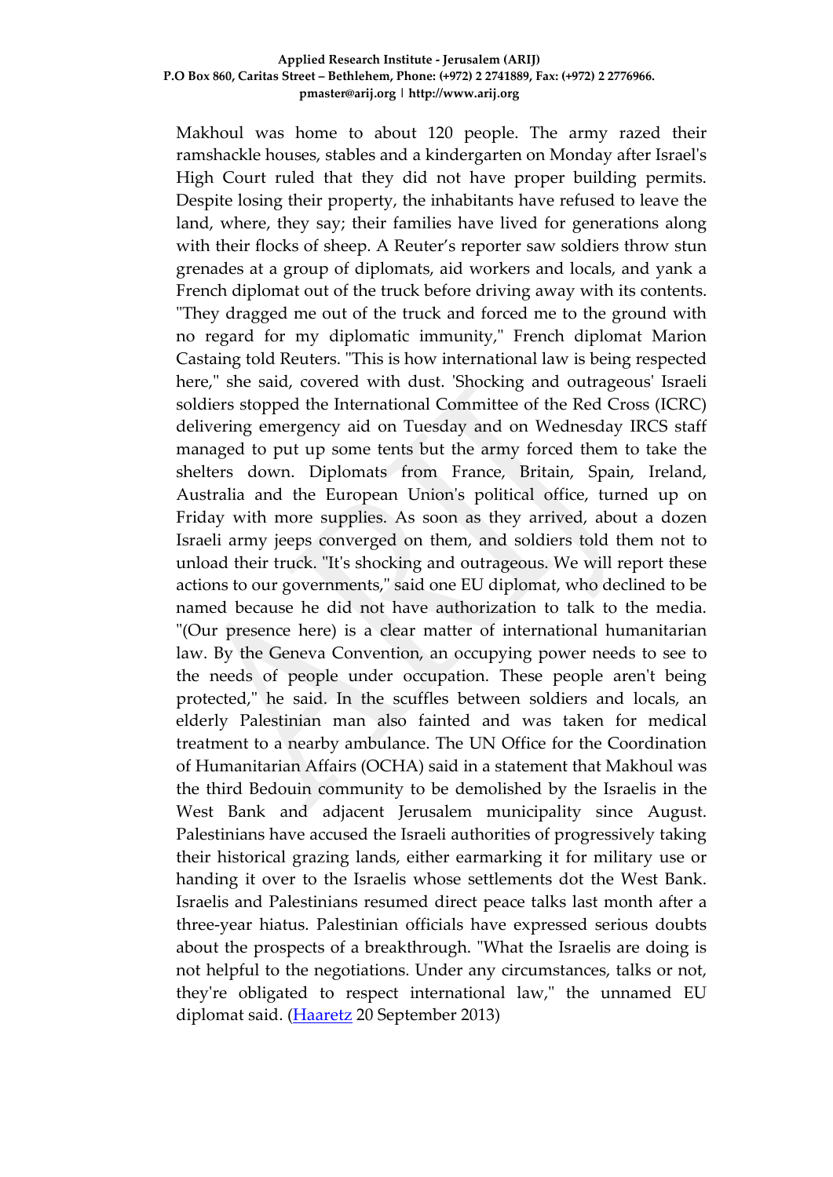Makhoul was home to about 120 people. The army razed their ramshackle houses, stables and a kindergarten on Monday after Israel's High Court ruled that they did not have proper building permits. Despite losing their property, the inhabitants have refused to leave the land, where, they say; their families have lived for generations along with their flocks of sheep. A Reuter's reporter saw soldiers throw stun grenades at a group of diplomats, aid workers and locals, and yank a French diplomat out of the truck before driving away with its contents. "They dragged me out of the truck and forced me to the ground with no regard for my diplomatic immunity," French diplomat Marion Castaing told Reuters. "This is how international law is being respected here," she said, covered with dust. 'Shocking and outrageous' Israeli soldiers stopped the International Committee of the Red Cross (ICRC) delivering emergency aid on Tuesday and on Wednesday IRCS staff managed to put up some tents but the army forced them to take the shelters down. Diplomats from France, Britain, Spain, Ireland, Australia and the European Union's political office, turned up on Friday with more supplies. As soon as they arrived, about a dozen Israeli army jeeps converged on them, and soldiers told them not to unload their truck. "It's shocking and outrageous. We will report these actions to our governments," said one EU diplomat, who declined to be named because he did not have authorization to talk to the media. "(Our presence here) is a clear matter of international humanitarian law. By the Geneva Convention, an occupying power needs to see to the needs of people under occupation. These people aren't being protected," he said. In the scuffles between soldiers and locals, an elderly Palestinian man also fainted and was taken for medical treatment to a nearby ambulance. The UN Office for the Coordination of Humanitarian Affairs (OCHA) said in a statement that Makhoul was the third Bedouin community to be demolished by the Israelis in the West Bank and adjacent Jerusalem municipality since August. Palestinians have accused the Israeli authorities of progressively taking their historical grazing lands, either earmarking it for military use or handing it over to the Israelis whose settlements dot the West Bank. Israelis and Palestinians resumed direct peace talks last month after a three-year hiatus. Palestinian officials have expressed serious doubts about the prospects of a breakthrough. "What the Israelis are doing is not helpful to the negotiations. Under any circumstances, talks or not, they're obligated to respect international law," the unnamed EU diplomat said. (Haaretz 20 September 2013)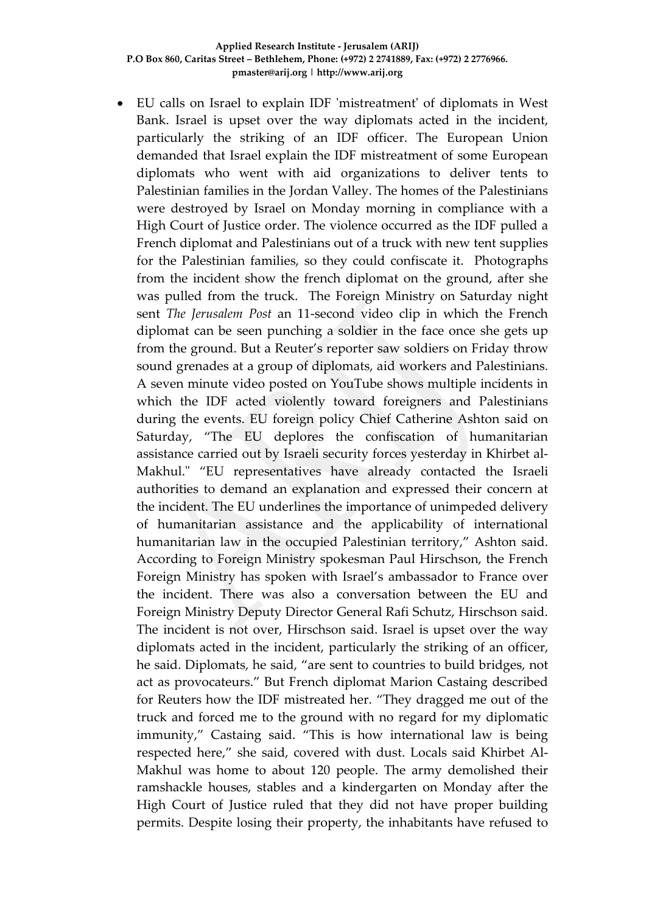- EU calls on Israel to explain IDF 'mistreatment' of diplomats in West Bank. Israel is upset over the way diplomats acted in the incident, particularly the striking of an IDF officer. The European Union demanded that Israel explain the IDF mistreatment of some European diplomats who went with aid organizations to deliver tents to Palestinian families in the Jordan Valley. The homes of the Palestinians were destroyed by Israel on Monday morning in compliance with a High Court of Justice order. The violence occurred as the IDF pulled a French diplomat and Palestinians out of a truck with new tent supplies for the Palestinian families, so they could confiscate it. Photographs from the incident show the french diplomat on the ground, after she was pulled from the truck. The Foreign Ministry on Saturday night sent *The Jerusalem Post* an 11-second video clip in which the French diplomat can be seen punching a soldier in the face once she gets up from the ground. But a Reuter's reporter saw soldiers on Friday throw sound grenades at a group of diplomats, aid workers and Palestinians. A seven minute video posted on YouTube shows multiple incidents in which the IDF acted violently toward foreigners and Palestinians during the events. EU foreign policy Chief Catherine Ashton said on Saturday, "The EU deplores the confiscation of humanitarian assistance carried out by Israeli security forces yesterday in Khirbet al-Makhul." "EU representatives have already contacted the Israeli authorities to demand an explanation and expressed their concern at the incident. The EU underlines the importance of unimpeded delivery of humanitarian assistance and the applicability of international humanitarian law in the occupied Palestinian territory," Ashton said. According to Foreign Ministry spokesman Paul Hirschson, the French Foreign Ministry has spoken with Israel's ambassador to France over the incident. There was also a conversation between the EU and Foreign Ministry Deputy Director General Rafi Schutz, Hirschson said. The incident is not over, Hirschson said. Israel is upset over the way diplomats acted in the incident, particularly the striking of an officer, he said. Diplomats, he said, "are sent to countries to build bridges, not act as provocateurs." But French diplomat Marion Castaing described for Reuters how the IDF mistreated her. "They dragged me out of the truck and forced me to the ground with no regard for my diplomatic immunity," Castaing said. "This is how international law is being respected here," she said, covered with dust. Locals said Khirbet Al-Makhul was home to about 120 people. The army demolished their ramshackle houses, stables and a kindergarten on Monday after the High Court of Justice ruled that they did not have proper building permits. Despite losing their property, the inhabitants have refused to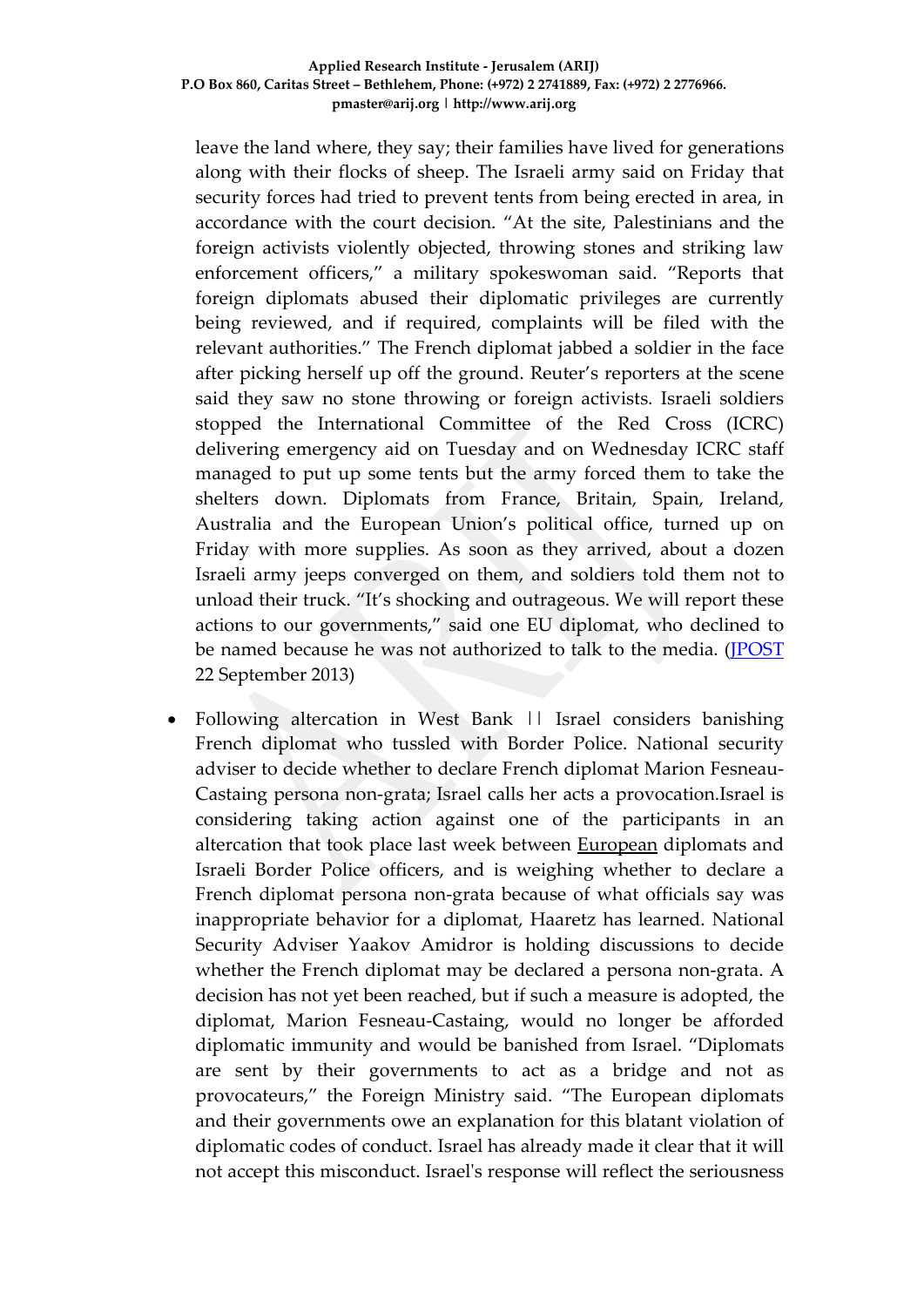leave the land where, they say; their families have lived for generations along with their flocks of sheep. The Israeli army said on Friday that security forces had tried to prevent tents from being erected in area, in accordance with the court decision. "At the site, Palestinians and the foreign activists violently objected, throwing stones and striking law enforcement officers," a military spokeswoman said. "Reports that foreign diplomats abused their diplomatic privileges are currently being reviewed, and if required, complaints will be filed with the relevant authorities." The French diplomat jabbed a soldier in the face after picking herself up off the ground. Reuter's reporters at the scene said they saw no stone throwing or foreign activists. Israeli soldiers stopped the International Committee of the Red Cross (ICRC) delivering emergency aid on Tuesday and on Wednesday ICRC staff managed to put up some tents but the army forced them to take the shelters down. Diplomats from France, Britain, Spain, Ireland, Australia and the European Union's political office, turned up on Friday with more supplies. As soon as they arrived, about a dozen Israeli army jeeps converged on them, and soldiers told them not to unload their truck. "It's shocking and outrageous. We will report these actions to our governments," said one EU diplomat, who declined to be named because he was not authorized to talk to the media. (JPOST 22 September 2013)

- Following altercation in West Bank || Israel considers banishing French diplomat who tussled with Border Police. National security adviser to decide whether to declare French diplomat Marion Fesneau-Castaing persona non-grata; Israel calls her acts a provocation.Israel is considering taking action against one of the participants in an altercation that took place last week between European diplomats and Israeli Border Police officers, and is weighing whether to declare a French diplomat persona non-grata because of what officials say was inappropriate behavior for a diplomat, Haaretz has learned. National Security Adviser Yaakov Amidror is holding discussions to decide whether the French diplomat may be declared a persona non-grata. A decision has not yet been reached, but if such a measure is adopted, the diplomat, Marion Fesneau-Castaing, would no longer be afforded diplomatic immunity and would be banished from Israel. "Diplomats are sent by their governments to act as a bridge and not as provocateurs," the Foreign Ministry said. "The European diplomats and their governments owe an explanation for this blatant violation of diplomatic codes of conduct. Israel has already made it clear that it will not accept this misconduct. Israel's response will reflect the seriousness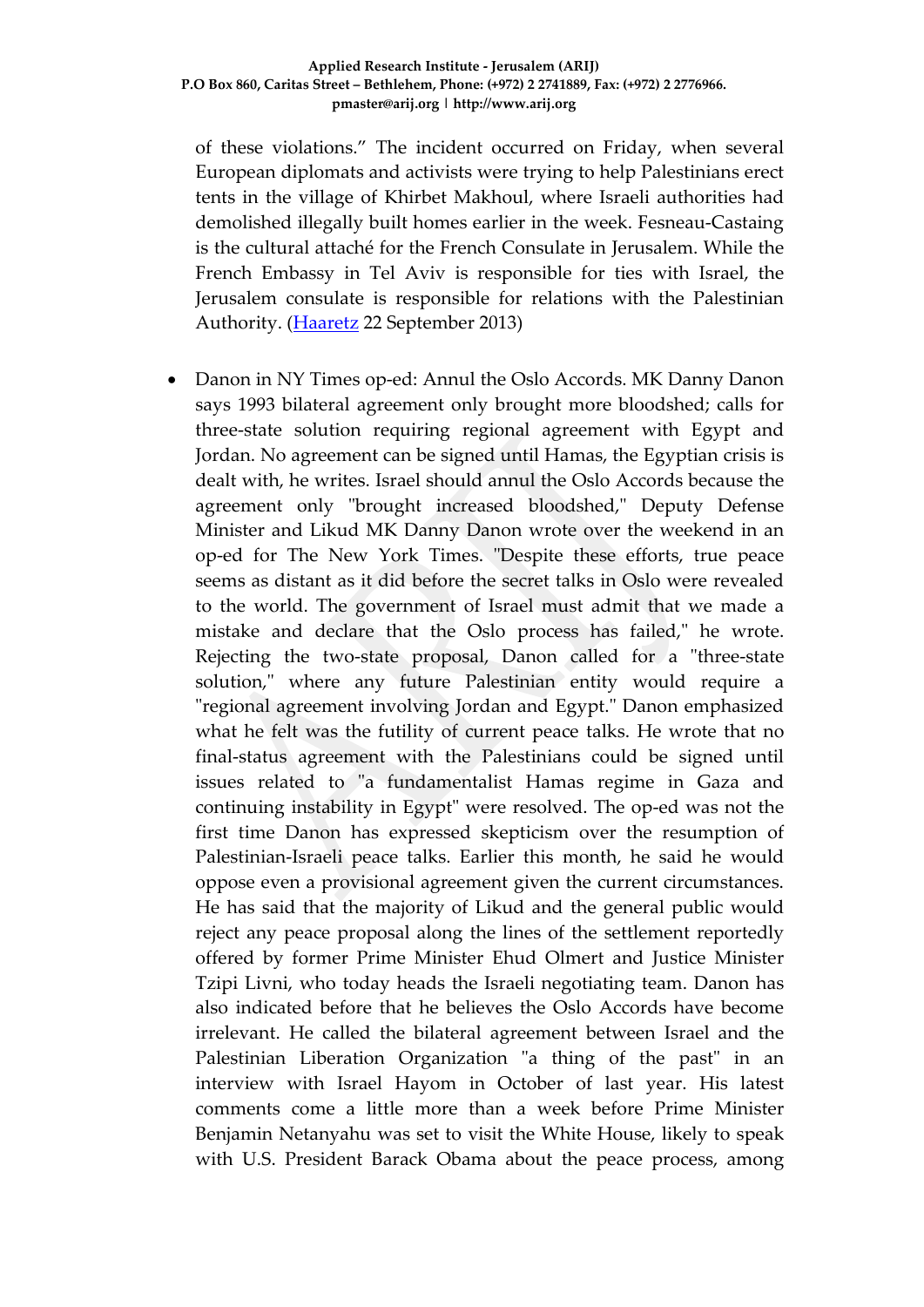of these violations." The incident occurred on Friday, when several European diplomats and activists were trying to help Palestinians erect tents in the village of Khirbet Makhoul, where Israeli authorities had demolished illegally built homes earlier in the week. Fesneau-Castaing is the cultural attaché for the French Consulate in Jerusalem. While the French Embassy in Tel Aviv is responsible for ties with Israel, the Jerusalem consulate is responsible for relations with the Palestinian Authority. (Haaretz 22 September 2013)

- Danon in NY Times op-ed: Annul the Oslo Accords. MK Danny Danon says 1993 bilateral agreement only brought more bloodshed; calls for three-state solution requiring regional agreement with Egypt and Jordan. No agreement can be signed until Hamas, the Egyptian crisis is dealt with, he writes. Israel should annul the Oslo Accords because the agreement only "brought increased bloodshed," Deputy Defense Minister and Likud MK Danny Danon wrote over the weekend in an op-ed for The New York Times. "Despite these efforts, true peace seems as distant as it did before the secret talks in Oslo were revealed to the world. The government of Israel must admit that we made a mistake and declare that the Oslo process has failed," he wrote. Rejecting the two-state proposal, Danon called for a "three-state solution," where any future Palestinian entity would require a "regional agreement involving Jordan and Egypt." Danon emphasized what he felt was the futility of current peace talks. He wrote that no final-status agreement with the Palestinians could be signed until issues related to "a fundamentalist Hamas regime in Gaza and continuing instability in Egypt" were resolved. The op-ed was not the first time Danon has expressed skepticism over the resumption of Palestinian-Israeli peace talks. Earlier this month, he said he would oppose even a provisional agreement given the current circumstances. He has said that the majority of Likud and the general public would reject any peace proposal along the lines of the settlement reportedly offered by former Prime Minister Ehud Olmert and Justice Minister Tzipi Livni, who today heads the Israeli negotiating team. Danon has also indicated before that he believes the Oslo Accords have become irrelevant. He called the bilateral agreement between Israel and the Palestinian Liberation Organization "a thing of the past" in an interview with Israel Hayom in October of last year. His latest comments come a little more than a week before Prime Minister Benjamin Netanyahu was set to visit the White House, likely to speak with U.S. President Barack Obama about the peace process, among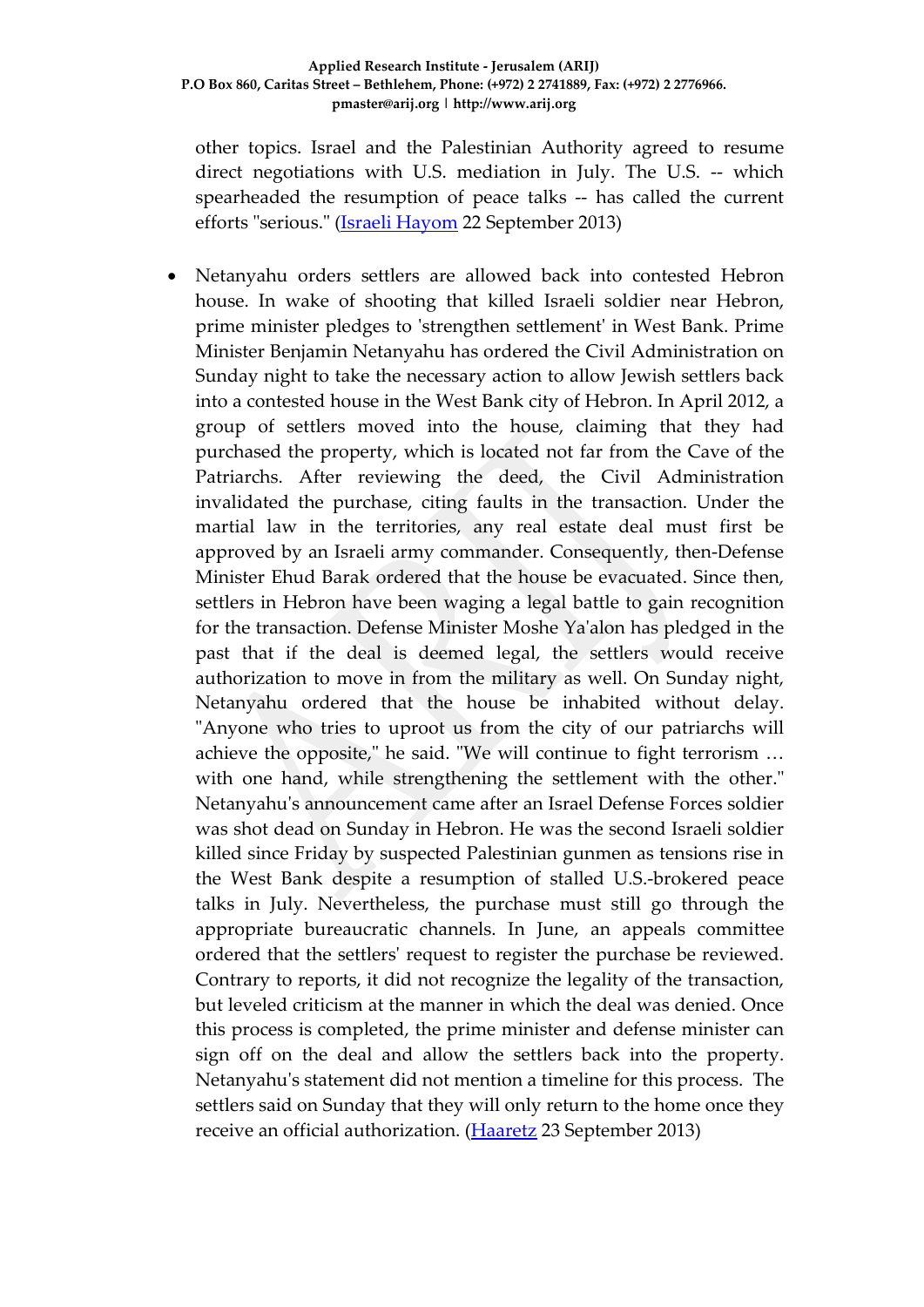other topics. Israel and the Palestinian Authority agreed to resume direct negotiations with U.S. mediation in July. The U.S. -- which spearheaded the resumption of peace talks -- has called the current efforts "serious." ([Israeli Hayom]() 22 September 2013)

- Netanyahu orders settlers are allowed back into contested Hebron house. In wake of shooting that killed Israeli soldier near Hebron, prime minister pledges to 'strengthen settlement' in West Bank. Prime Minister Benjamin Netanyahu has ordered the Civil Administration on Sunday night to take the necessary action to allow Jewish settlers back into a contested house in the West Bank city of Hebron. In April 2012, a group of settlers moved into the house, claiming that they had purchased the property, which is located not far from the Cave of the Patriarchs. After reviewing the deed, the Civil Administration invalidated the purchase, citing faults in the transaction. Under the martial law in the territories, any real estate deal must first be approved by an Israeli army commander. Consequently, then-Defense Minister Ehud Barak ordered that the house be evacuated. Since then, settlers in Hebron have been waging a legal battle to gain recognition for the transaction. Defense Minister Moshe Ya'alon has pledged in the past that if the deal is deemed legal, the settlers would receive authorization to move in from the military as well. On Sunday night, Netanyahu ordered that the house be inhabited without delay. "Anyone who tries to uproot us from the city of our patriarchs will achieve the opposite," he said. "We will continue to fight terrorism … with one hand, while strengthening the settlement with the other." Netanyahu's announcement came after an Israel Defense Forces soldier was shot dead on Sunday in Hebron. He was the second Israeli soldier killed since Friday by suspected Palestinian gunmen as tensions rise in the West Bank despite a resumption of stalled U.S.-brokered peace talks in July. Nevertheless, the purchase must still go through the appropriate bureaucratic channels. In June, an appeals committee ordered that the settlers' request to register the purchase be reviewed. Contrary to reports, it did not recognize the legality of the transaction, but leveled criticism at the manner in which the deal was denied. Once this process is completed, the prime minister and defense minister can sign off on the deal and allow the settlers back into the property. Netanyahu's statement did not mention a timeline for this process. The settlers said on Sunday that they will only return to the home once they receive an official authorization. ([Haaretz]() 23 September 2013)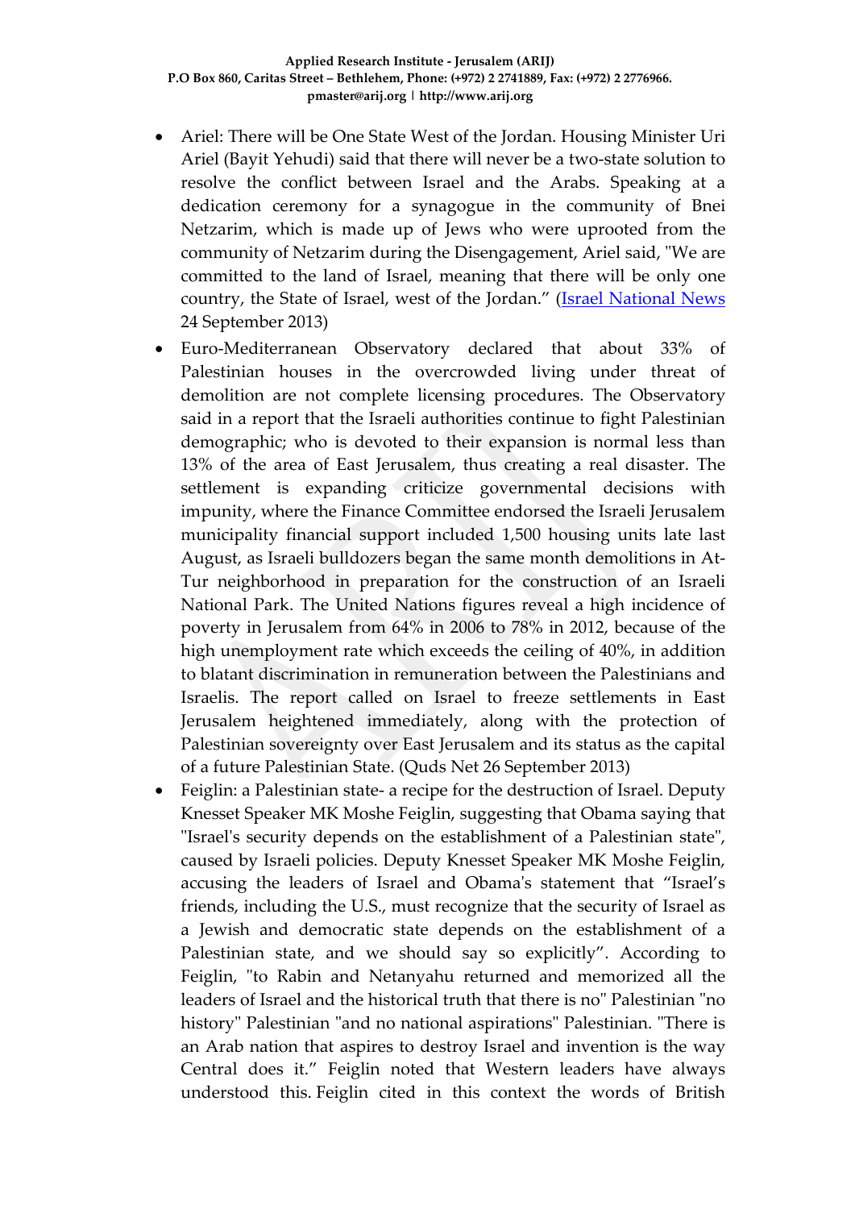- Ariel: There will be One State West of the Jordan. Housing Minister Uri Ariel (Bayit Yehudi) said that there will never be a two-state solution to resolve the conflict between Israel and the Arabs. Speaking at a dedication ceremony for a synagogue in the community of Bnei Netzarim, which is made up of Jews who were uprooted from the community of Netzarim during the Disengagement, Ariel said, "We are committed to the land of Israel, meaning that there will be only one country, the State of Israel, west of the Jordan." (Israel National News 24 September 2013)
- Euro-Mediterranean Observatory declared that about 33% of Palestinian houses in the overcrowded living under threat of demolition are not complete licensing procedures. The Observatory said in a report that the Israeli authorities continue to fight Palestinian demographic; who is devoted to their expansion is normal less than 13% of the area of East Jerusalem, thus creating a real disaster. The settlement is expanding criticize governmental decisions with impunity, where the Finance Committee endorsed the Israeli Jerusalem municipality financial support included 1,500 housing units late last August, as Israeli bulldozers began the same month demolitions in At-Tur neighborhood in preparation for the construction of an Israeli National Park. The United Nations figures reveal a high incidence of poverty in Jerusalem from 64% in 2006 to 78% in 2012, because of the high unemployment rate which exceeds the ceiling of 40%, in addition to blatant discrimination in remuneration between the Palestinians and Israelis. The report called on Israel to freeze settlements in East Jerusalem heightened immediately, along with the protection of Palestinian sovereignty over East Jerusalem and its status as the capital of a future Palestinian State. (Quds Net 26 September 2013)
- Feiglin: a Palestinian state- a recipe for the destruction of Israel. Deputy Knesset Speaker MK Moshe Feiglin, suggesting that Obama saying that "Israel's security depends on the establishment of a Palestinian state", caused by Israeli policies. Deputy Knesset Speaker MK Moshe Feiglin, accusing the leaders of Israel and Obama's statement that "Israel's friends, including the U.S., must recognize that the security of Israel as a Jewish and democratic state depends on the establishment of a Palestinian state, and we should say so explicitly". According to Feiglin, "to Rabin and Netanyahu returned and memorized all the leaders of Israel and the historical truth that there is no" Palestinian "no history" Palestinian "and no national aspirations" Palestinian. "There is an Arab nation that aspires to destroy Israel and invention is the way Central does it." Feiglin noted that Western leaders have always understood this. Feiglin cited in this context the words of British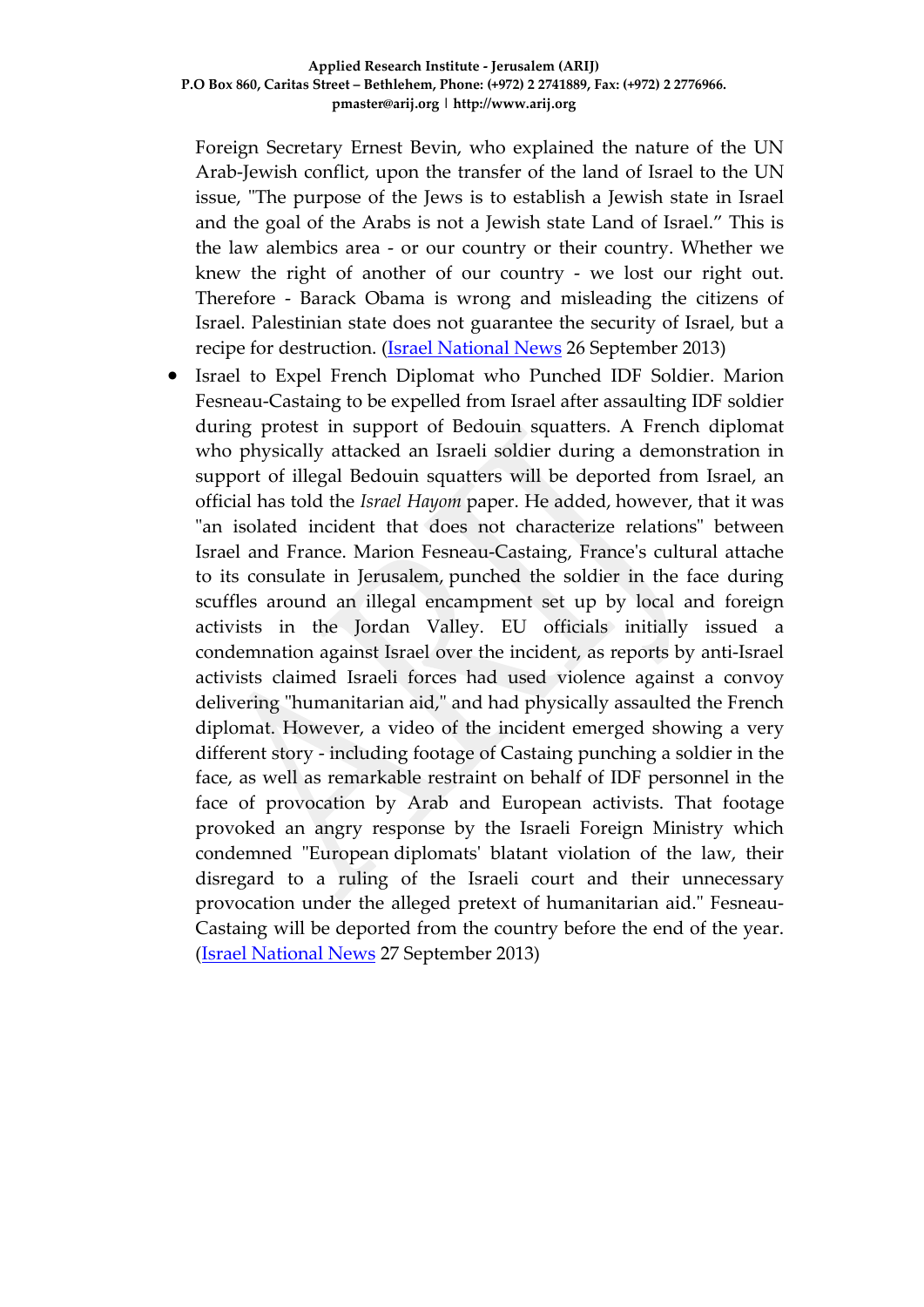Foreign Secretary Ernest Bevin, who explained the nature of the UN Arab-Jewish conflict, upon the transfer of the land of Israel to the UN issue, "The purpose of the Jews is to establish a Jewish state in Israel and the goal of the Arabs is not a Jewish state Land of Israel." This is the law alembics area - or our country or their country. Whether we knew the right of another of our country - we lost our right out. Therefore - Barack Obama is wrong and misleading the citizens of Israel. Palestinian state does not guarantee the security of Israel, but a recipe for destruction. (Israel National News 26 September 2013)

- Israel to Expel French Diplomat who Punched IDF Soldier. Marion Fesneau-Castaing to be expelled from Israel after assaulting IDF soldier during protest in support of Bedouin squatters. A French diplomat who physically attacked an Israeli soldier during a demonstration in support of illegal Bedouin squatters will be deported from Israel, an official has told the *Israel Hayom* paper. He added, however, that it was "an isolated incident that does not characterize relations" between Israel and France. Marion Fesneau-Castaing, France's cultural attache to its consulate in Jerusalem, punched the soldier in the face during scuffles around an illegal encampment set up by local and foreign activists in the Jordan Valley. EU officials initially issued a condemnation against Israel over the incident, as reports by anti-Israel activists claimed Israeli forces had used violence against a convoy delivering "humanitarian aid," and had physically assaulted the French diplomat. However, a video of the incident emerged showing a very different story - including footage of Castaing punching a soldier in the face, as well as remarkable restraint on behalf of IDF personnel in the face of provocation by Arab and European activists. That footage provoked an angry response by the Israeli Foreign Ministry which condemned "European diplomats' blatant violation of the law, their disregard to a ruling of the Israeli court and their unnecessary provocation under the alleged pretext of humanitarian aid." Fesneau-Castaing will be deported from the country before the end of the year. (Israel National News 27 September 2013)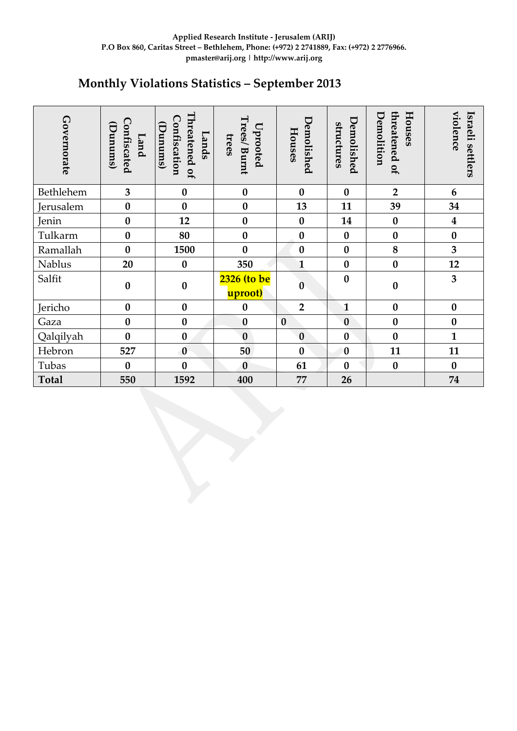**Applied Research Institute - Jerusalem (ARIJ)**
**P.O Box 860, Caritas Street – Bethlehem, Phone: (+972) 2 2741889, Fax: (+972) 2 2776966.**
**pmaster@arij.org | http://www.arij.org**

# Monthly Violations Statistics – September 2013

| Governorate | Land Confiscated (Dunums) | Lands Threatened of Confiscation (Dunums) | Uprooted Trees/ Burnt trees | Demolished Houses | Demolished structures | Houses threatened of Demolition | Israeli settlers violence |
|---|---|---|---|---|---|---|---|
| Bethlehem | **3** | **0** | **0** | **0** | **0** | **2** | **6** |
| Jerusalem | **0** | **0** | **0** | **13** | **11** | **39** | **34** |
| Jenin | **0** | **12** | **0** | **0** | **14** | **0** | **4** |
| Tulkarm | **0** | **80** | **0** | **0** | **0** | **0** | **0** |
| Ramallah | **0** | **1500** | **0** | **0** | **0** | **8** | **3** |
| Nablus | **20** | **0** | **350** | **1** | **0** | **0** | **12** |
| Salfit | **0** | **0** | **2326 (to be uproot)** | **0** | **0** | **0** | **3** |
| Jericho | **0** | **0** | **0** | **2** | **1** | **0** | **0** |
| Gaza | **0** | **0** | **0** | **0** | **0** | **0** | **0** |
| Qalqilyah | **0** | **0** | **0** | **0** | **0** | **0** | **1** |
| Hebron | **527** | **0** | **50** | **0** | **0** | **11** | **11** |
| Tubas | **0** | **0** | **0** | **61** | **0** | **0** | **0** |
| **Total** | **550** | **1592** | **400** | **77** | **26** | | **74** |